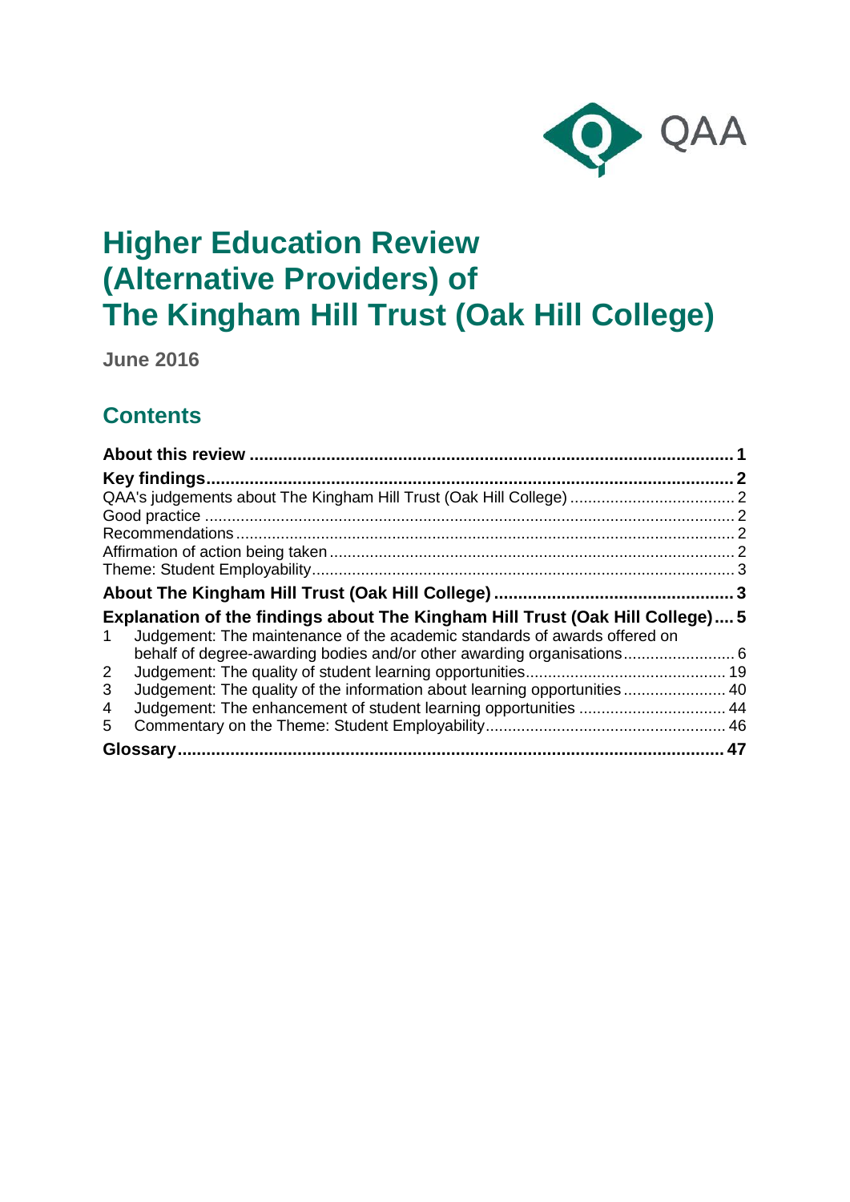QAA

# Higher Education Review (Alternative Providers) of The Kingham Hill Trust (Oak Hill College)

**June 2016**

## Contents

**About this review** ..................................................................................................... **1**

**Key findings**............................................................................................................... **2**

QAA's judgements about The Kingham Hill Trust (Oak Hill College) ..................................... 2

Good practice ...................................................................................................................... 2

Recommendations ............................................................................................................... 2

Affirmation of action being taken .......................................................................................... 2

Theme: Student Employability .............................................................................................. 3

**About The Kingham Hill Trust (Oak Hill College)** .................................................. **3**

**Explanation of the findings about The Kingham Hill Trust (Oak Hill College)**.... **5**

1 Judgement: The maintenance of the academic standards of awards offered on behalf of degree-awarding bodies and/or other awarding organisations......................... 6

2 Judgement: The quality of student learning opportunities............................................ 19

3 Judgement: The quality of the information about learning opportunities ....................... 40

4 Judgement: The enhancement of student learning opportunities ................................. 44

5 Commentary on the Theme: Student Employability..................................................... 46

**Glossary**.................................................................................................................. **47**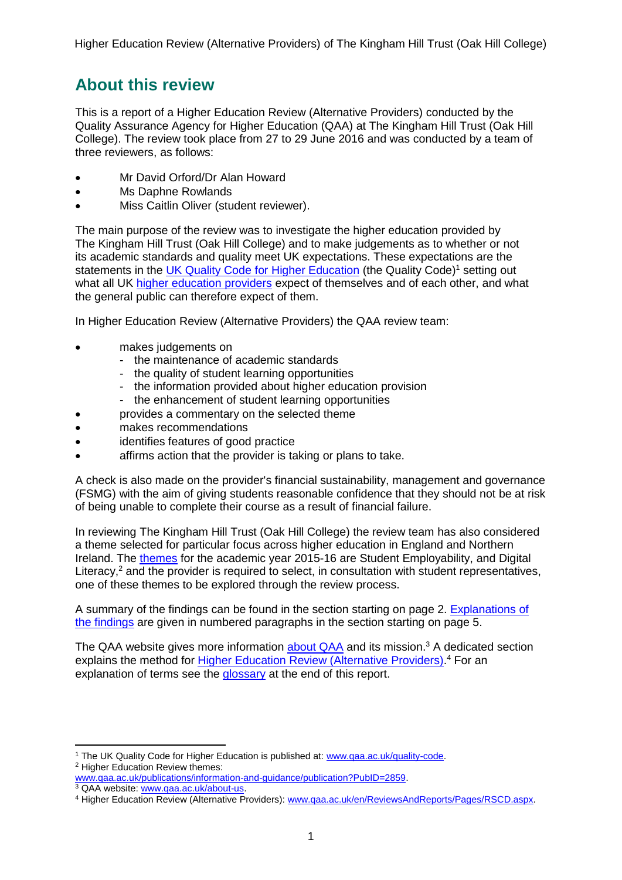## About this review

This is a report of a Higher Education Review (Alternative Providers) conducted by the Quality Assurance Agency for Higher Education (QAA) at The Kingham Hill Trust (Oak Hill College). The review took place from 27 to 29 June 2016 and was conducted by a team of three reviewers, as follows:

- Mr David Orford/Dr Alan Howard
- Ms Daphne Rowlands
- Miss Caitlin Oliver (student reviewer).

The main purpose of the review was to investigate the higher education provided by The Kingham Hill Trust (Oak Hill College) and to make judgements as to whether or not its academic standards and quality meet UK expectations. These expectations are the statements in the UK Quality Code for Higher Education (the Quality Code)[1] setting out what all UK higher education providers expect of themselves and of each other, and what the general public can therefore expect of them.

In Higher Education Review (Alternative Providers) the QAA review team:

- makes judgements on
  - the maintenance of academic standards
  - the quality of student learning opportunities
  - the information provided about higher education provision
  - the enhancement of student learning opportunities
- provides a commentary on the selected theme
- makes recommendations
- identifies features of good practice
- affirms action that the provider is taking or plans to take.

A check is also made on the provider's financial sustainability, management and governance (FSMG) with the aim of giving students reasonable confidence that they should not be at risk of being unable to complete their course as a result of financial failure.

In reviewing The Kingham Hill Trust (Oak Hill College) the review team has also considered a theme selected for particular focus across higher education in England and Northern Ireland. The themes for the academic year 2015-16 are Student Employability, and Digital Literacy,[2] and the provider is required to select, in consultation with student representatives, one of these themes to be explored through the review process.

A summary of the findings can be found in the section starting on page 2. Explanations of the findings are given in numbered paragraphs in the section starting on page 5.

The QAA website gives more information about QAA and its mission.[3] A dedicated section explains the method for Higher Education Review (Alternative Providers).[4] For an explanation of terms see the glossary at the end of this report.

---

[1] The UK Quality Code for Higher Education is published at: www.qaa.ac.uk/quality-code.

[2] Higher Education Review themes: www.qaa.ac.uk/publications/information-and-guidance/publication?PubID=2859.

[3] QAA website: www.qaa.ac.uk/about-us.

[4] Higher Education Review (Alternative Providers): www.qaa.ac.uk/en/ReviewsAndReports/Pages/RSCD.aspx.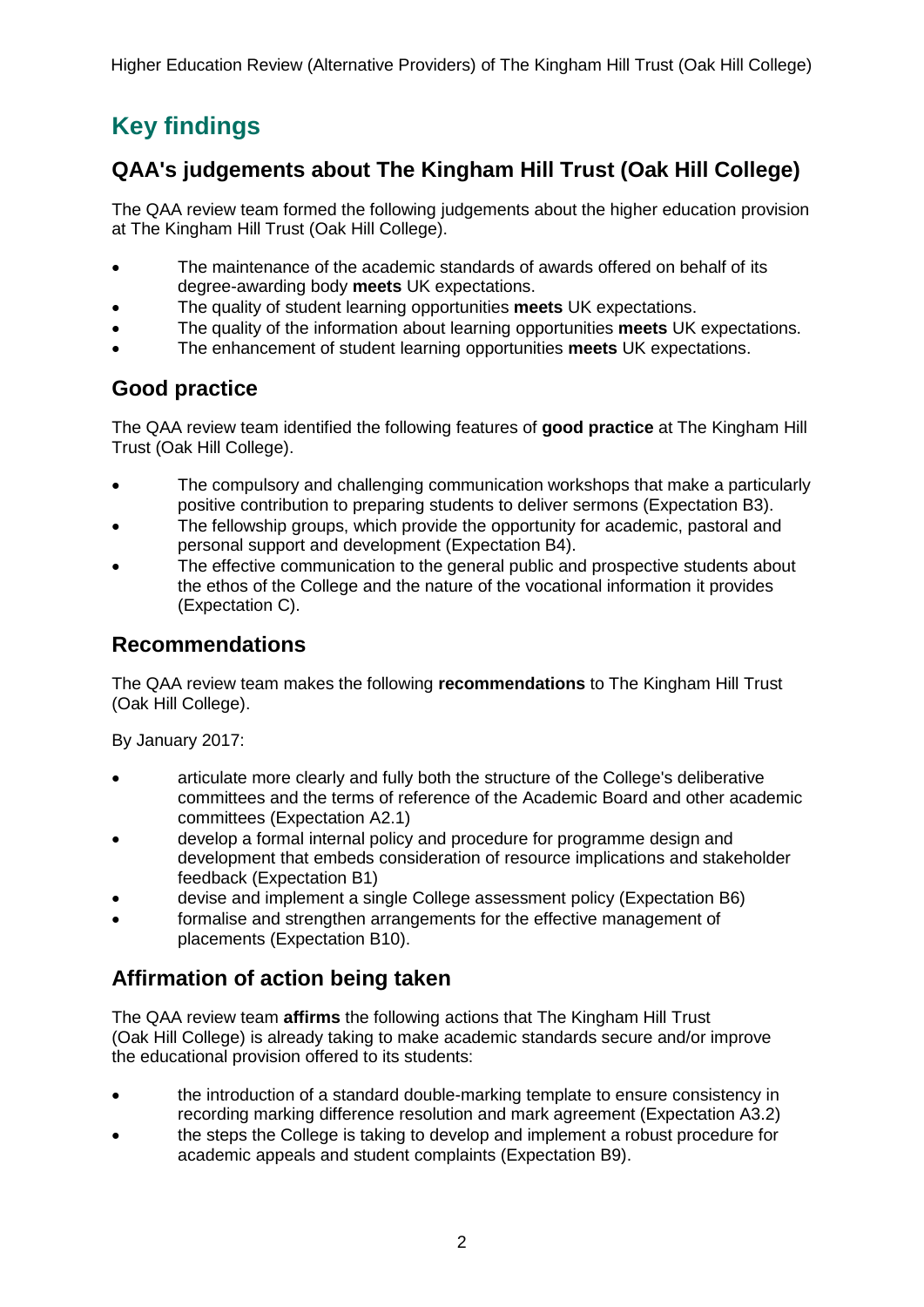# Key findings

## QAA's judgements about The Kingham Hill Trust (Oak Hill College)

The QAA review team formed the following judgements about the higher education provision at The Kingham Hill Trust (Oak Hill College).

- The maintenance of the academic standards of awards offered on behalf of its degree-awarding body **meets** UK expectations.
- The quality of student learning opportunities **meets** UK expectations.
- The quality of the information about learning opportunities **meets** UK expectations.
- The enhancement of student learning opportunities **meets** UK expectations.

## Good practice

The QAA review team identified the following features of **good practice** at The Kingham Hill Trust (Oak Hill College).

- The compulsory and challenging communication workshops that make a particularly positive contribution to preparing students to deliver sermons (Expectation B3).
- The fellowship groups, which provide the opportunity for academic, pastoral and personal support and development (Expectation B4).
- The effective communication to the general public and prospective students about the ethos of the College and the nature of the vocational information it provides (Expectation C).

## Recommendations

The QAA review team makes the following **recommendations** to The Kingham Hill Trust (Oak Hill College).

By January 2017:

- articulate more clearly and fully both the structure of the College's deliberative committees and the terms of reference of the Academic Board and other academic committees (Expectation A2.1)
- develop a formal internal policy and procedure for programme design and development that embeds consideration of resource implications and stakeholder feedback (Expectation B1)
- devise and implement a single College assessment policy (Expectation B6)
- formalise and strengthen arrangements for the effective management of placements (Expectation B10).

## Affirmation of action being taken

The QAA review team **affirms** the following actions that The Kingham Hill Trust (Oak Hill College) is already taking to make academic standards secure and/or improve the educational provision offered to its students:

- the introduction of a standard double-marking template to ensure consistency in recording marking difference resolution and mark agreement (Expectation A3.2)
- the steps the College is taking to develop and implement a robust procedure for academic appeals and student complaints (Expectation B9).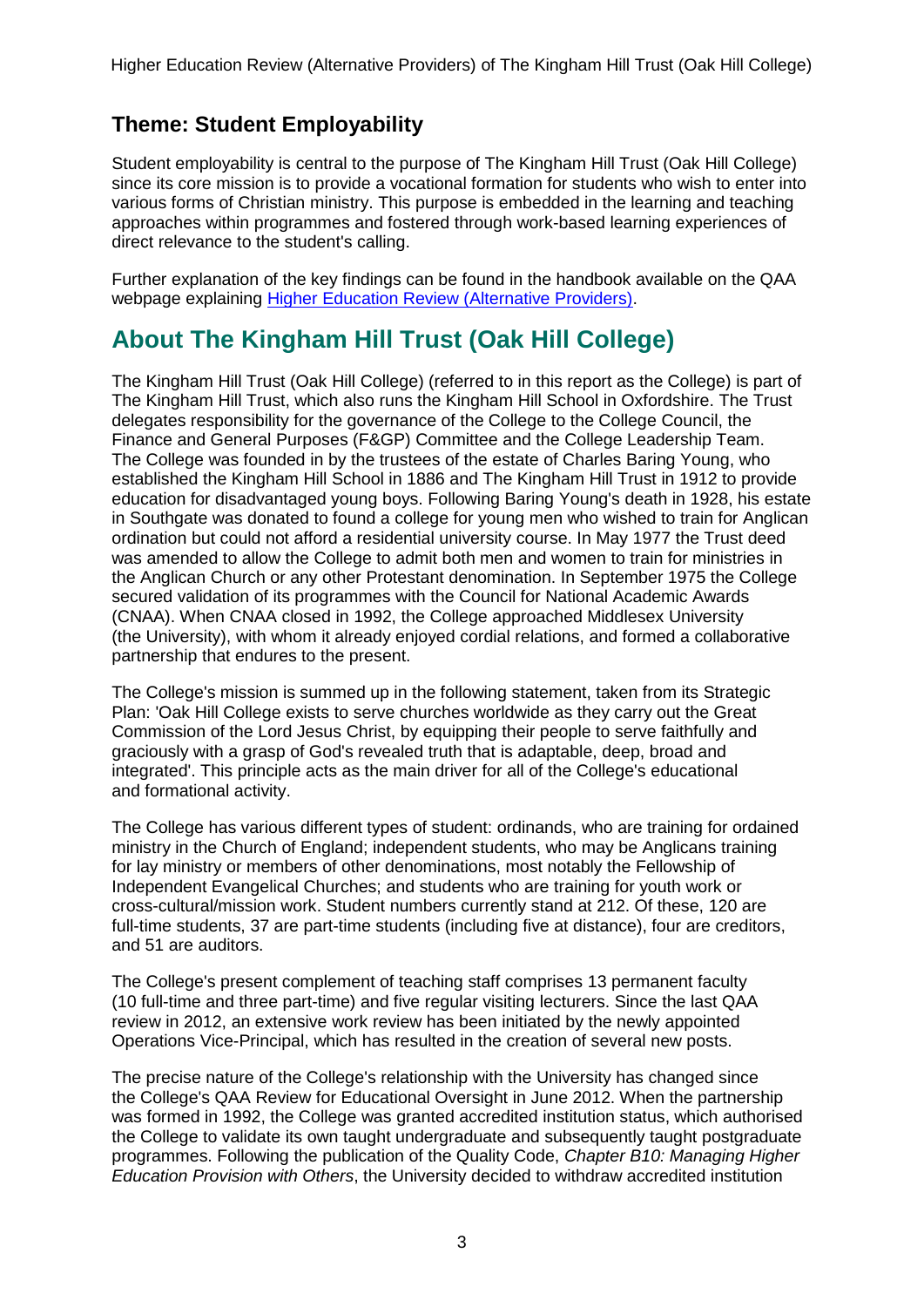## Theme: Student Employability

Student employability is central to the purpose of The Kingham Hill Trust (Oak Hill College) since its core mission is to provide a vocational formation for students who wish to enter into various forms of Christian ministry. This purpose is embedded in the learning and teaching approaches within programmes and fostered through work-based learning experiences of direct relevance to the student's calling.

Further explanation of the key findings can be found in the handbook available on the QAA webpage explaining [Higher Education Review (Alternative Providers)](Higher Education Review (Alternative Providers)).

# About The Kingham Hill Trust (Oak Hill College)

The Kingham Hill Trust (Oak Hill College) (referred to in this report as the College) is part of The Kingham Hill Trust, which also runs the Kingham Hill School in Oxfordshire. The Trust delegates responsibility for the governance of the College to the College Council, the Finance and General Purposes (F&GP) Committee and the College Leadership Team. The College was founded in by the trustees of the estate of Charles Baring Young, who established the Kingham Hill School in 1886 and The Kingham Hill Trust in 1912 to provide education for disadvantaged young boys. Following Baring Young's death in 1928, his estate in Southgate was donated to found a college for young men who wished to train for Anglican ordination but could not afford a residential university course. In May 1977 the Trust deed was amended to allow the College to admit both men and women to train for ministries in the Anglican Church or any other Protestant denomination. In September 1975 the College secured validation of its programmes with the Council for National Academic Awards (CNAA). When CNAA closed in 1992, the College approached Middlesex University (the University), with whom it already enjoyed cordial relations, and formed a collaborative partnership that endures to the present.

The College's mission is summed up in the following statement, taken from its Strategic Plan: 'Oak Hill College exists to serve churches worldwide as they carry out the Great Commission of the Lord Jesus Christ, by equipping their people to serve faithfully and graciously with a grasp of God's revealed truth that is adaptable, deep, broad and integrated'. This principle acts as the main driver for all of the College's educational and formational activity.

The College has various different types of student: ordinands, who are training for ordained ministry in the Church of England; independent students, who may be Anglicans training for lay ministry or members of other denominations, most notably the Fellowship of Independent Evangelical Churches; and students who are training for youth work or cross-cultural/mission work. Student numbers currently stand at 212. Of these, 120 are full-time students, 37 are part-time students (including five at distance), four are creditors, and 51 are auditors.

The College's present complement of teaching staff comprises 13 permanent faculty (10 full-time and three part-time) and five regular visiting lecturers. Since the last QAA review in 2012, an extensive work review has been initiated by the newly appointed Operations Vice-Principal, which has resulted in the creation of several new posts.

The precise nature of the College's relationship with the University has changed since the College's QAA Review for Educational Oversight in June 2012. When the partnership was formed in 1992, the College was granted accredited institution status, which authorised the College to validate its own taught undergraduate and subsequently taught postgraduate programmes. Following the publication of the Quality Code, *Chapter B10: Managing Higher Education Provision with Others*, the University decided to withdraw accredited institution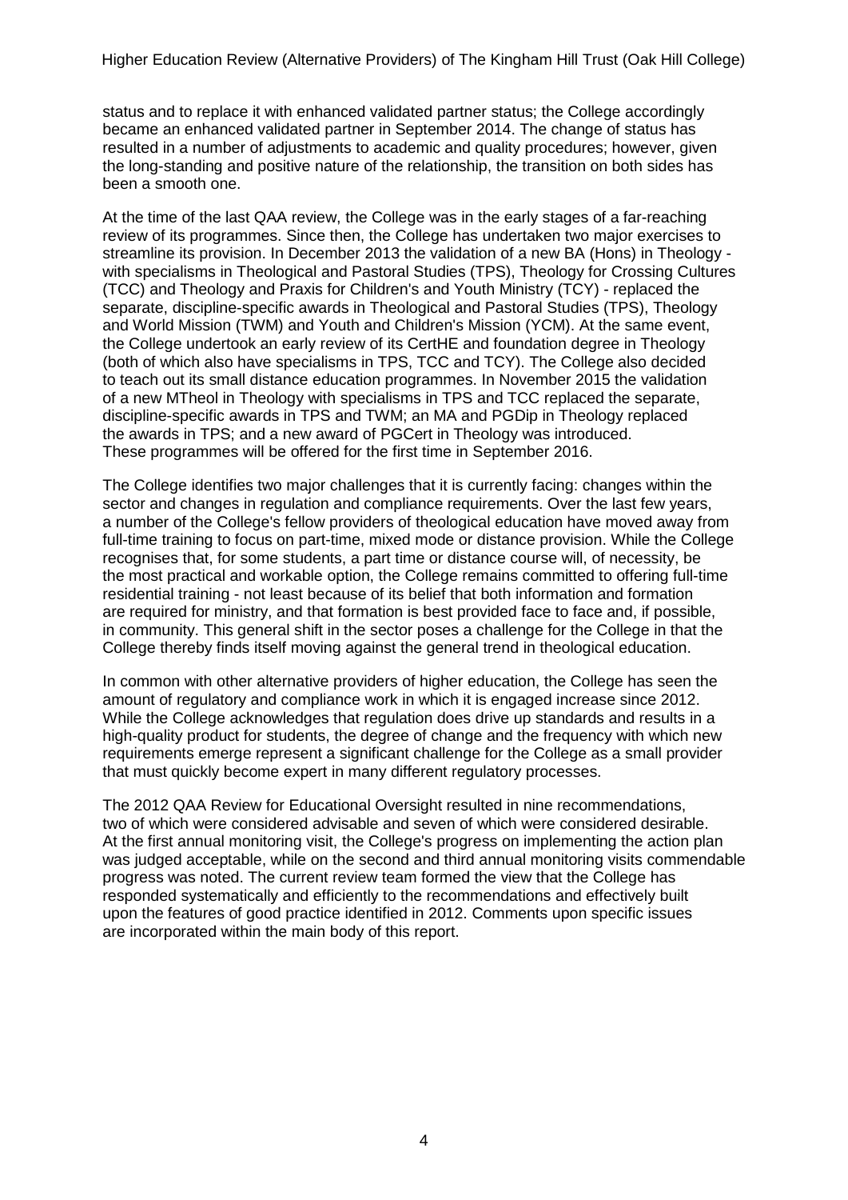status and to replace it with enhanced validated partner status; the College accordingly became an enhanced validated partner in September 2014. The change of status has resulted in a number of adjustments to academic and quality procedures; however, given the long-standing and positive nature of the relationship, the transition on both sides has been a smooth one.

At the time of the last QAA review, the College was in the early stages of a far-reaching review of its programmes. Since then, the College has undertaken two major exercises to streamline its provision. In December 2013 the validation of a new BA (Hons) in Theology - with specialisms in Theological and Pastoral Studies (TPS), Theology for Crossing Cultures (TCC) and Theology and Praxis for Children's and Youth Ministry (TCY) - replaced the separate, discipline-specific awards in Theological and Pastoral Studies (TPS), Theology and World Mission (TWM) and Youth and Children's Mission (YCM). At the same event, the College undertook an early review of its CertHE and foundation degree in Theology (both of which also have specialisms in TPS, TCC and TCY). The College also decided to teach out its small distance education programmes. In November 2015 the validation of a new MTheol in Theology with specialisms in TPS and TCC replaced the separate, discipline-specific awards in TPS and TWM; an MA and PGDip in Theology replaced the awards in TPS; and a new award of PGCert in Theology was introduced. These programmes will be offered for the first time in September 2016.

The College identifies two major challenges that it is currently facing: changes within the sector and changes in regulation and compliance requirements. Over the last few years, a number of the College's fellow providers of theological education have moved away from full-time training to focus on part-time, mixed mode or distance provision. While the College recognises that, for some students, a part time or distance course will, of necessity, be the most practical and workable option, the College remains committed to offering full-time residential training - not least because of its belief that both information and formation are required for ministry, and that formation is best provided face to face and, if possible, in community. This general shift in the sector poses a challenge for the College in that the College thereby finds itself moving against the general trend in theological education.

In common with other alternative providers of higher education, the College has seen the amount of regulatory and compliance work in which it is engaged increase since 2012. While the College acknowledges that regulation does drive up standards and results in a high-quality product for students, the degree of change and the frequency with which new requirements emerge represent a significant challenge for the College as a small provider that must quickly become expert in many different regulatory processes.

The 2012 QAA Review for Educational Oversight resulted in nine recommendations, two of which were considered advisable and seven of which were considered desirable. At the first annual monitoring visit, the College's progress on implementing the action plan was judged acceptable, while on the second and third annual monitoring visits commendable progress was noted. The current review team formed the view that the College has responded systematically and efficiently to the recommendations and effectively built upon the features of good practice identified in 2012. Comments upon specific issues are incorporated within the main body of this report.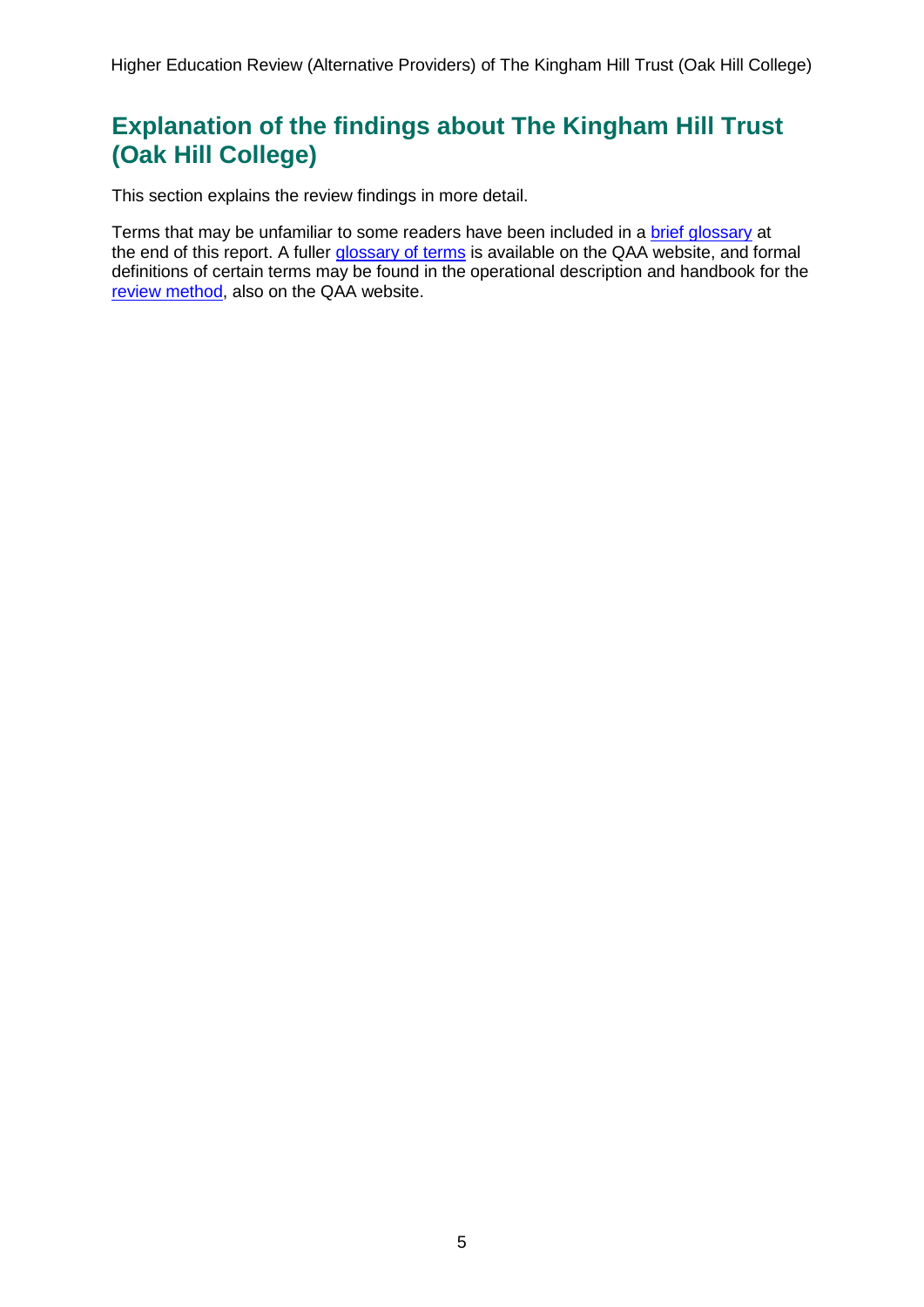## Explanation of the findings about The Kingham Hill Trust (Oak Hill College)

This section explains the review findings in more detail.

Terms that may be unfamiliar to some readers have been included in a brief glossary at the end of this report. A fuller glossary of terms is available on the QAA website, and formal definitions of certain terms may be found in the operational description and handbook for the review method, also on the QAA website.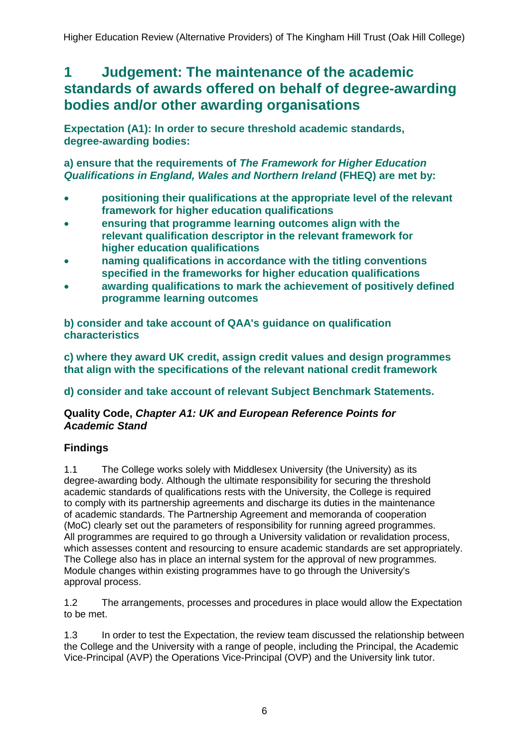## 1 Judgement: The maintenance of the academic standards of awards offered on behalf of degree-awarding bodies and/or other awarding organisations

**Expectation (A1): In order to secure threshold academic standards, degree-awarding bodies:**

**a) ensure that the requirements of *The Framework for Higher Education Qualifications in England, Wales and Northern Ireland* (FHEQ) are met by:**

- **positioning their qualifications at the appropriate level of the relevant framework for higher education qualifications**
- **ensuring that programme learning outcomes align with the relevant qualification descriptor in the relevant framework for higher education qualifications**
- **naming qualifications in accordance with the titling conventions specified in the frameworks for higher education qualifications**
- **awarding qualifications to mark the achievement of positively defined programme learning outcomes**

**b) consider and take account of QAA's guidance on qualification characteristics**

**c) where they award UK credit, assign credit values and design programmes that align with the specifications of the relevant national credit framework**

**d) consider and take account of relevant Subject Benchmark Statements.**

**Quality Code, *Chapter A1: UK and European Reference Points for Academic Stand***

### Findings

1.1 The College works solely with Middlesex University (the University) as its degree-awarding body. Although the ultimate responsibility for securing the threshold academic standards of qualifications rests with the University, the College is required to comply with its partnership agreements and discharge its duties in the maintenance of academic standards. The Partnership Agreement and memoranda of cooperation (MoC) clearly set out the parameters of responsibility for running agreed programmes. All programmes are required to go through a University validation or revalidation process, which assesses content and resourcing to ensure academic standards are set appropriately. The College also has in place an internal system for the approval of new programmes. Module changes within existing programmes have to go through the University's approval process.

1.2 The arrangements, processes and procedures in place would allow the Expectation to be met.

1.3 In order to test the Expectation, the review team discussed the relationship between the College and the University with a range of people, including the Principal, the Academic Vice-Principal (AVP) the Operations Vice-Principal (OVP) and the University link tutor.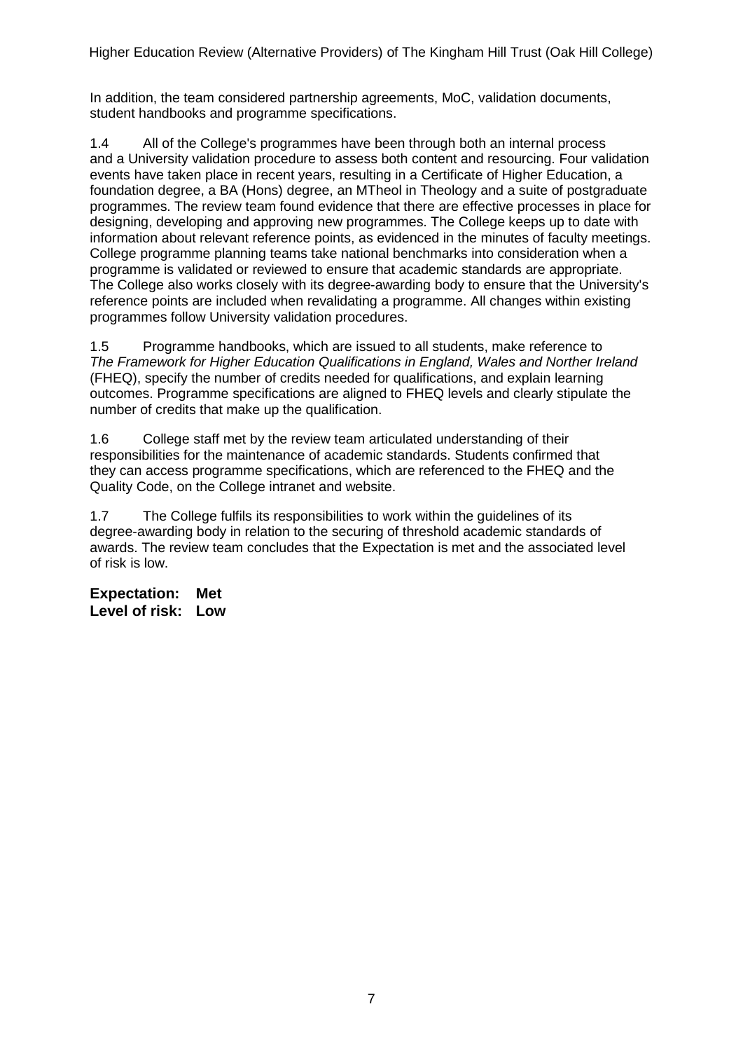In addition, the team considered partnership agreements, MoC, validation documents, student handbooks and programme specifications.

1.4 All of the College's programmes have been through both an internal process and a University validation procedure to assess both content and resourcing. Four validation events have taken place in recent years, resulting in a Certificate of Higher Education, a foundation degree, a BA (Hons) degree, an MTheol in Theology and a suite of postgraduate programmes. The review team found evidence that there are effective processes in place for designing, developing and approving new programmes. The College keeps up to date with information about relevant reference points, as evidenced in the minutes of faculty meetings. College programme planning teams take national benchmarks into consideration when a programme is validated or reviewed to ensure that academic standards are appropriate. The College also works closely with its degree-awarding body to ensure that the University's reference points are included when revalidating a programme. All changes within existing programmes follow University validation procedures.

1.5 Programme handbooks, which are issued to all students, make reference to *The Framework for Higher Education Qualifications in England, Wales and Norther Ireland* (FHEQ), specify the number of credits needed for qualifications, and explain learning outcomes. Programme specifications are aligned to FHEQ levels and clearly stipulate the number of credits that make up the qualification.

1.6 College staff met by the review team articulated understanding of their responsibilities for the maintenance of academic standards. Students confirmed that they can access programme specifications, which are referenced to the FHEQ and the Quality Code, on the College intranet and website.

1.7 The College fulfils its responsibilities to work within the guidelines of its degree-awarding body in relation to the securing of threshold academic standards of awards. The review team concludes that the Expectation is met and the associated level of risk is low.

**Expectation: Met**
**Level of risk: Low**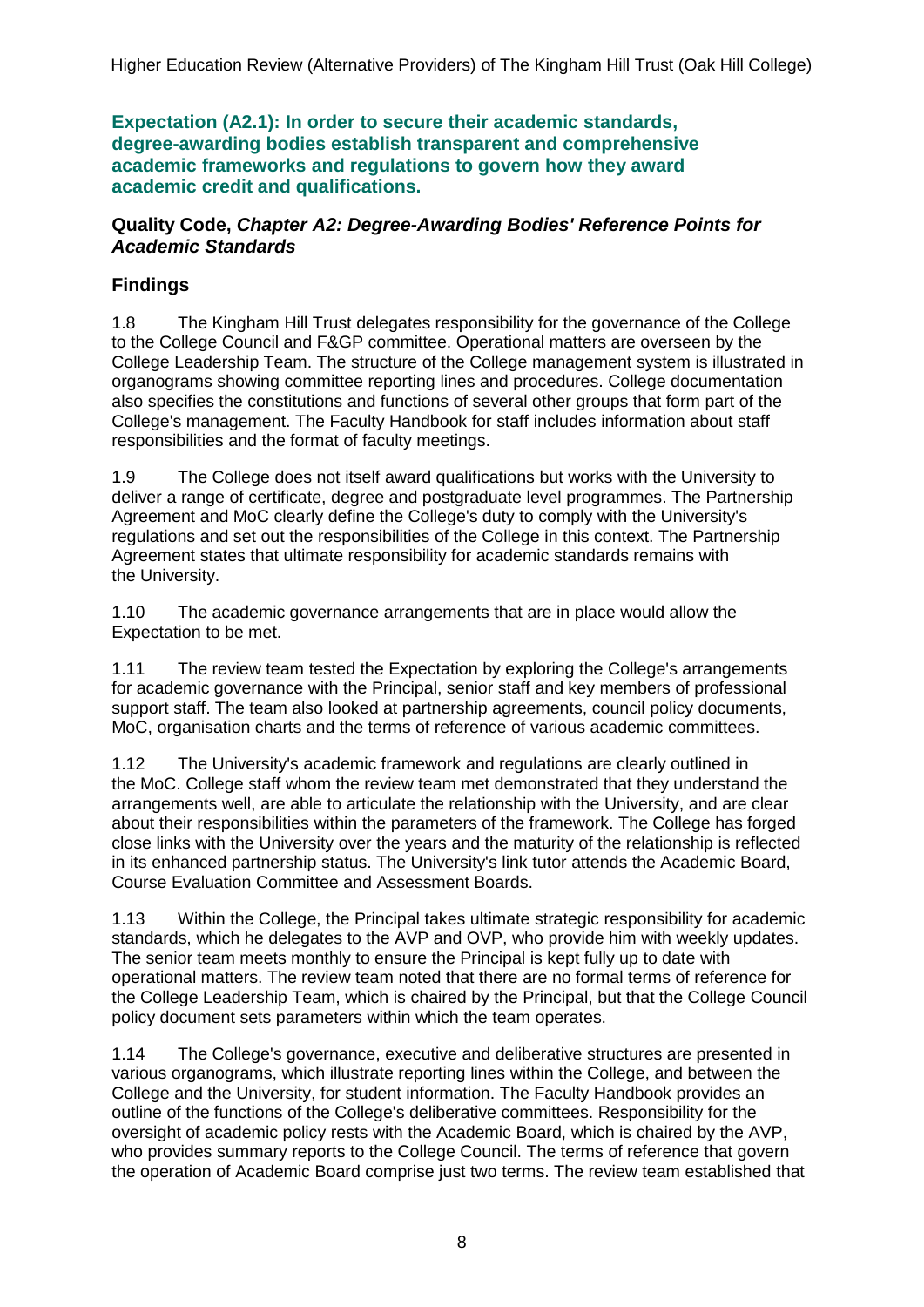**Expectation (A2.1): In order to secure their academic standards, degree-awarding bodies establish transparent and comprehensive academic frameworks and regulations to govern how they award academic credit and qualifications.**

**Quality Code, *Chapter A2: Degree-Awarding Bodies' Reference Points for Academic Standards***

## Findings

1.8 The Kingham Hill Trust delegates responsibility for the governance of the College to the College Council and F&GP committee. Operational matters are overseen by the College Leadership Team. The structure of the College management system is illustrated in organograms showing committee reporting lines and procedures. College documentation also specifies the constitutions and functions of several other groups that form part of the College's management. The Faculty Handbook for staff includes information about staff responsibilities and the format of faculty meetings.

1.9 The College does not itself award qualifications but works with the University to deliver a range of certificate, degree and postgraduate level programmes. The Partnership Agreement and MoC clearly define the College's duty to comply with the University's regulations and set out the responsibilities of the College in this context. The Partnership Agreement states that ultimate responsibility for academic standards remains with the University.

1.10 The academic governance arrangements that are in place would allow the Expectation to be met.

1.11 The review team tested the Expectation by exploring the College's arrangements for academic governance with the Principal, senior staff and key members of professional support staff. The team also looked at partnership agreements, council policy documents, MoC, organisation charts and the terms of reference of various academic committees.

1.12 The University's academic framework and regulations are clearly outlined in the MoC. College staff whom the review team met demonstrated that they understand the arrangements well, are able to articulate the relationship with the University, and are clear about their responsibilities within the parameters of the framework. The College has forged close links with the University over the years and the maturity of the relationship is reflected in its enhanced partnership status. The University's link tutor attends the Academic Board, Course Evaluation Committee and Assessment Boards.

1.13 Within the College, the Principal takes ultimate strategic responsibility for academic standards, which he delegates to the AVP and OVP, who provide him with weekly updates. The senior team meets monthly to ensure the Principal is kept fully up to date with operational matters. The review team noted that there are no formal terms of reference for the College Leadership Team, which is chaired by the Principal, but that the College Council policy document sets parameters within which the team operates.

1.14 The College's governance, executive and deliberative structures are presented in various organograms, which illustrate reporting lines within the College, and between the College and the University, for student information. The Faculty Handbook provides an outline of the functions of the College's deliberative committees. Responsibility for the oversight of academic policy rests with the Academic Board, which is chaired by the AVP, who provides summary reports to the College Council. The terms of reference that govern the operation of Academic Board comprise just two terms. The review team established that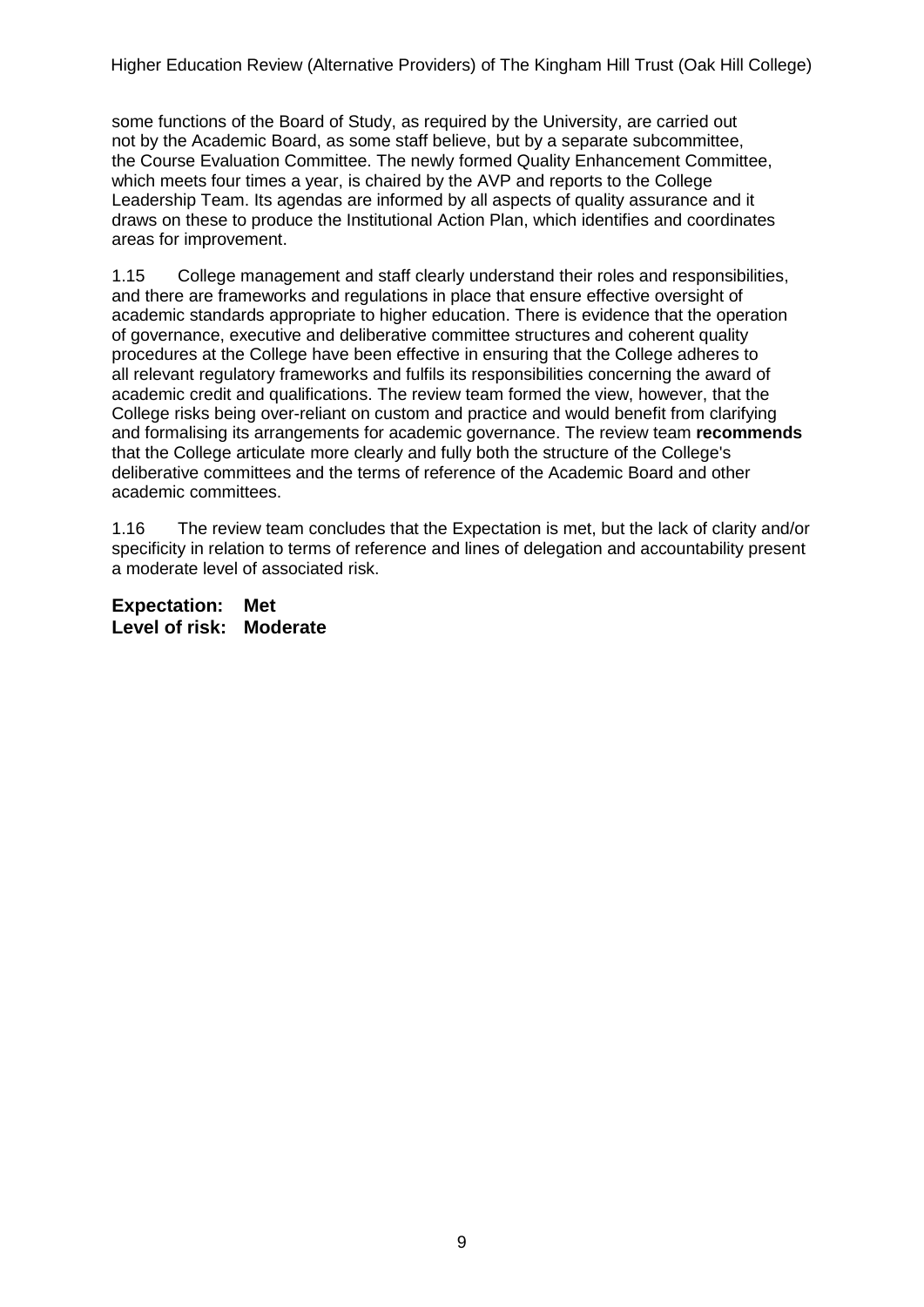some functions of the Board of Study, as required by the University, are carried out not by the Academic Board, as some staff believe, but by a separate subcommittee, the Course Evaluation Committee. The newly formed Quality Enhancement Committee, which meets four times a year, is chaired by the AVP and reports to the College Leadership Team. Its agendas are informed by all aspects of quality assurance and it draws on these to produce the Institutional Action Plan, which identifies and coordinates areas for improvement.

1.15 College management and staff clearly understand their roles and responsibilities, and there are frameworks and regulations in place that ensure effective oversight of academic standards appropriate to higher education. There is evidence that the operation of governance, executive and deliberative committee structures and coherent quality procedures at the College have been effective in ensuring that the College adheres to all relevant regulatory frameworks and fulfils its responsibilities concerning the award of academic credit and qualifications. The review team formed the view, however, that the College risks being over-reliant on custom and practice and would benefit from clarifying and formalising its arrangements for academic governance. The review team **recommends** that the College articulate more clearly and fully both the structure of the College's deliberative committees and the terms of reference of the Academic Board and other academic committees.

1.16 The review team concludes that the Expectation is met, but the lack of clarity and/or specificity in relation to terms of reference and lines of delegation and accountability present a moderate level of associated risk.

**Expectation: Met**
**Level of risk: Moderate**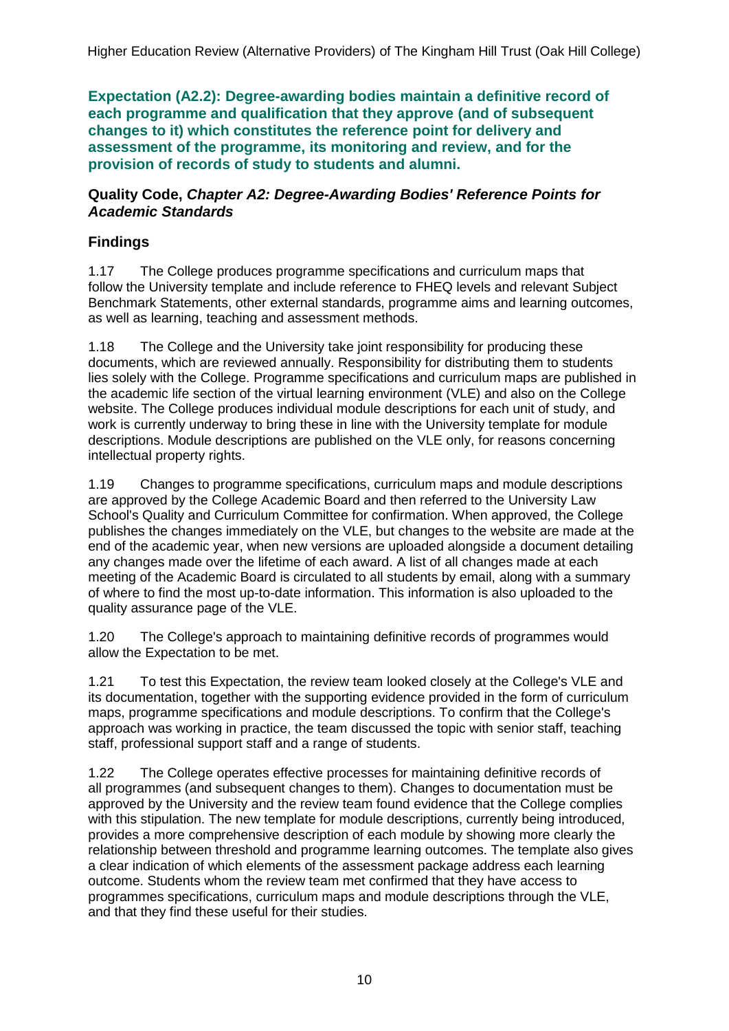**Expectation (A2.2): Degree-awarding bodies maintain a definitive record of each programme and qualification that they approve (and of subsequent changes to it) which constitutes the reference point for delivery and assessment of the programme, its monitoring and review, and for the provision of records of study to students and alumni.**

**Quality Code, *Chapter A2: Degree-Awarding Bodies' Reference Points for Academic Standards***

## Findings

1.17 The College produces programme specifications and curriculum maps that follow the University template and include reference to FHEQ levels and relevant Subject Benchmark Statements, other external standards, programme aims and learning outcomes, as well as learning, teaching and assessment methods.

1.18 The College and the University take joint responsibility for producing these documents, which are reviewed annually. Responsibility for distributing them to students lies solely with the College. Programme specifications and curriculum maps are published in the academic life section of the virtual learning environment (VLE) and also on the College website. The College produces individual module descriptions for each unit of study, and work is currently underway to bring these in line with the University template for module descriptions. Module descriptions are published on the VLE only, for reasons concerning intellectual property rights.

1.19 Changes to programme specifications, curriculum maps and module descriptions are approved by the College Academic Board and then referred to the University Law School's Quality and Curriculum Committee for confirmation. When approved, the College publishes the changes immediately on the VLE, but changes to the website are made at the end of the academic year, when new versions are uploaded alongside a document detailing any changes made over the lifetime of each award. A list of all changes made at each meeting of the Academic Board is circulated to all students by email, along with a summary of where to find the most up-to-date information. This information is also uploaded to the quality assurance page of the VLE.

1.20 The College's approach to maintaining definitive records of programmes would allow the Expectation to be met.

1.21 To test this Expectation, the review team looked closely at the College's VLE and its documentation, together with the supporting evidence provided in the form of curriculum maps, programme specifications and module descriptions. To confirm that the College's approach was working in practice, the team discussed the topic with senior staff, teaching staff, professional support staff and a range of students.

1.22 The College operates effective processes for maintaining definitive records of all programmes (and subsequent changes to them). Changes to documentation must be approved by the University and the review team found evidence that the College complies with this stipulation. The new template for module descriptions, currently being introduced, provides a more comprehensive description of each module by showing more clearly the relationship between threshold and programme learning outcomes. The template also gives a clear indication of which elements of the assessment package address each learning outcome. Students whom the review team met confirmed that they have access to programmes specifications, curriculum maps and module descriptions through the VLE, and that they find these useful for their studies.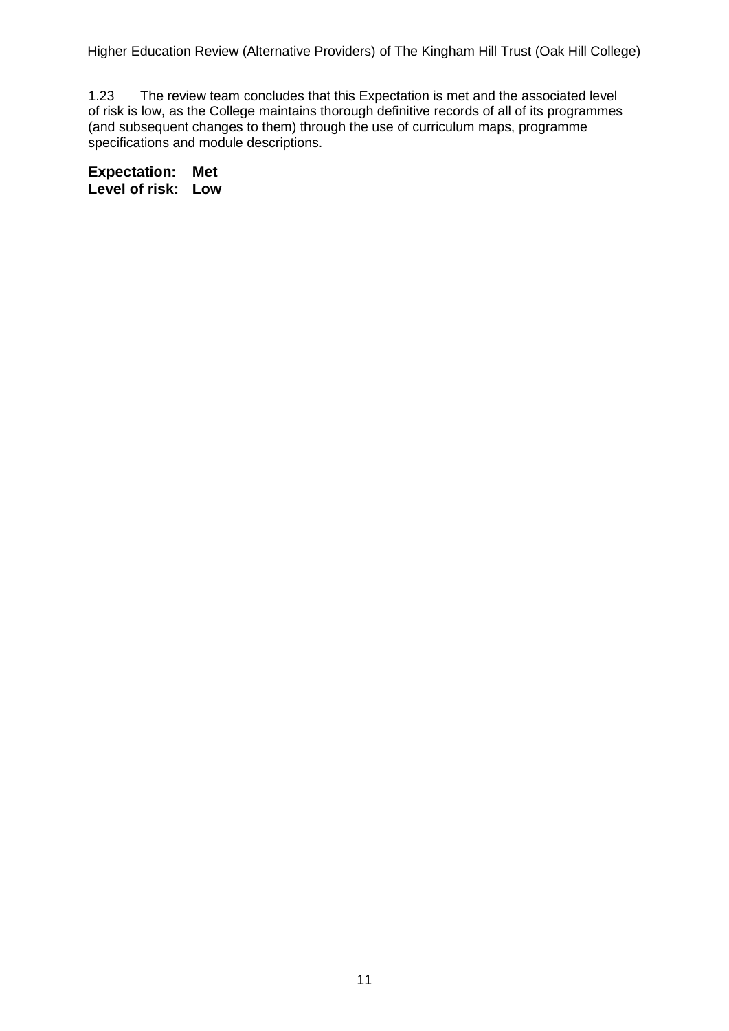1.23 The review team concludes that this Expectation is met and the associated level of risk is low, as the College maintains thorough definitive records of all of its programmes (and subsequent changes to them) through the use of curriculum maps, programme specifications and module descriptions.

**Expectation: Met**
**Level of risk: Low**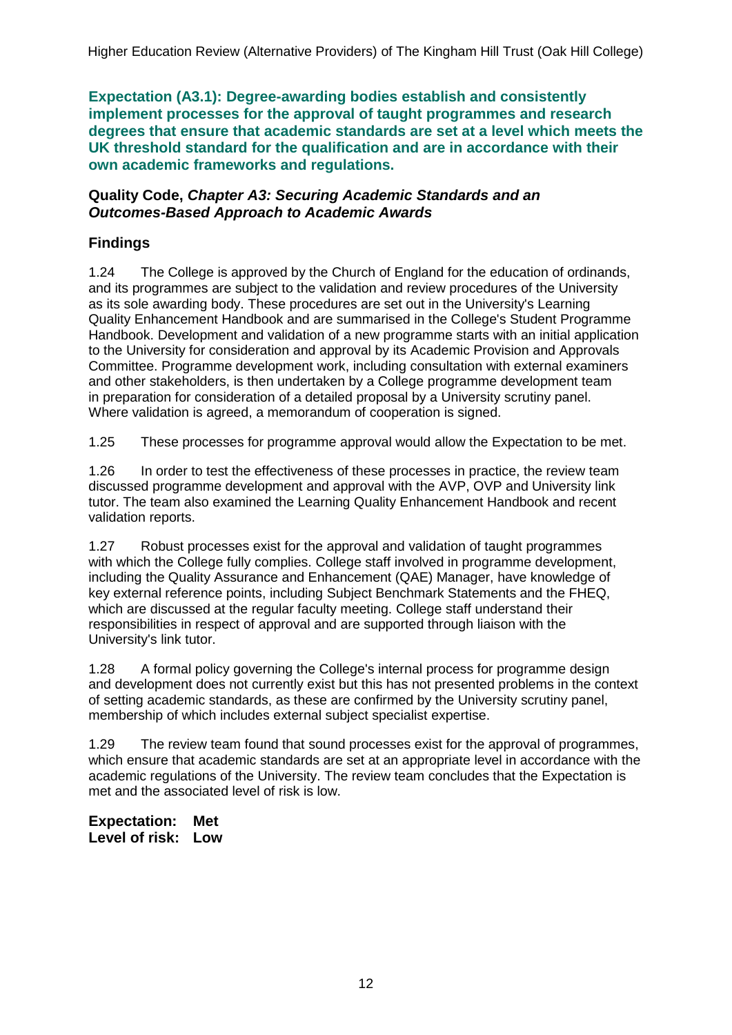**Expectation (A3.1): Degree-awarding bodies establish and consistently implement processes for the approval of taught programmes and research degrees that ensure that academic standards are set at a level which meets the UK threshold standard for the qualification and are in accordance with their own academic frameworks and regulations.**

**Quality Code, *Chapter A3: Securing Academic Standards and an Outcomes-Based Approach to Academic Awards***

## Findings

1.24 The College is approved by the Church of England for the education of ordinands, and its programmes are subject to the validation and review procedures of the University as its sole awarding body. These procedures are set out in the University's Learning Quality Enhancement Handbook and are summarised in the College's Student Programme Handbook. Development and validation of a new programme starts with an initial application to the University for consideration and approval by its Academic Provision and Approvals Committee. Programme development work, including consultation with external examiners and other stakeholders, is then undertaken by a College programme development team in preparation for consideration of a detailed proposal by a University scrutiny panel. Where validation is agreed, a memorandum of cooperation is signed.

1.25 These processes for programme approval would allow the Expectation to be met.

1.26 In order to test the effectiveness of these processes in practice, the review team discussed programme development and approval with the AVP, OVP and University link tutor. The team also examined the Learning Quality Enhancement Handbook and recent validation reports.

1.27 Robust processes exist for the approval and validation of taught programmes with which the College fully complies. College staff involved in programme development, including the Quality Assurance and Enhancement (QAE) Manager, have knowledge of key external reference points, including Subject Benchmark Statements and the FHEQ, which are discussed at the regular faculty meeting. College staff understand their responsibilities in respect of approval and are supported through liaison with the University's link tutor.

1.28 A formal policy governing the College's internal process for programme design and development does not currently exist but this has not presented problems in the context of setting academic standards, as these are confirmed by the University scrutiny panel, membership of which includes external subject specialist expertise.

1.29 The review team found that sound processes exist for the approval of programmes, which ensure that academic standards are set at an appropriate level in accordance with the academic regulations of the University. The review team concludes that the Expectation is met and the associated level of risk is low.

**Expectation: Met**
**Level of risk: Low**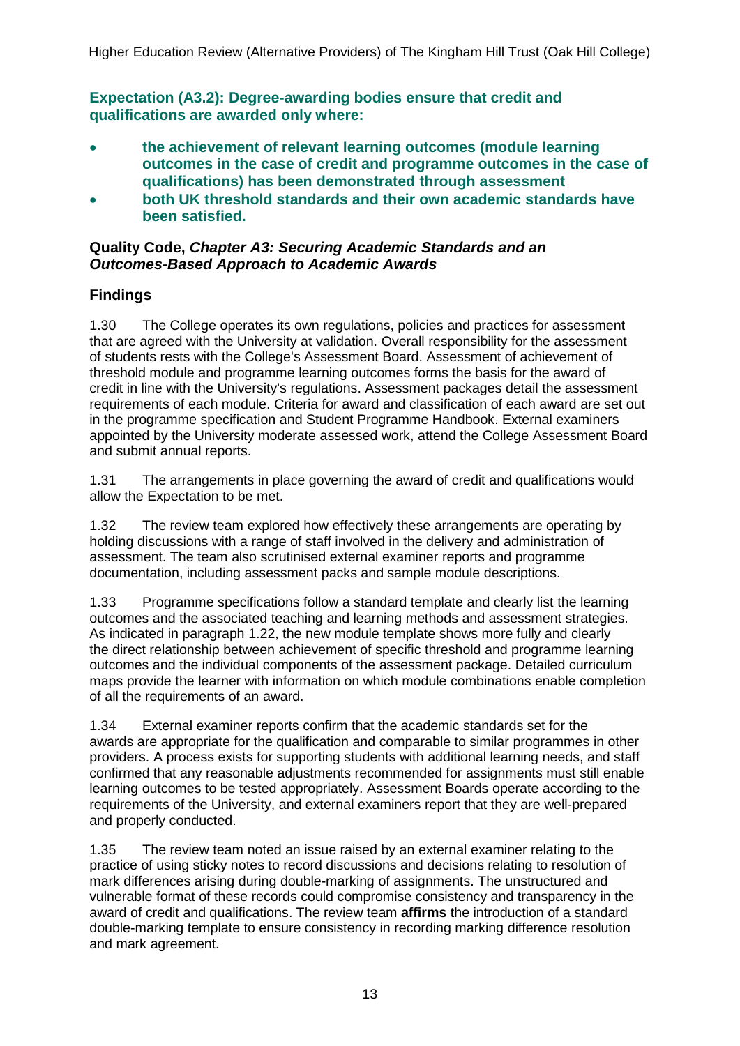**Expectation (A3.2): Degree-awarding bodies ensure that credit and qualifications are awarded only where:**

- **the achievement of relevant learning outcomes (module learning outcomes in the case of credit and programme outcomes in the case of qualifications) has been demonstrated through assessment**
- **both UK threshold standards and their own academic standards have been satisfied.**

**Quality Code, *Chapter A3: Securing Academic Standards and an Outcomes-Based Approach to Academic Awards***

## Findings

1.30 The College operates its own regulations, policies and practices for assessment that are agreed with the University at validation. Overall responsibility for the assessment of students rests with the College's Assessment Board. Assessment of achievement of threshold module and programme learning outcomes forms the basis for the award of credit in line with the University's regulations. Assessment packages detail the assessment requirements of each module. Criteria for award and classification of each award are set out in the programme specification and Student Programme Handbook. External examiners appointed by the University moderate assessed work, attend the College Assessment Board and submit annual reports.

1.31 The arrangements in place governing the award of credit and qualifications would allow the Expectation to be met.

1.32 The review team explored how effectively these arrangements are operating by holding discussions with a range of staff involved in the delivery and administration of assessment. The team also scrutinised external examiner reports and programme documentation, including assessment packs and sample module descriptions.

1.33 Programme specifications follow a standard template and clearly list the learning outcomes and the associated teaching and learning methods and assessment strategies. As indicated in paragraph 1.22, the new module template shows more fully and clearly the direct relationship between achievement of specific threshold and programme learning outcomes and the individual components of the assessment package. Detailed curriculum maps provide the learner with information on which module combinations enable completion of all the requirements of an award.

1.34 External examiner reports confirm that the academic standards set for the awards are appropriate for the qualification and comparable to similar programmes in other providers. A process exists for supporting students with additional learning needs, and staff confirmed that any reasonable adjustments recommended for assignments must still enable learning outcomes to be tested appropriately. Assessment Boards operate according to the requirements of the University, and external examiners report that they are well-prepared and properly conducted.

1.35 The review team noted an issue raised by an external examiner relating to the practice of using sticky notes to record discussions and decisions relating to resolution of mark differences arising during double-marking of assignments. The unstructured and vulnerable format of these records could compromise consistency and transparency in the award of credit and qualifications. The review team **affirms** the introduction of a standard double-marking template to ensure consistency in recording marking difference resolution and mark agreement.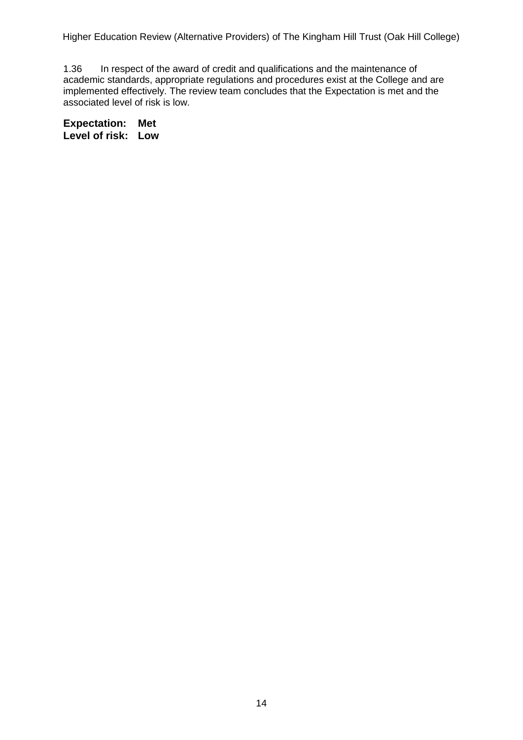1.36 In respect of the award of credit and qualifications and the maintenance of academic standards, appropriate regulations and procedures exist at the College and are implemented effectively. The review team concludes that the Expectation is met and the associated level of risk is low.

**Expectation: Met**
**Level of risk: Low**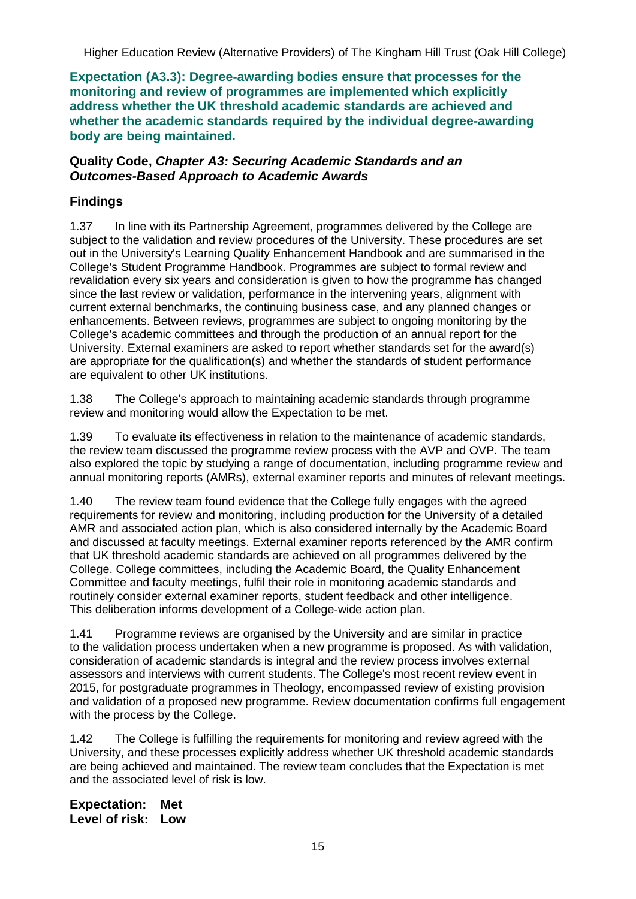**Expectation (A3.3): Degree-awarding bodies ensure that processes for the monitoring and review of programmes are implemented which explicitly address whether the UK threshold academic standards are achieved and whether the academic standards required by the individual degree-awarding body are being maintained.**

**Quality Code, *Chapter A3: Securing Academic Standards and an Outcomes-Based Approach to Academic Awards***

### Findings

1.37 In line with its Partnership Agreement, programmes delivered by the College are subject to the validation and review procedures of the University. These procedures are set out in the University's Learning Quality Enhancement Handbook and are summarised in the College's Student Programme Handbook. Programmes are subject to formal review and revalidation every six years and consideration is given to how the programme has changed since the last review or validation, performance in the intervening years, alignment with current external benchmarks, the continuing business case, and any planned changes or enhancements. Between reviews, programmes are subject to ongoing monitoring by the College's academic committees and through the production of an annual report for the University. External examiners are asked to report whether standards set for the award(s) are appropriate for the qualification(s) and whether the standards of student performance are equivalent to other UK institutions.

1.38 The College's approach to maintaining academic standards through programme review and monitoring would allow the Expectation to be met.

1.39 To evaluate its effectiveness in relation to the maintenance of academic standards, the review team discussed the programme review process with the AVP and OVP. The team also explored the topic by studying a range of documentation, including programme review and annual monitoring reports (AMRs), external examiner reports and minutes of relevant meetings.

1.40 The review team found evidence that the College fully engages with the agreed requirements for review and monitoring, including production for the University of a detailed AMR and associated action plan, which is also considered internally by the Academic Board and discussed at faculty meetings. External examiner reports referenced by the AMR confirm that UK threshold academic standards are achieved on all programmes delivered by the College. College committees, including the Academic Board, the Quality Enhancement Committee and faculty meetings, fulfil their role in monitoring academic standards and routinely consider external examiner reports, student feedback and other intelligence. This deliberation informs development of a College-wide action plan.

1.41 Programme reviews are organised by the University and are similar in practice to the validation process undertaken when a new programme is proposed. As with validation, consideration of academic standards is integral and the review process involves external assessors and interviews with current students. The College's most recent review event in 2015, for postgraduate programmes in Theology, encompassed review of existing provision and validation of a proposed new programme. Review documentation confirms full engagement with the process by the College.

1.42 The College is fulfilling the requirements for monitoring and review agreed with the University, and these processes explicitly address whether UK threshold academic standards are being achieved and maintained. The review team concludes that the Expectation is met and the associated level of risk is low.

**Expectation: Met**
**Level of risk: Low**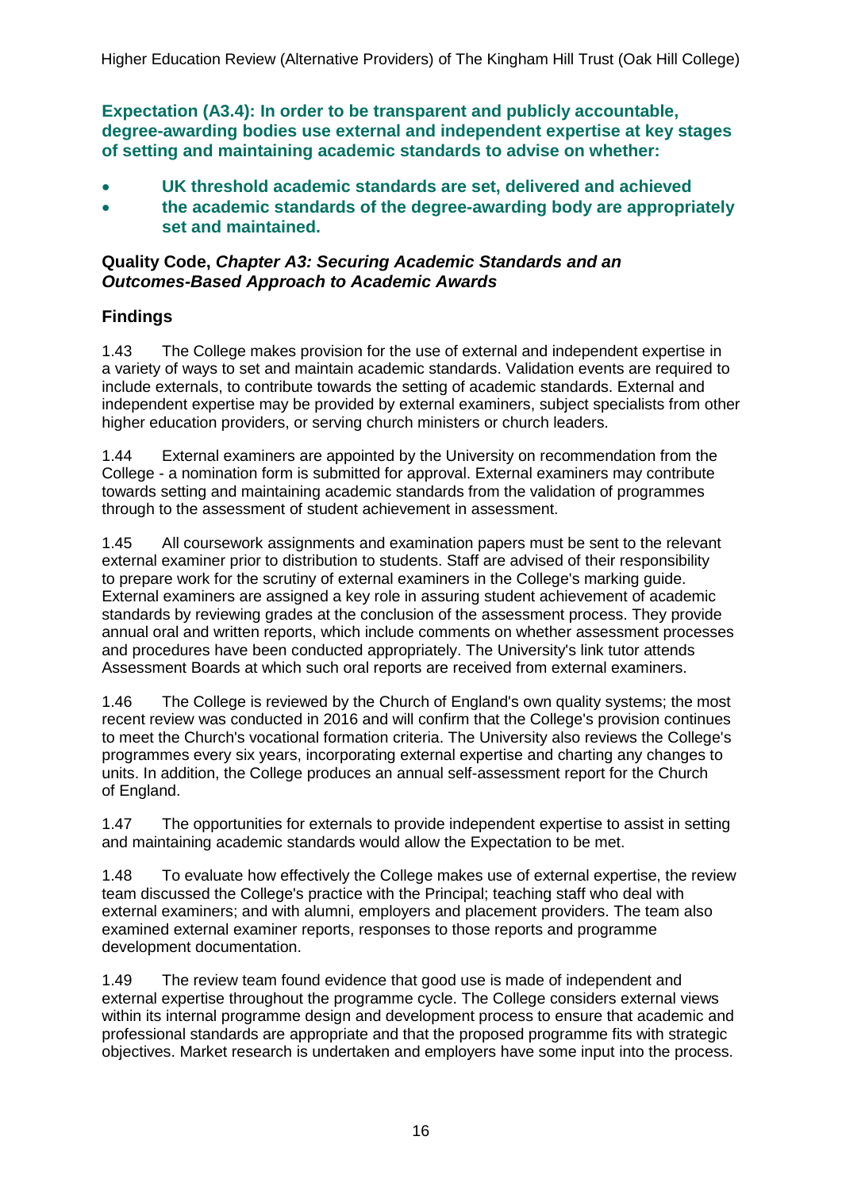**Expectation (A3.4): In order to be transparent and publicly accountable, degree-awarding bodies use external and independent expertise at key stages of setting and maintaining academic standards to advise on whether:**

- **UK threshold academic standards are set, delivered and achieved**
- **the academic standards of the degree-awarding body are appropriately set and maintained.**

**Quality Code, *Chapter A3: Securing Academic Standards and an Outcomes-Based Approach to Academic Awards***

## Findings

1.43 The College makes provision for the use of external and independent expertise in a variety of ways to set and maintain academic standards. Validation events are required to include externals, to contribute towards the setting of academic standards. External and independent expertise may be provided by external examiners, subject specialists from other higher education providers, or serving church ministers or church leaders.

1.44 External examiners are appointed by the University on recommendation from the College - a nomination form is submitted for approval. External examiners may contribute towards setting and maintaining academic standards from the validation of programmes through to the assessment of student achievement in assessment.

1.45 All coursework assignments and examination papers must be sent to the relevant external examiner prior to distribution to students. Staff are advised of their responsibility to prepare work for the scrutiny of external examiners in the College's marking guide. External examiners are assigned a key role in assuring student achievement of academic standards by reviewing grades at the conclusion of the assessment process. They provide annual oral and written reports, which include comments on whether assessment processes and procedures have been conducted appropriately. The University's link tutor attends Assessment Boards at which such oral reports are received from external examiners.

1.46 The College is reviewed by the Church of England's own quality systems; the most recent review was conducted in 2016 and will confirm that the College's provision continues to meet the Church's vocational formation criteria. The University also reviews the College's programmes every six years, incorporating external expertise and charting any changes to units. In addition, the College produces an annual self-assessment report for the Church of England.

1.47 The opportunities for externals to provide independent expertise to assist in setting and maintaining academic standards would allow the Expectation to be met.

1.48 To evaluate how effectively the College makes use of external expertise, the review team discussed the College's practice with the Principal; teaching staff who deal with external examiners; and with alumni, employers and placement providers. The team also examined external examiner reports, responses to those reports and programme development documentation.

1.49 The review team found evidence that good use is made of independent and external expertise throughout the programme cycle. The College considers external views within its internal programme design and development process to ensure that academic and professional standards are appropriate and that the proposed programme fits with strategic objectives. Market research is undertaken and employers have some input into the process.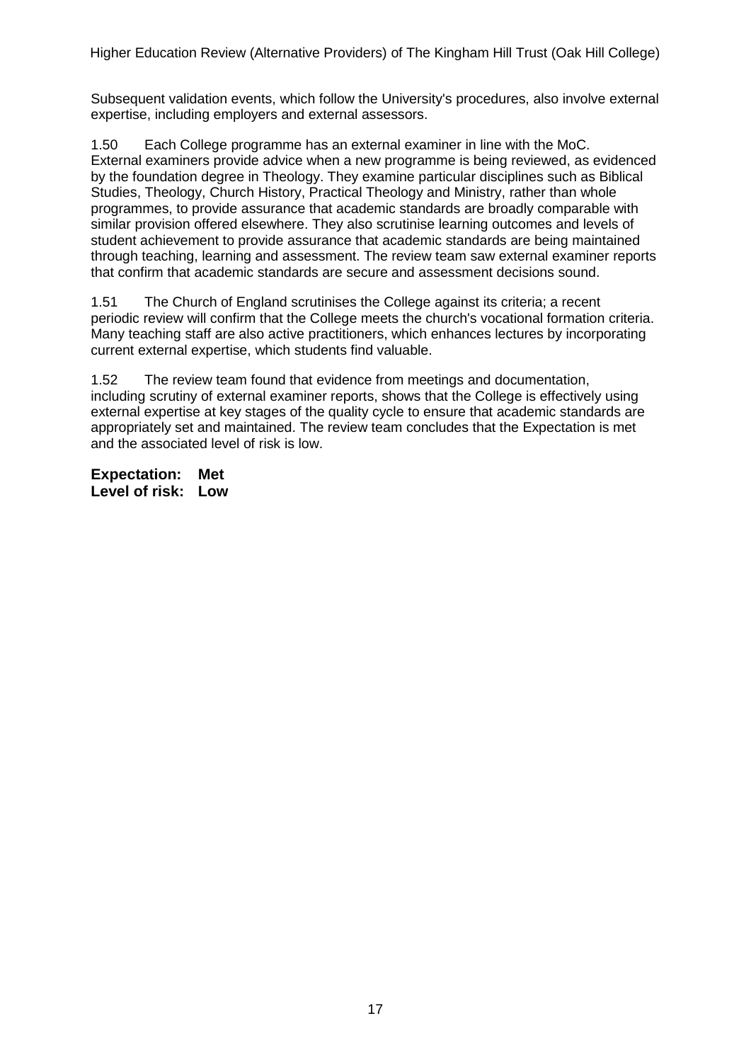Subsequent validation events, which follow the University's procedures, also involve external expertise, including employers and external assessors.

1.50 Each College programme has an external examiner in line with the MoC. External examiners provide advice when a new programme is being reviewed, as evidenced by the foundation degree in Theology. They examine particular disciplines such as Biblical Studies, Theology, Church History, Practical Theology and Ministry, rather than whole programmes, to provide assurance that academic standards are broadly comparable with similar provision offered elsewhere. They also scrutinise learning outcomes and levels of student achievement to provide assurance that academic standards are being maintained through teaching, learning and assessment. The review team saw external examiner reports that confirm that academic standards are secure and assessment decisions sound.

1.51 The Church of England scrutinises the College against its criteria; a recent periodic review will confirm that the College meets the church's vocational formation criteria. Many teaching staff are also active practitioners, which enhances lectures by incorporating current external expertise, which students find valuable.

1.52 The review team found that evidence from meetings and documentation, including scrutiny of external examiner reports, shows that the College is effectively using external expertise at key stages of the quality cycle to ensure that academic standards are appropriately set and maintained. The review team concludes that the Expectation is met and the associated level of risk is low.

**Expectation: Met**
**Level of risk: Low**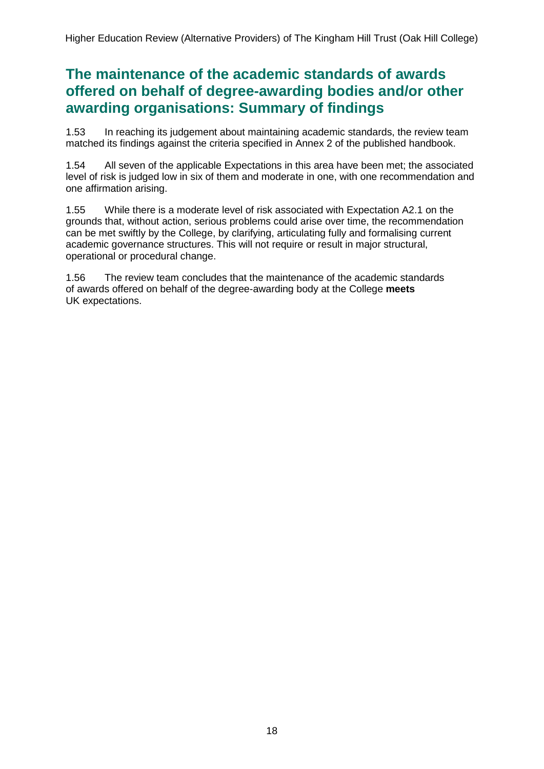## The maintenance of the academic standards of awards offered on behalf of degree-awarding bodies and/or other awarding organisations: Summary of findings

1.53 In reaching its judgement about maintaining academic standards, the review team matched its findings against the criteria specified in Annex 2 of the published handbook.

1.54 All seven of the applicable Expectations in this area have been met; the associated level of risk is judged low in six of them and moderate in one, with one recommendation and one affirmation arising.

1.55 While there is a moderate level of risk associated with Expectation A2.1 on the grounds that, without action, serious problems could arise over time, the recommendation can be met swiftly by the College, by clarifying, articulating fully and formalising current academic governance structures. This will not require or result in major structural, operational or procedural change.

1.56 The review team concludes that the maintenance of the academic standards of awards offered on behalf of the degree-awarding body at the College **meets** UK expectations.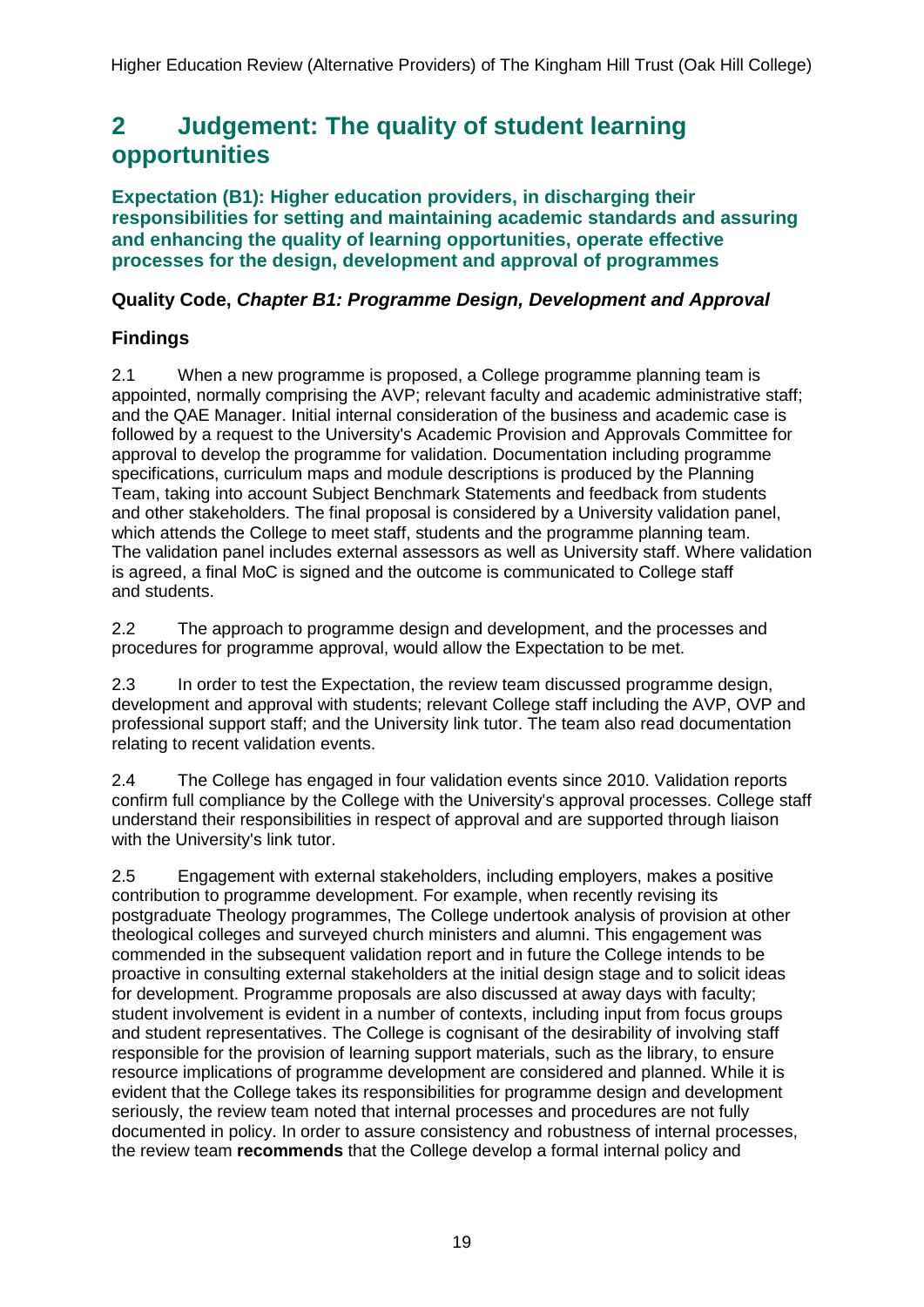## 2 Judgement: The quality of student learning opportunities

### Expectation (B1): Higher education providers, in discharging their responsibilities for setting and maintaining academic standards and assuring and enhancing the quality of learning opportunities, operate effective processes for the design, development and approval of programmes

**Quality Code, *Chapter B1: Programme Design, Development and Approval***

### Findings

2.1 When a new programme is proposed, a College programme planning team is appointed, normally comprising the AVP; relevant faculty and academic administrative staff; and the QAE Manager. Initial internal consideration of the business and academic case is followed by a request to the University's Academic Provision and Approvals Committee for approval to develop the programme for validation. Documentation including programme specifications, curriculum maps and module descriptions is produced by the Planning Team, taking into account Subject Benchmark Statements and feedback from students and other stakeholders. The final proposal is considered by a University validation panel, which attends the College to meet staff, students and the programme planning team. The validation panel includes external assessors as well as University staff. Where validation is agreed, a final MoC is signed and the outcome is communicated to College staff and students.

2.2 The approach to programme design and development, and the processes and procedures for programme approval, would allow the Expectation to be met.

2.3 In order to test the Expectation, the review team discussed programme design, development and approval with students; relevant College staff including the AVP, OVP and professional support staff; and the University link tutor. The team also read documentation relating to recent validation events.

2.4 The College has engaged in four validation events since 2010. Validation reports confirm full compliance by the College with the University's approval processes. College staff understand their responsibilities in respect of approval and are supported through liaison with the University's link tutor.

2.5 Engagement with external stakeholders, including employers, makes a positive contribution to programme development. For example, when recently revising its postgraduate Theology programmes, The College undertook analysis of provision at other theological colleges and surveyed church ministers and alumni. This engagement was commended in the subsequent validation report and in future the College intends to be proactive in consulting external stakeholders at the initial design stage and to solicit ideas for development. Programme proposals are also discussed at away days with faculty; student involvement is evident in a number of contexts, including input from focus groups and student representatives. The College is cognisant of the desirability of involving staff responsible for the provision of learning support materials, such as the library, to ensure resource implications of programme development are considered and planned. While it is evident that the College takes its responsibilities for programme design and development seriously, the review team noted that internal processes and procedures are not fully documented in policy. In order to assure consistency and robustness of internal processes, the review team **recommends** that the College develop a formal internal policy and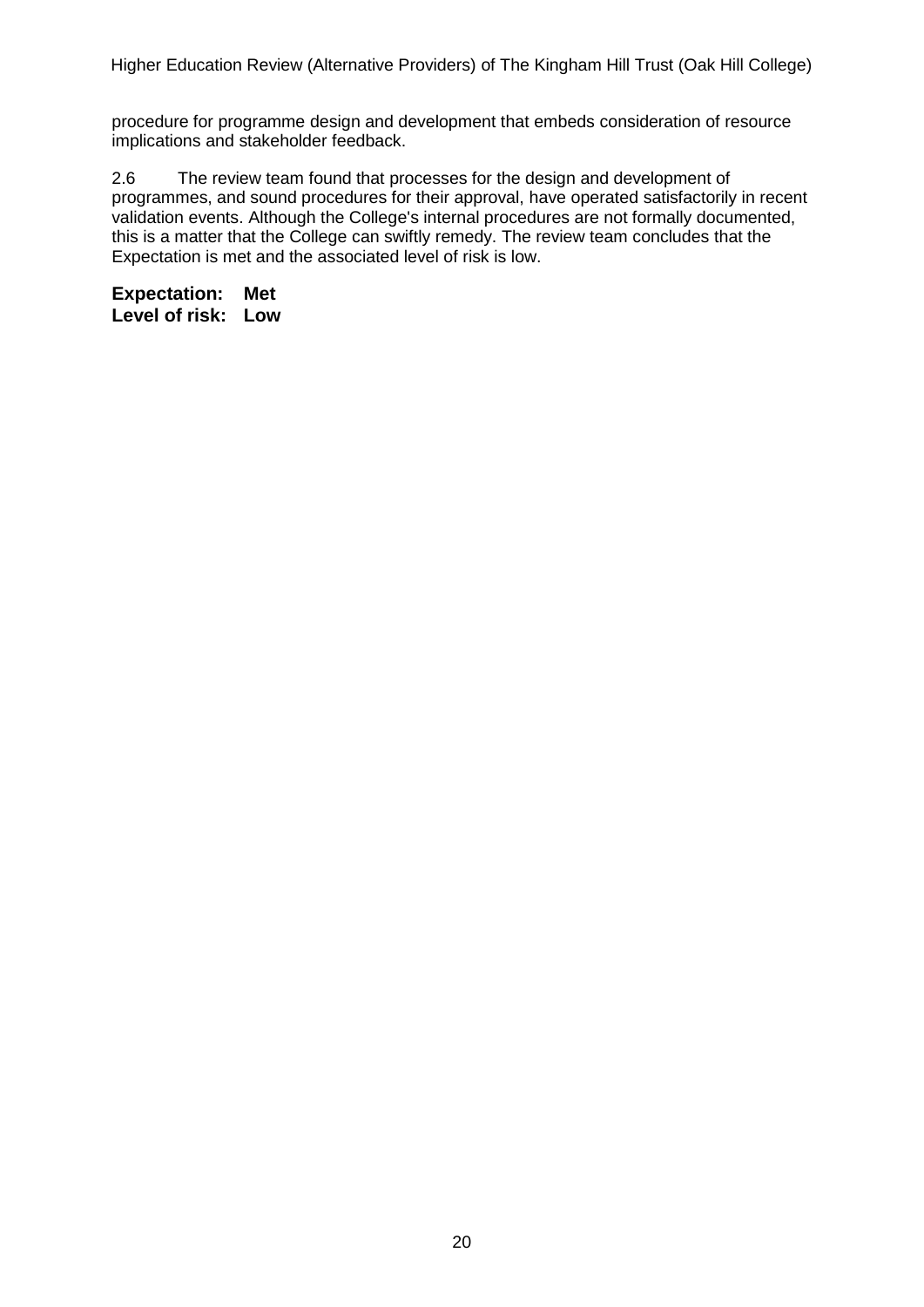procedure for programme design and development that embeds consideration of resource implications and stakeholder feedback.

2.6 The review team found that processes for the design and development of programmes, and sound procedures for their approval, have operated satisfactorily in recent validation events. Although the College's internal procedures are not formally documented, this is a matter that the College can swiftly remedy. The review team concludes that the Expectation is met and the associated level of risk is low.

**Expectation: Met**
**Level of risk: Low**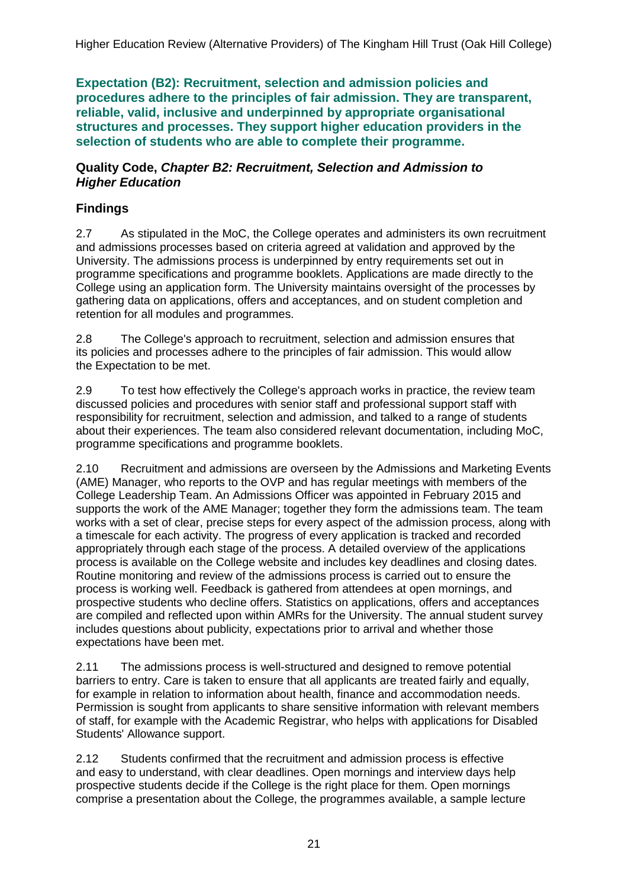**Expectation (B2): Recruitment, selection and admission policies and procedures adhere to the principles of fair admission. They are transparent, reliable, valid, inclusive and underpinned by appropriate organisational structures and processes. They support higher education providers in the selection of students who are able to complete their programme.**

**Quality Code, *Chapter B2: Recruitment, Selection and Admission to Higher Education***

## Findings

2.7 As stipulated in the MoC, the College operates and administers its own recruitment and admissions processes based on criteria agreed at validation and approved by the University. The admissions process is underpinned by entry requirements set out in programme specifications and programme booklets. Applications are made directly to the College using an application form. The University maintains oversight of the processes by gathering data on applications, offers and acceptances, and on student completion and retention for all modules and programmes.

2.8 The College's approach to recruitment, selection and admission ensures that its policies and processes adhere to the principles of fair admission. This would allow the Expectation to be met.

2.9 To test how effectively the College's approach works in practice, the review team discussed policies and procedures with senior staff and professional support staff with responsibility for recruitment, selection and admission, and talked to a range of students about their experiences. The team also considered relevant documentation, including MoC, programme specifications and programme booklets.

2.10 Recruitment and admissions are overseen by the Admissions and Marketing Events (AME) Manager, who reports to the OVP and has regular meetings with members of the College Leadership Team. An Admissions Officer was appointed in February 2015 and supports the work of the AME Manager; together they form the admissions team. The team works with a set of clear, precise steps for every aspect of the admission process, along with a timescale for each activity. The progress of every application is tracked and recorded appropriately through each stage of the process. A detailed overview of the applications process is available on the College website and includes key deadlines and closing dates. Routine monitoring and review of the admissions process is carried out to ensure the process is working well. Feedback is gathered from attendees at open mornings, and prospective students who decline offers. Statistics on applications, offers and acceptances are compiled and reflected upon within AMRs for the University. The annual student survey includes questions about publicity, expectations prior to arrival and whether those expectations have been met.

2.11 The admissions process is well-structured and designed to remove potential barriers to entry. Care is taken to ensure that all applicants are treated fairly and equally, for example in relation to information about health, finance and accommodation needs. Permission is sought from applicants to share sensitive information with relevant members of staff, for example with the Academic Registrar, who helps with applications for Disabled Students' Allowance support.

2.12 Students confirmed that the recruitment and admission process is effective and easy to understand, with clear deadlines. Open mornings and interview days help prospective students decide if the College is the right place for them. Open mornings comprise a presentation about the College, the programmes available, a sample lecture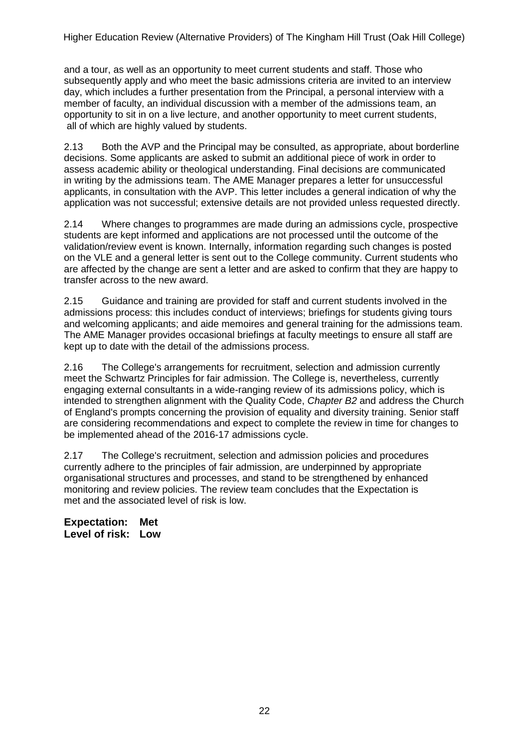and a tour, as well as an opportunity to meet current students and staff. Those who subsequently apply and who meet the basic admissions criteria are invited to an interview day, which includes a further presentation from the Principal, a personal interview with a member of faculty, an individual discussion with a member of the admissions team, an opportunity to sit in on a live lecture, and another opportunity to meet current students, all of which are highly valued by students.

2.13 Both the AVP and the Principal may be consulted, as appropriate, about borderline decisions. Some applicants are asked to submit an additional piece of work in order to assess academic ability or theological understanding. Final decisions are communicated in writing by the admissions team. The AME Manager prepares a letter for unsuccessful applicants, in consultation with the AVP. This letter includes a general indication of why the application was not successful; extensive details are not provided unless requested directly.

2.14 Where changes to programmes are made during an admissions cycle, prospective students are kept informed and applications are not processed until the outcome of the validation/review event is known. Internally, information regarding such changes is posted on the VLE and a general letter is sent out to the College community. Current students who are affected by the change are sent a letter and are asked to confirm that they are happy to transfer across to the new award.

2.15 Guidance and training are provided for staff and current students involved in the admissions process: this includes conduct of interviews; briefings for students giving tours and welcoming applicants; and aide memoires and general training for the admissions team. The AME Manager provides occasional briefings at faculty meetings to ensure all staff are kept up to date with the detail of the admissions process.

2.16 The College's arrangements for recruitment, selection and admission currently meet the Schwartz Principles for fair admission. The College is, nevertheless, currently engaging external consultants in a wide-ranging review of its admissions policy, which is intended to strengthen alignment with the Quality Code, *Chapter B2* and address the Church of England's prompts concerning the provision of equality and diversity training. Senior staff are considering recommendations and expect to complete the review in time for changes to be implemented ahead of the 2016-17 admissions cycle.

2.17 The College's recruitment, selection and admission policies and procedures currently adhere to the principles of fair admission, are underpinned by appropriate organisational structures and processes, and stand to be strengthened by enhanced monitoring and review policies. The review team concludes that the Expectation is met and the associated level of risk is low.

**Expectation: Met**
**Level of risk: Low**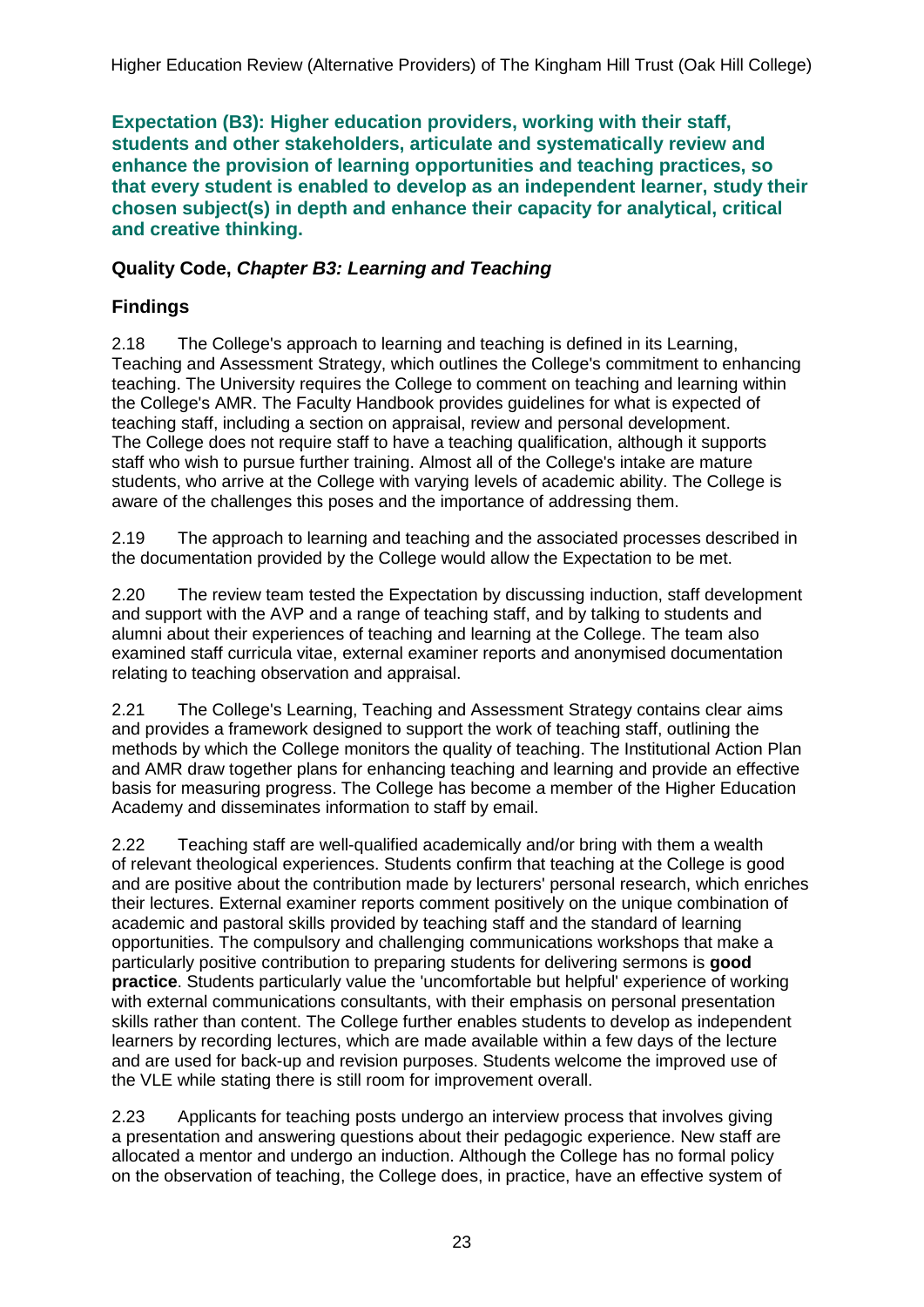**Expectation (B3): Higher education providers, working with their staff, students and other stakeholders, articulate and systematically review and enhance the provision of learning opportunities and teaching practices, so that every student is enabled to develop as an independent learner, study their chosen subject(s) in depth and enhance their capacity for analytical, critical and creative thinking.**

### Quality Code, *Chapter B3: Learning and Teaching*

### Findings

2.18 The College's approach to learning and teaching is defined in its Learning, Teaching and Assessment Strategy, which outlines the College's commitment to enhancing teaching. The University requires the College to comment on teaching and learning within the College's AMR. The Faculty Handbook provides guidelines for what is expected of teaching staff, including a section on appraisal, review and personal development. The College does not require staff to have a teaching qualification, although it supports staff who wish to pursue further training. Almost all of the College's intake are mature students, who arrive at the College with varying levels of academic ability. The College is aware of the challenges this poses and the importance of addressing them.

2.19 The approach to learning and teaching and the associated processes described in the documentation provided by the College would allow the Expectation to be met.

2.20 The review team tested the Expectation by discussing induction, staff development and support with the AVP and a range of teaching staff, and by talking to students and alumni about their experiences of teaching and learning at the College. The team also examined staff curricula vitae, external examiner reports and anonymised documentation relating to teaching observation and appraisal.

2.21 The College's Learning, Teaching and Assessment Strategy contains clear aims and provides a framework designed to support the work of teaching staff, outlining the methods by which the College monitors the quality of teaching. The Institutional Action Plan and AMR draw together plans for enhancing teaching and learning and provide an effective basis for measuring progress. The College has become a member of the Higher Education Academy and disseminates information to staff by email.

2.22 Teaching staff are well-qualified academically and/or bring with them a wealth of relevant theological experiences. Students confirm that teaching at the College is good and are positive about the contribution made by lecturers' personal research, which enriches their lectures. External examiner reports comment positively on the unique combination of academic and pastoral skills provided by teaching staff and the standard of learning opportunities. The compulsory and challenging communications workshops that make a particularly positive contribution to preparing students for delivering sermons is **good practice**. Students particularly value the 'uncomfortable but helpful' experience of working with external communications consultants, with their emphasis on personal presentation skills rather than content. The College further enables students to develop as independent learners by recording lectures, which are made available within a few days of the lecture and are used for back-up and revision purposes. Students welcome the improved use of the VLE while stating there is still room for improvement overall.

2.23 Applicants for teaching posts undergo an interview process that involves giving a presentation and answering questions about their pedagogic experience. New staff are allocated a mentor and undergo an induction. Although the College has no formal policy on the observation of teaching, the College does, in practice, have an effective system of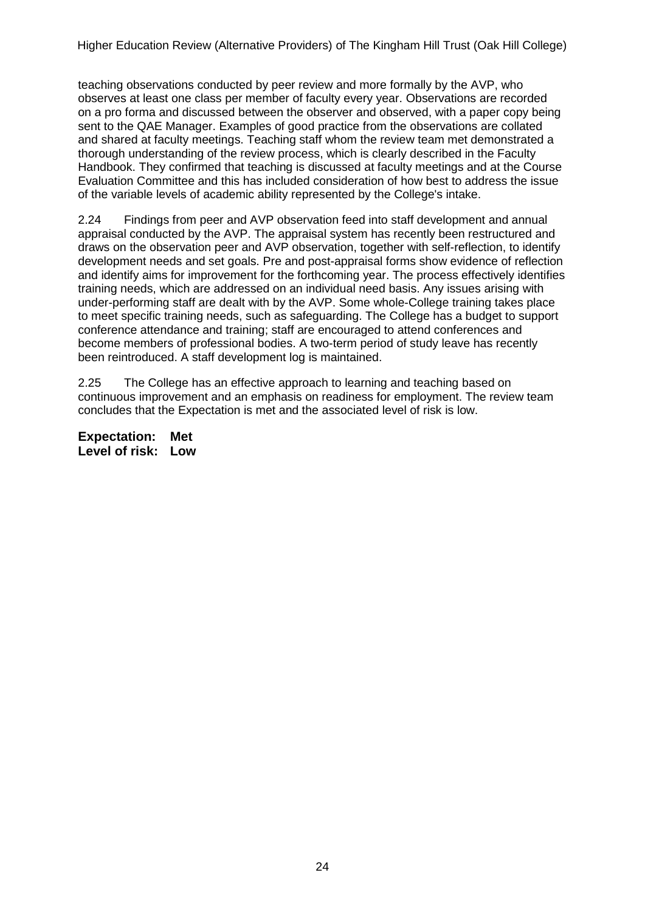teaching observations conducted by peer review and more formally by the AVP, who observes at least one class per member of faculty every year. Observations are recorded on a pro forma and discussed between the observer and observed, with a paper copy being sent to the QAE Manager. Examples of good practice from the observations are collated and shared at faculty meetings. Teaching staff whom the review team met demonstrated a thorough understanding of the review process, which is clearly described in the Faculty Handbook. They confirmed that teaching is discussed at faculty meetings and at the Course Evaluation Committee and this has included consideration of how best to address the issue of the variable levels of academic ability represented by the College's intake.

2.24 Findings from peer and AVP observation feed into staff development and annual appraisal conducted by the AVP. The appraisal system has recently been restructured and draws on the observation peer and AVP observation, together with self-reflection, to identify development needs and set goals. Pre and post-appraisal forms show evidence of reflection and identify aims for improvement for the forthcoming year. The process effectively identifies training needs, which are addressed on an individual need basis. Any issues arising with under-performing staff are dealt with by the AVP. Some whole-College training takes place to meet specific training needs, such as safeguarding. The College has a budget to support conference attendance and training; staff are encouraged to attend conferences and become members of professional bodies. A two-term period of study leave has recently been reintroduced. A staff development log is maintained.

2.25 The College has an effective approach to learning and teaching based on continuous improvement and an emphasis on readiness for employment. The review team concludes that the Expectation is met and the associated level of risk is low.

**Expectation: Met**
**Level of risk: Low**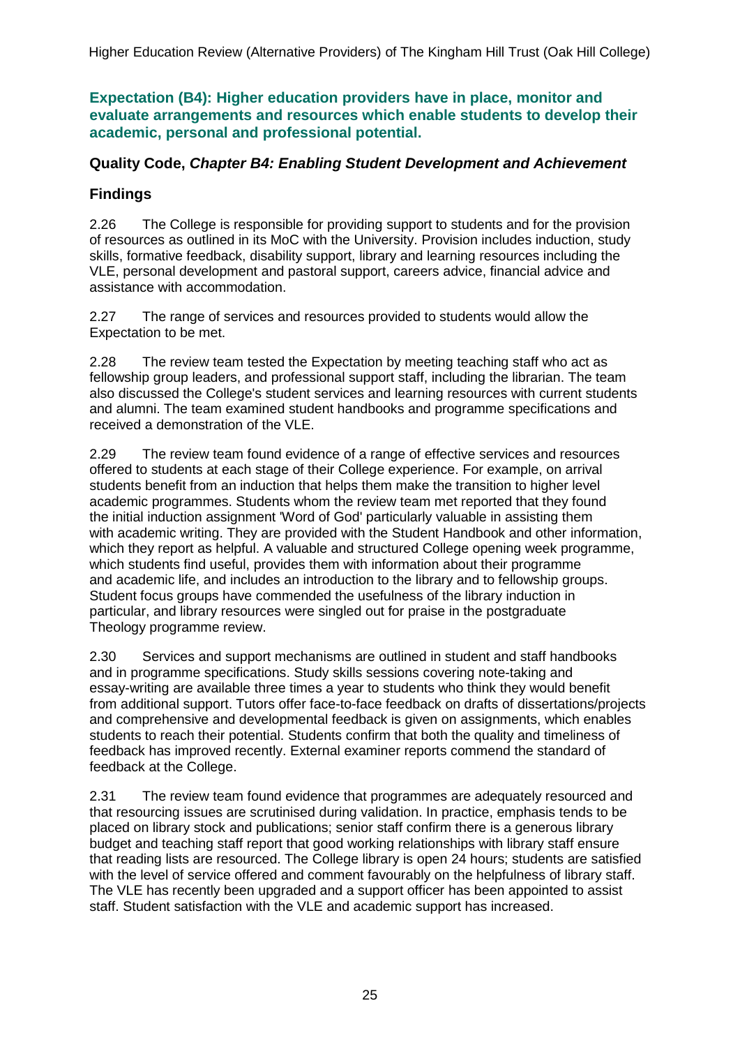**Expectation (B4): Higher education providers have in place, monitor and evaluate arrangements and resources which enable students to develop their academic, personal and professional potential.**

**Quality Code, *Chapter B4: Enabling Student Development and Achievement***

**Findings**

2.26 The College is responsible for providing support to students and for the provision of resources as outlined in its MoC with the University. Provision includes induction, study skills, formative feedback, disability support, library and learning resources including the VLE, personal development and pastoral support, careers advice, financial advice and assistance with accommodation.

2.27 The range of services and resources provided to students would allow the Expectation to be met.

2.28 The review team tested the Expectation by meeting teaching staff who act as fellowship group leaders, and professional support staff, including the librarian. The team also discussed the College's student services and learning resources with current students and alumni. The team examined student handbooks and programme specifications and received a demonstration of the VLE.

2.29 The review team found evidence of a range of effective services and resources offered to students at each stage of their College experience. For example, on arrival students benefit from an induction that helps them make the transition to higher level academic programmes. Students whom the review team met reported that they found the initial induction assignment 'Word of God' particularly valuable in assisting them with academic writing. They are provided with the Student Handbook and other information, which they report as helpful. A valuable and structured College opening week programme, which students find useful, provides them with information about their programme and academic life, and includes an introduction to the library and to fellowship groups. Student focus groups have commended the usefulness of the library induction in particular, and library resources were singled out for praise in the postgraduate Theology programme review.

2.30 Services and support mechanisms are outlined in student and staff handbooks and in programme specifications. Study skills sessions covering note-taking and essay-writing are available three times a year to students who think they would benefit from additional support. Tutors offer face-to-face feedback on drafts of dissertations/projects and comprehensive and developmental feedback is given on assignments, which enables students to reach their potential. Students confirm that both the quality and timeliness of feedback has improved recently. External examiner reports commend the standard of feedback at the College.

2.31 The review team found evidence that programmes are adequately resourced and that resourcing issues are scrutinised during validation. In practice, emphasis tends to be placed on library stock and publications; senior staff confirm there is a generous library budget and teaching staff report that good working relationships with library staff ensure that reading lists are resourced. The College library is open 24 hours; students are satisfied with the level of service offered and comment favourably on the helpfulness of library staff. The VLE has recently been upgraded and a support officer has been appointed to assist staff. Student satisfaction with the VLE and academic support has increased.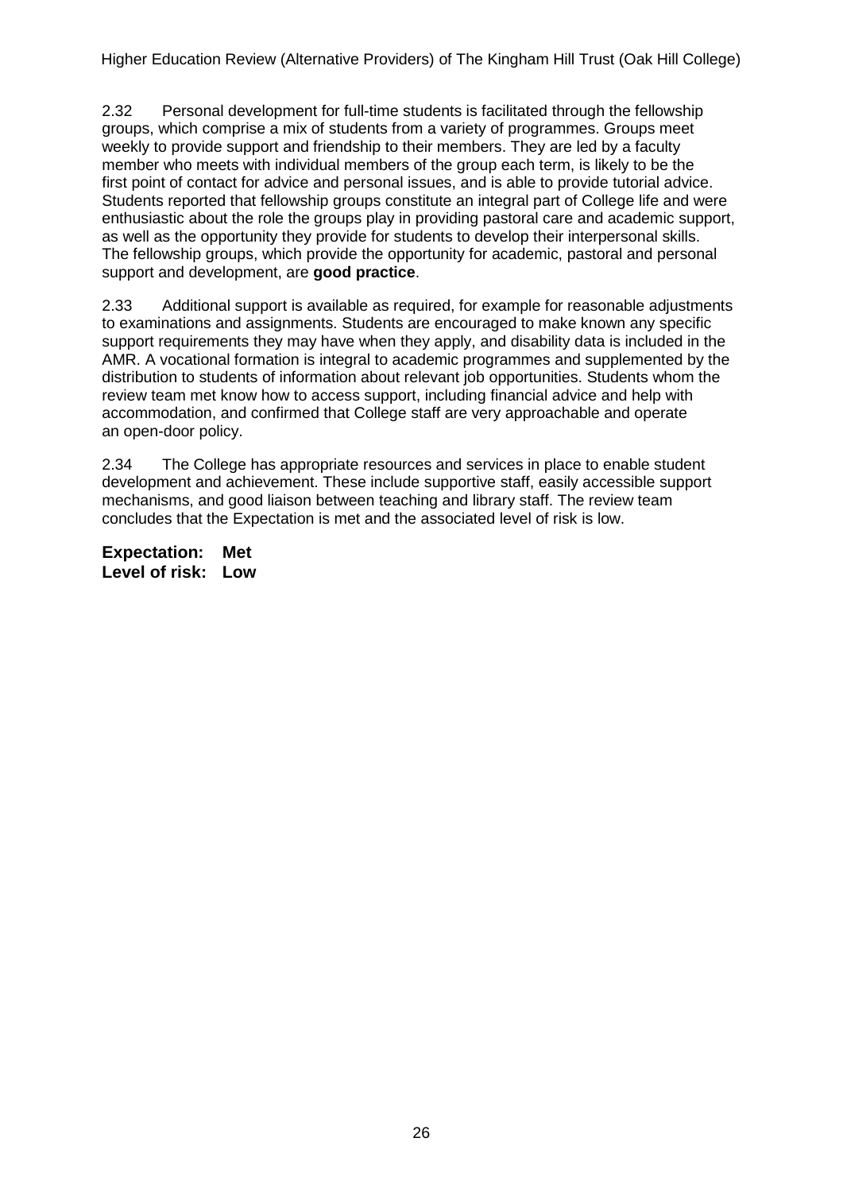2.32 Personal development for full-time students is facilitated through the fellowship groups, which comprise a mix of students from a variety of programmes. Groups meet weekly to provide support and friendship to their members. They are led by a faculty member who meets with individual members of the group each term, is likely to be the first point of contact for advice and personal issues, and is able to provide tutorial advice. Students reported that fellowship groups constitute an integral part of College life and were enthusiastic about the role the groups play in providing pastoral care and academic support, as well as the opportunity they provide for students to develop their interpersonal skills. The fellowship groups, which provide the opportunity for academic, pastoral and personal support and development, are **good practice**.

2.33 Additional support is available as required, for example for reasonable adjustments to examinations and assignments. Students are encouraged to make known any specific support requirements they may have when they apply, and disability data is included in the AMR. A vocational formation is integral to academic programmes and supplemented by the distribution to students of information about relevant job opportunities. Students whom the review team met know how to access support, including financial advice and help with accommodation, and confirmed that College staff are very approachable and operate an open-door policy.

2.34 The College has appropriate resources and services in place to enable student development and achievement. These include supportive staff, easily accessible support mechanisms, and good liaison between teaching and library staff. The review team concludes that the Expectation is met and the associated level of risk is low.

**Expectation: Met**
**Level of risk: Low**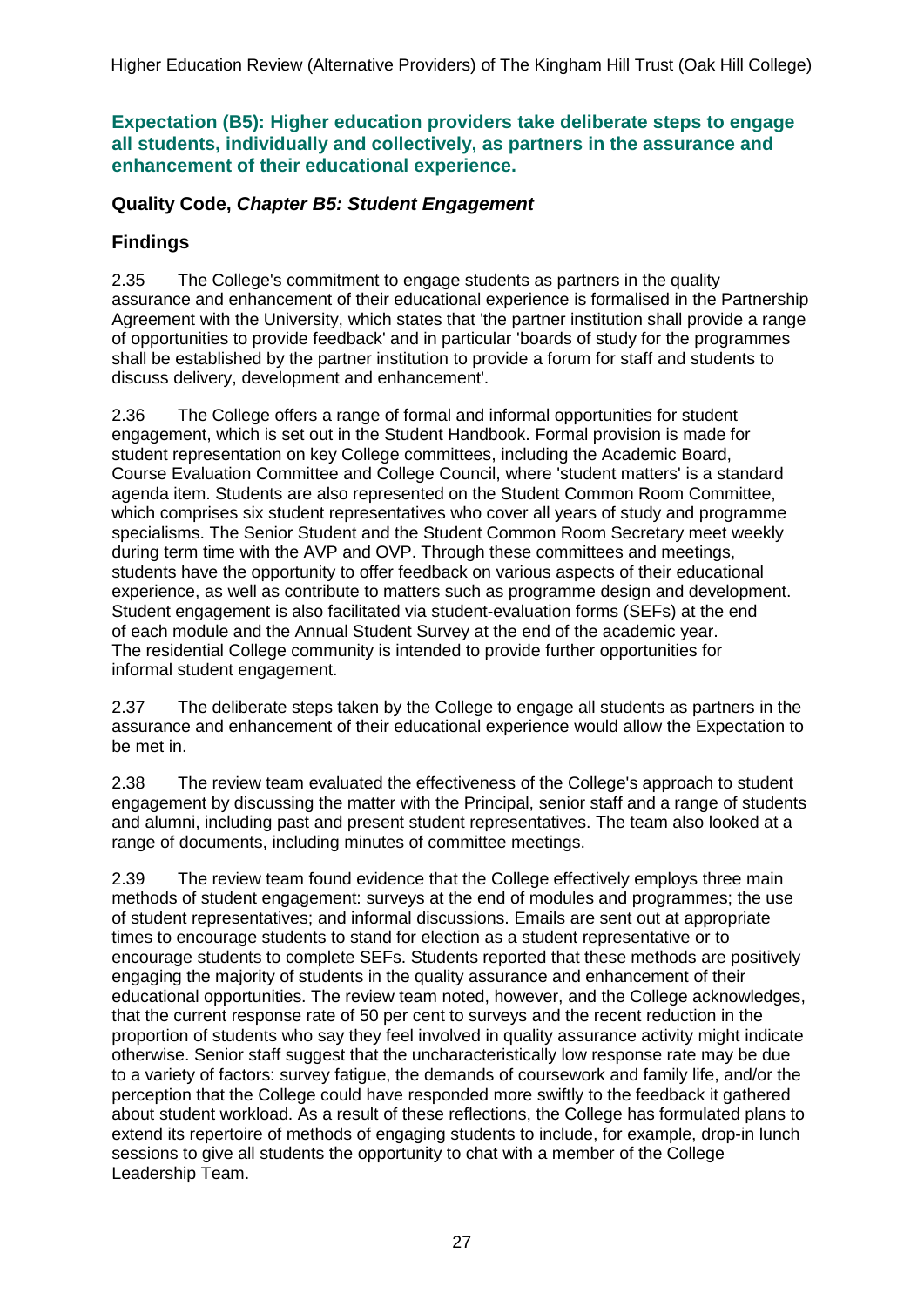**Expectation (B5): Higher education providers take deliberate steps to engage all students, individually and collectively, as partners in the assurance and enhancement of their educational experience.**

**Quality Code, *Chapter B5: Student Engagement***

**Findings**

2.35 The College's commitment to engage students as partners in the quality assurance and enhancement of their educational experience is formalised in the Partnership Agreement with the University, which states that 'the partner institution shall provide a range of opportunities to provide feedback' and in particular 'boards of study for the programmes shall be established by the partner institution to provide a forum for staff and students to discuss delivery, development and enhancement'.

2.36 The College offers a range of formal and informal opportunities for student engagement, which is set out in the Student Handbook. Formal provision is made for student representation on key College committees, including the Academic Board, Course Evaluation Committee and College Council, where 'student matters' is a standard agenda item. Students are also represented on the Student Common Room Committee, which comprises six student representatives who cover all years of study and programme specialisms. The Senior Student and the Student Common Room Secretary meet weekly during term time with the AVP and OVP. Through these committees and meetings, students have the opportunity to offer feedback on various aspects of their educational experience, as well as contribute to matters such as programme design and development. Student engagement is also facilitated via student-evaluation forms (SEFs) at the end of each module and the Annual Student Survey at the end of the academic year. The residential College community is intended to provide further opportunities for informal student engagement.

2.37 The deliberate steps taken by the College to engage all students as partners in the assurance and enhancement of their educational experience would allow the Expectation to be met in.

2.38 The review team evaluated the effectiveness of the College's approach to student engagement by discussing the matter with the Principal, senior staff and a range of students and alumni, including past and present student representatives. The team also looked at a range of documents, including minutes of committee meetings.

2.39 The review team found evidence that the College effectively employs three main methods of student engagement: surveys at the end of modules and programmes; the use of student representatives; and informal discussions. Emails are sent out at appropriate times to encourage students to stand for election as a student representative or to encourage students to complete SEFs. Students reported that these methods are positively engaging the majority of students in the quality assurance and enhancement of their educational opportunities. The review team noted, however, and the College acknowledges, that the current response rate of 50 per cent to surveys and the recent reduction in the proportion of students who say they feel involved in quality assurance activity might indicate otherwise. Senior staff suggest that the uncharacteristically low response rate may be due to a variety of factors: survey fatigue, the demands of coursework and family life, and/or the perception that the College could have responded more swiftly to the feedback it gathered about student workload. As a result of these reflections, the College has formulated plans to extend its repertoire of methods of engaging students to include, for example, drop-in lunch sessions to give all students the opportunity to chat with a member of the College Leadership Team.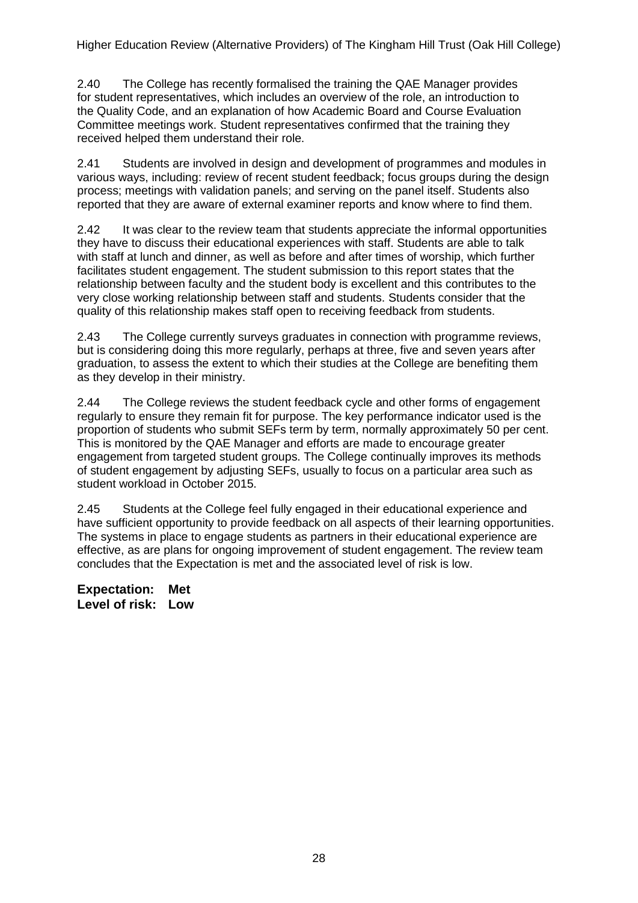2.40 The College has recently formalised the training the QAE Manager provides for student representatives, which includes an overview of the role, an introduction to the Quality Code, and an explanation of how Academic Board and Course Evaluation Committee meetings work. Student representatives confirmed that the training they received helped them understand their role.

2.41 Students are involved in design and development of programmes and modules in various ways, including: review of recent student feedback; focus groups during the design process; meetings with validation panels; and serving on the panel itself. Students also reported that they are aware of external examiner reports and know where to find them.

2.42 It was clear to the review team that students appreciate the informal opportunities they have to discuss their educational experiences with staff. Students are able to talk with staff at lunch and dinner, as well as before and after times of worship, which further facilitates student engagement. The student submission to this report states that the relationship between faculty and the student body is excellent and this contributes to the very close working relationship between staff and students. Students consider that the quality of this relationship makes staff open to receiving feedback from students.

2.43 The College currently surveys graduates in connection with programme reviews, but is considering doing this more regularly, perhaps at three, five and seven years after graduation, to assess the extent to which their studies at the College are benefiting them as they develop in their ministry.

2.44 The College reviews the student feedback cycle and other forms of engagement regularly to ensure they remain fit for purpose. The key performance indicator used is the proportion of students who submit SEFs term by term, normally approximately 50 per cent. This is monitored by the QAE Manager and efforts are made to encourage greater engagement from targeted student groups. The College continually improves its methods of student engagement by adjusting SEFs, usually to focus on a particular area such as student workload in October 2015.

2.45 Students at the College feel fully engaged in their educational experience and have sufficient opportunity to provide feedback on all aspects of their learning opportunities. The systems in place to engage students as partners in their educational experience are effective, as are plans for ongoing improvement of student engagement. The review team concludes that the Expectation is met and the associated level of risk is low.

**Expectation: Met**
**Level of risk: Low**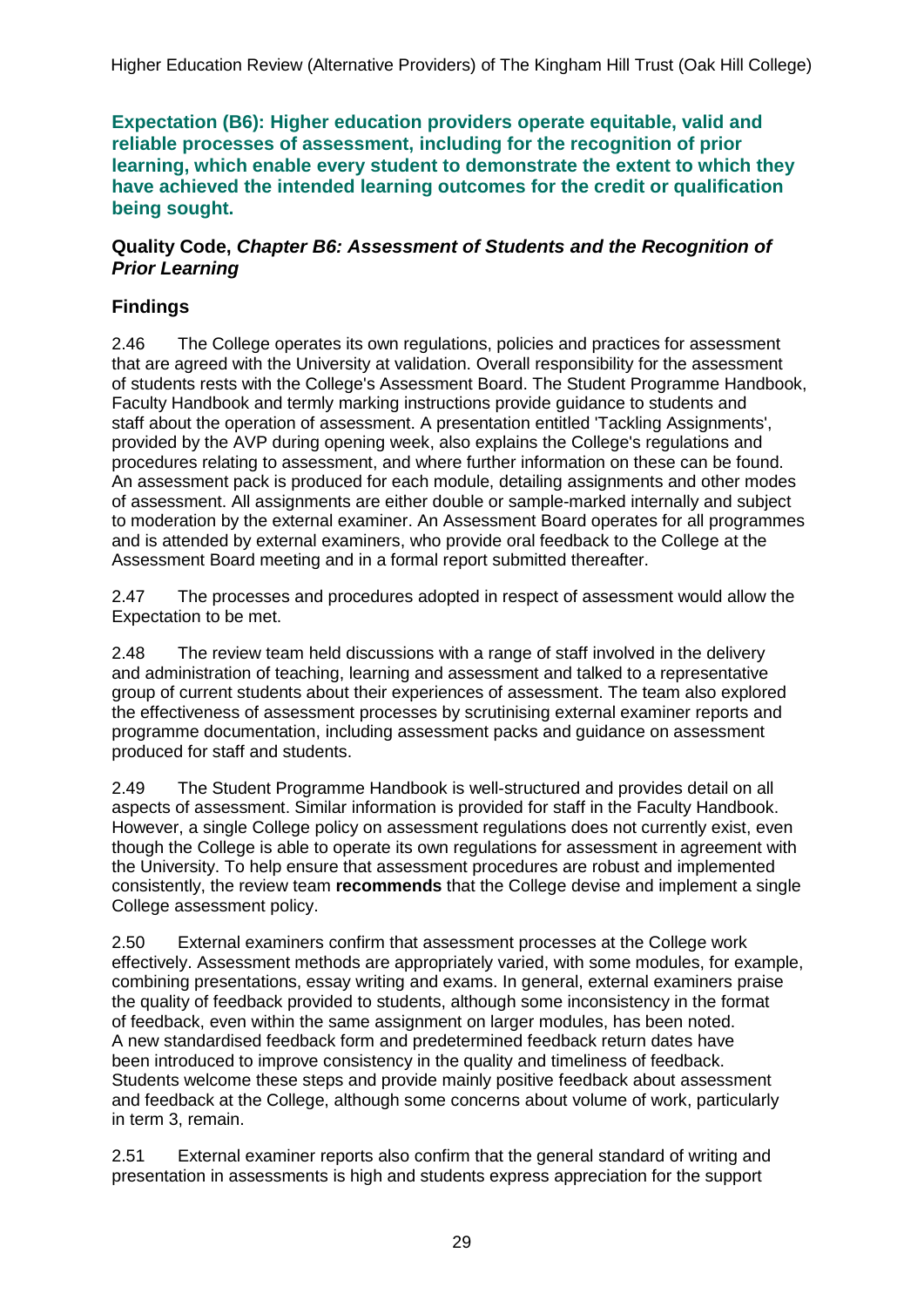### Expectation (B6): Higher education providers operate equitable, valid and reliable processes of assessment, including for the recognition of prior learning, which enable every student to demonstrate the extent to which they have achieved the intended learning outcomes for the credit or qualification being sought.

#### Quality Code, *Chapter B6: Assessment of Students and the Recognition of Prior Learning*

#### Findings

2.46 The College operates its own regulations, policies and practices for assessment that are agreed with the University at validation. Overall responsibility for the assessment of students rests with the College's Assessment Board. The Student Programme Handbook, Faculty Handbook and termly marking instructions provide guidance to students and staff about the operation of assessment. A presentation entitled 'Tackling Assignments', provided by the AVP during opening week, also explains the College's regulations and procedures relating to assessment, and where further information on these can be found. An assessment pack is produced for each module, detailing assignments and other modes of assessment. All assignments are either double or sample-marked internally and subject to moderation by the external examiner. An Assessment Board operates for all programmes and is attended by external examiners, who provide oral feedback to the College at the Assessment Board meeting and in a formal report submitted thereafter.

2.47 The processes and procedures adopted in respect of assessment would allow the Expectation to be met.

2.48 The review team held discussions with a range of staff involved in the delivery and administration of teaching, learning and assessment and talked to a representative group of current students about their experiences of assessment. The team also explored the effectiveness of assessment processes by scrutinising external examiner reports and programme documentation, including assessment packs and guidance on assessment produced for staff and students.

2.49 The Student Programme Handbook is well-structured and provides detail on all aspects of assessment. Similar information is provided for staff in the Faculty Handbook. However, a single College policy on assessment regulations does not currently exist, even though the College is able to operate its own regulations for assessment in agreement with the University. To help ensure that assessment procedures are robust and implemented consistently, the review team **recommends** that the College devise and implement a single College assessment policy.

2.50 External examiners confirm that assessment processes at the College work effectively. Assessment methods are appropriately varied, with some modules, for example, combining presentations, essay writing and exams. In general, external examiners praise the quality of feedback provided to students, although some inconsistency in the format of feedback, even within the same assignment on larger modules, has been noted. A new standardised feedback form and predetermined feedback return dates have been introduced to improve consistency in the quality and timeliness of feedback. Students welcome these steps and provide mainly positive feedback about assessment and feedback at the College, although some concerns about volume of work, particularly in term 3, remain.

2.51 External examiner reports also confirm that the general standard of writing and presentation in assessments is high and students express appreciation for the support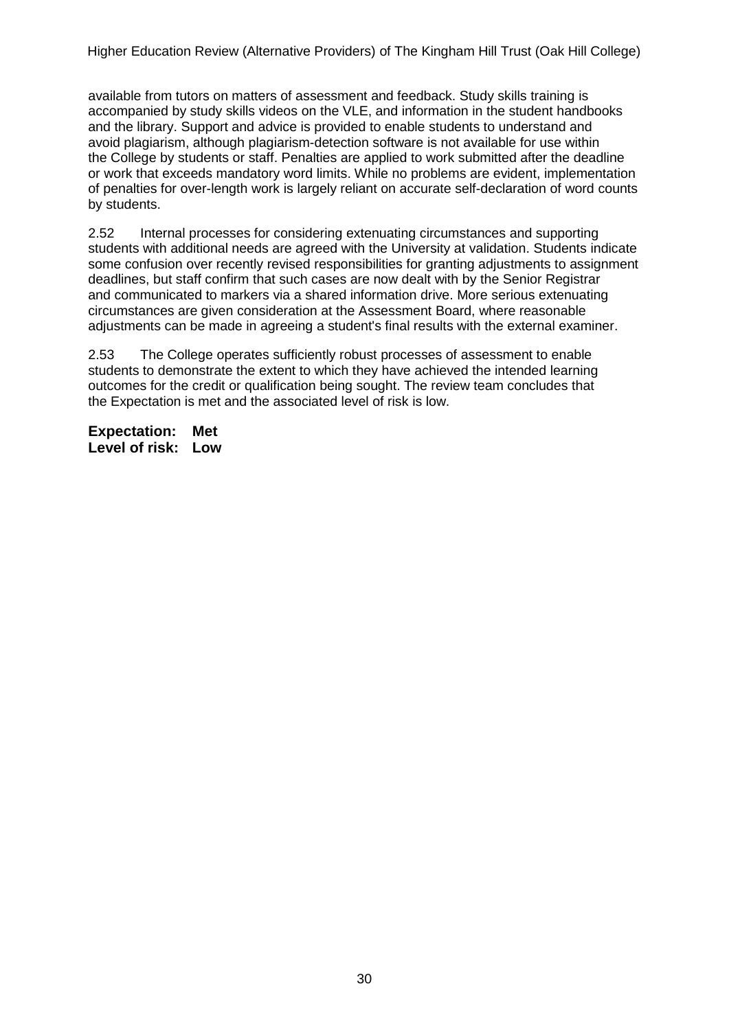available from tutors on matters of assessment and feedback. Study skills training is accompanied by study skills videos on the VLE, and information in the student handbooks and the library. Support and advice is provided to enable students to understand and avoid plagiarism, although plagiarism-detection software is not available for use within the College by students or staff. Penalties are applied to work submitted after the deadline or work that exceeds mandatory word limits. While no problems are evident, implementation of penalties for over-length work is largely reliant on accurate self-declaration of word counts by students.

2.52 Internal processes for considering extenuating circumstances and supporting students with additional needs are agreed with the University at validation. Students indicate some confusion over recently revised responsibilities for granting adjustments to assignment deadlines, but staff confirm that such cases are now dealt with by the Senior Registrar and communicated to markers via a shared information drive. More serious extenuating circumstances are given consideration at the Assessment Board, where reasonable adjustments can be made in agreeing a student's final results with the external examiner.

2.53 The College operates sufficiently robust processes of assessment to enable students to demonstrate the extent to which they have achieved the intended learning outcomes for the credit or qualification being sought. The review team concludes that the Expectation is met and the associated level of risk is low.

**Expectation: Met**
**Level of risk: Low**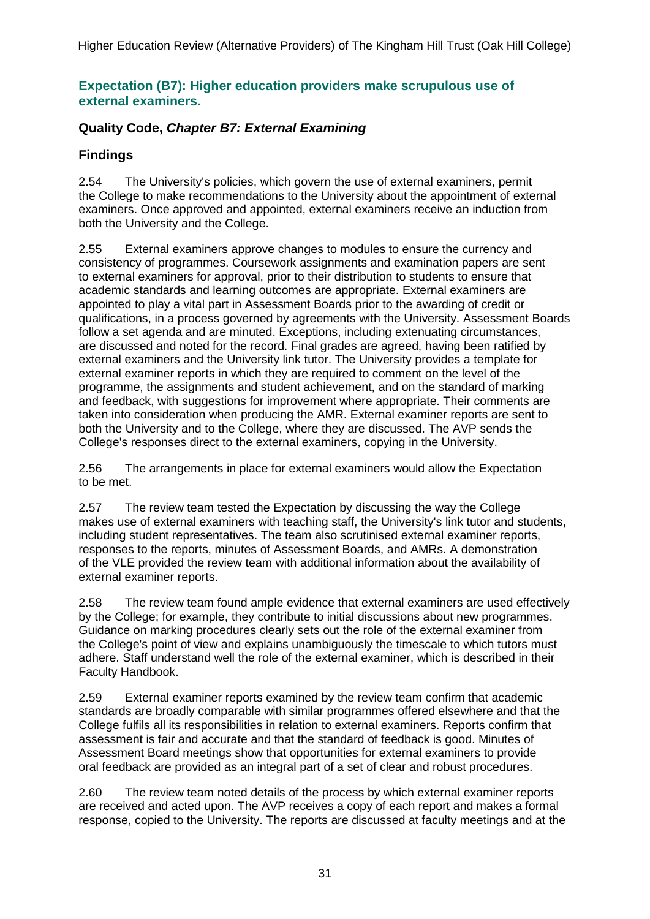### Expectation (B7): Higher education providers make scrupulous use of external examiners.

### Quality Code, *Chapter B7: External Examining*

### Findings

2.54 The University's policies, which govern the use of external examiners, permit the College to make recommendations to the University about the appointment of external examiners. Once approved and appointed, external examiners receive an induction from both the University and the College.

2.55 External examiners approve changes to modules to ensure the currency and consistency of programmes. Coursework assignments and examination papers are sent to external examiners for approval, prior to their distribution to students to ensure that academic standards and learning outcomes are appropriate. External examiners are appointed to play a vital part in Assessment Boards prior to the awarding of credit or qualifications, in a process governed by agreements with the University. Assessment Boards follow a set agenda and are minuted. Exceptions, including extenuating circumstances, are discussed and noted for the record. Final grades are agreed, having been ratified by external examiners and the University link tutor. The University provides a template for external examiner reports in which they are required to comment on the level of the programme, the assignments and student achievement, and on the standard of marking and feedback, with suggestions for improvement where appropriate. Their comments are taken into consideration when producing the AMR. External examiner reports are sent to both the University and to the College, where they are discussed. The AVP sends the College's responses direct to the external examiners, copying in the University.

2.56 The arrangements in place for external examiners would allow the Expectation to be met.

2.57 The review team tested the Expectation by discussing the way the College makes use of external examiners with teaching staff, the University's link tutor and students, including student representatives. The team also scrutinised external examiner reports, responses to the reports, minutes of Assessment Boards, and AMRs. A demonstration of the VLE provided the review team with additional information about the availability of external examiner reports.

2.58 The review team found ample evidence that external examiners are used effectively by the College; for example, they contribute to initial discussions about new programmes. Guidance on marking procedures clearly sets out the role of the external examiner from the College's point of view and explains unambiguously the timescale to which tutors must adhere. Staff understand well the role of the external examiner, which is described in their Faculty Handbook.

2.59 External examiner reports examined by the review team confirm that academic standards are broadly comparable with similar programmes offered elsewhere and that the College fulfils all its responsibilities in relation to external examiners. Reports confirm that assessment is fair and accurate and that the standard of feedback is good. Minutes of Assessment Board meetings show that opportunities for external examiners to provide oral feedback are provided as an integral part of a set of clear and robust procedures.

2.60 The review team noted details of the process by which external examiner reports are received and acted upon. The AVP receives a copy of each report and makes a formal response, copied to the University. The reports are discussed at faculty meetings and at the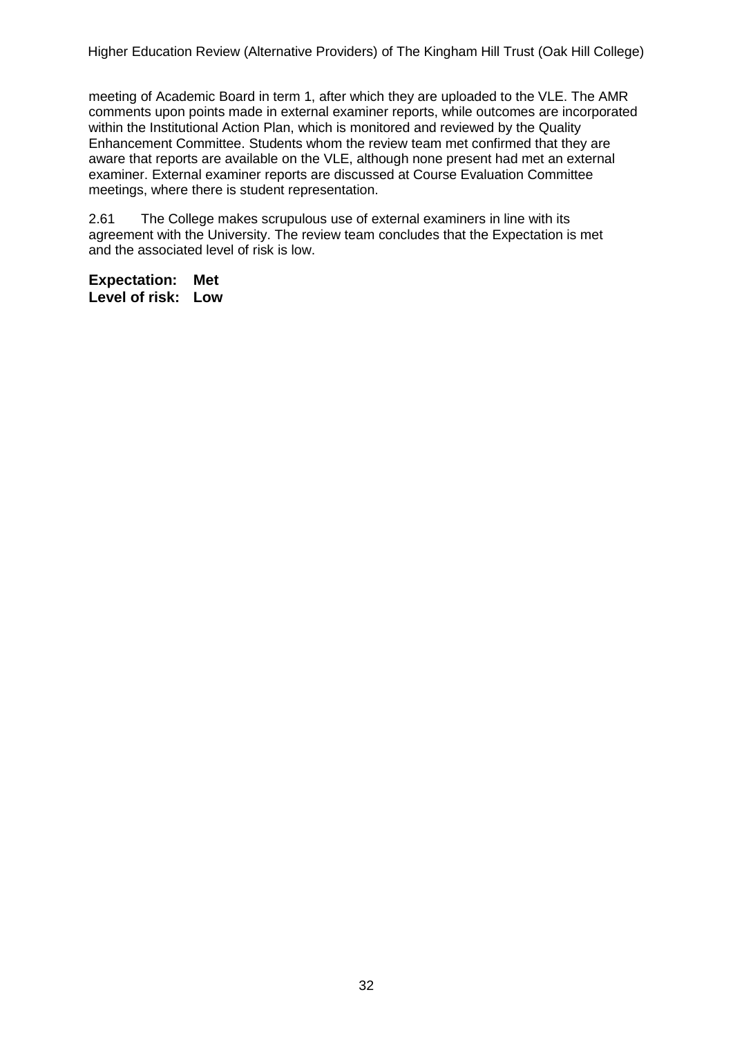meeting of Academic Board in term 1, after which they are uploaded to the VLE. The AMR comments upon points made in external examiner reports, while outcomes are incorporated within the Institutional Action Plan, which is monitored and reviewed by the Quality Enhancement Committee. Students whom the review team met confirmed that they are aware that reports are available on the VLE, although none present had met an external examiner. External examiner reports are discussed at Course Evaluation Committee meetings, where there is student representation.

2.61 The College makes scrupulous use of external examiners in line with its agreement with the University. The review team concludes that the Expectation is met and the associated level of risk is low.

**Expectation: Met**
**Level of risk: Low**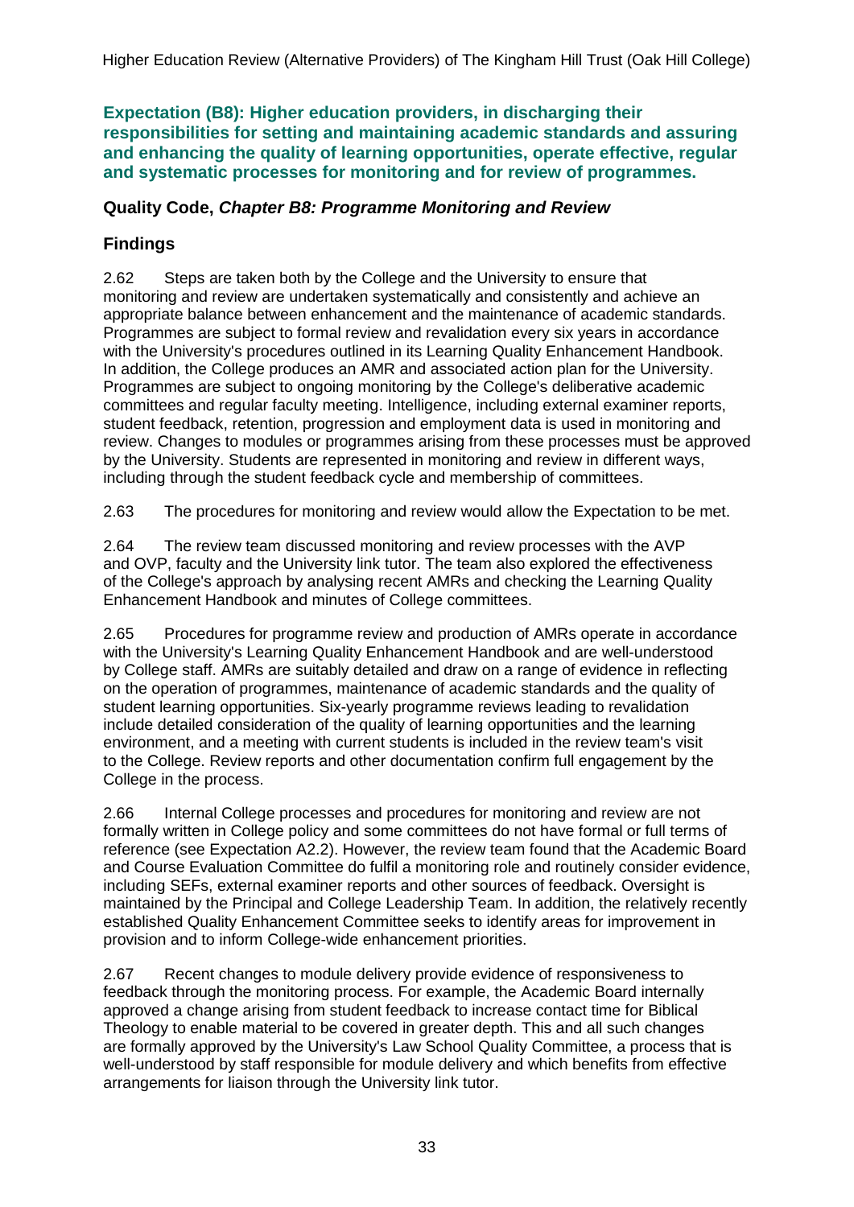**Expectation (B8): Higher education providers, in discharging their responsibilities for setting and maintaining academic standards and assuring and enhancing the quality of learning opportunities, operate effective, regular and systematic processes for monitoring and for review of programmes.**

### Quality Code, *Chapter B8: Programme Monitoring and Review*

### Findings

2.62 Steps are taken both by the College and the University to ensure that monitoring and review are undertaken systematically and consistently and achieve an appropriate balance between enhancement and the maintenance of academic standards. Programmes are subject to formal review and revalidation every six years in accordance with the University's procedures outlined in its Learning Quality Enhancement Handbook. In addition, the College produces an AMR and associated action plan for the University. Programmes are subject to ongoing monitoring by the College's deliberative academic committees and regular faculty meeting. Intelligence, including external examiner reports, student feedback, retention, progression and employment data is used in monitoring and review. Changes to modules or programmes arising from these processes must be approved by the University. Students are represented in monitoring and review in different ways, including through the student feedback cycle and membership of committees.

2.63 The procedures for monitoring and review would allow the Expectation to be met.

2.64 The review team discussed monitoring and review processes with the AVP and OVP, faculty and the University link tutor. The team also explored the effectiveness of the College's approach by analysing recent AMRs and checking the Learning Quality Enhancement Handbook and minutes of College committees.

2.65 Procedures for programme review and production of AMRs operate in accordance with the University's Learning Quality Enhancement Handbook and are well-understood by College staff. AMRs are suitably detailed and draw on a range of evidence in reflecting on the operation of programmes, maintenance of academic standards and the quality of student learning opportunities. Six-yearly programme reviews leading to revalidation include detailed consideration of the quality of learning opportunities and the learning environment, and a meeting with current students is included in the review team's visit to the College. Review reports and other documentation confirm full engagement by the College in the process.

2.66 Internal College processes and procedures for monitoring and review are not formally written in College policy and some committees do not have formal or full terms of reference (see Expectation A2.2). However, the review team found that the Academic Board and Course Evaluation Committee do fulfil a monitoring role and routinely consider evidence, including SEFs, external examiner reports and other sources of feedback. Oversight is maintained by the Principal and College Leadership Team. In addition, the relatively recently established Quality Enhancement Committee seeks to identify areas for improvement in provision and to inform College-wide enhancement priorities.

2.67 Recent changes to module delivery provide evidence of responsiveness to feedback through the monitoring process. For example, the Academic Board internally approved a change arising from student feedback to increase contact time for Biblical Theology to enable material to be covered in greater depth. This and all such changes are formally approved by the University's Law School Quality Committee, a process that is well-understood by staff responsible for module delivery and which benefits from effective arrangements for liaison through the University link tutor.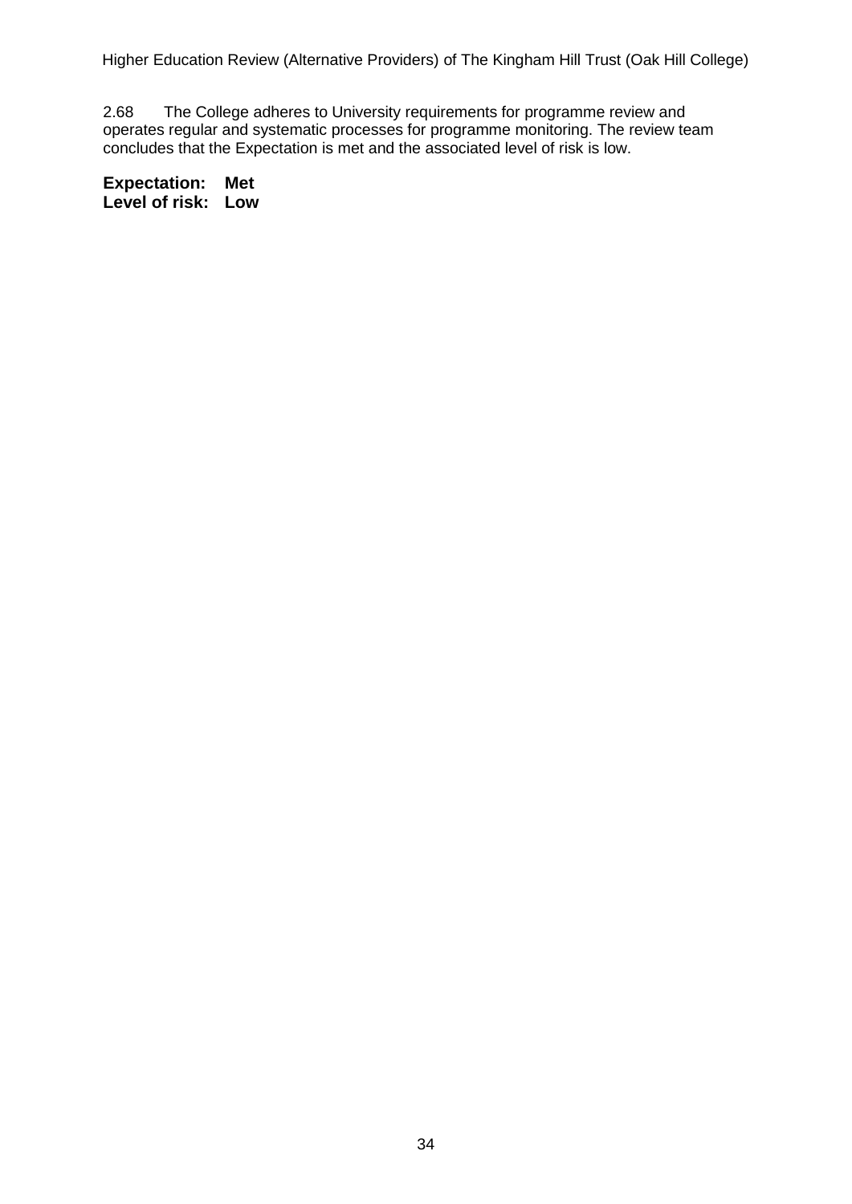2.68 The College adheres to University requirements for programme review and operates regular and systematic processes for programme monitoring. The review team concludes that the Expectation is met and the associated level of risk is low.

**Expectation: Met**
**Level of risk: Low**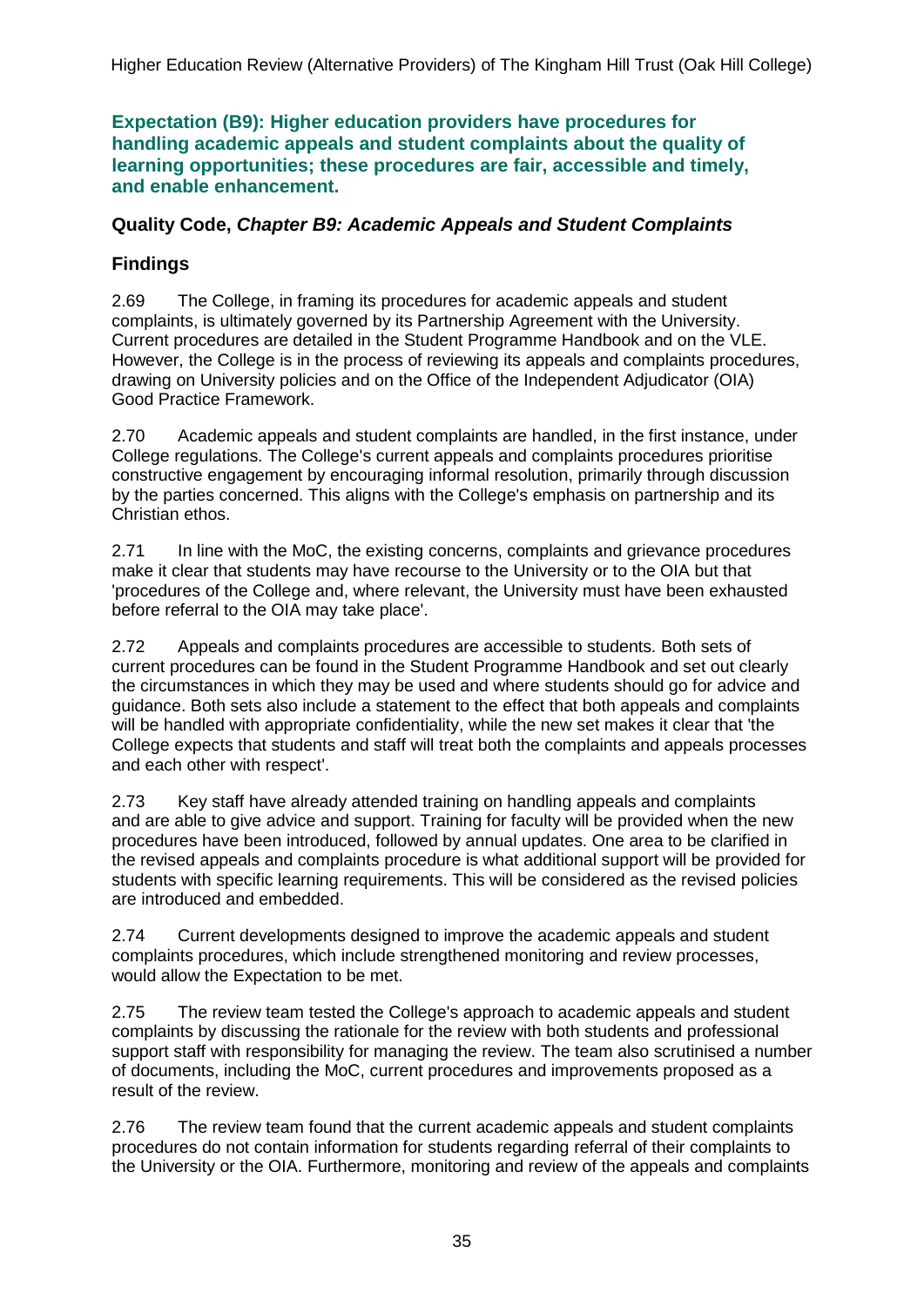## Expectation (B9): Higher education providers have procedures for handling academic appeals and student complaints about the quality of learning opportunities; these procedures are fair, accessible and timely, and enable enhancement.

### Quality Code, *Chapter B9: Academic Appeals and Student Complaints*

### Findings

2.69 The College, in framing its procedures for academic appeals and student complaints, is ultimately governed by its Partnership Agreement with the University. Current procedures are detailed in the Student Programme Handbook and on the VLE. However, the College is in the process of reviewing its appeals and complaints procedures, drawing on University policies and on the Office of the Independent Adjudicator (OIA) Good Practice Framework.

2.70 Academic appeals and student complaints are handled, in the first instance, under College regulations. The College's current appeals and complaints procedures prioritise constructive engagement by encouraging informal resolution, primarily through discussion by the parties concerned. This aligns with the College's emphasis on partnership and its Christian ethos.

2.71 In line with the MoC, the existing concerns, complaints and grievance procedures make it clear that students may have recourse to the University or to the OIA but that 'procedures of the College and, where relevant, the University must have been exhausted before referral to the OIA may take place'.

2.72 Appeals and complaints procedures are accessible to students. Both sets of current procedures can be found in the Student Programme Handbook and set out clearly the circumstances in which they may be used and where students should go for advice and guidance. Both sets also include a statement to the effect that both appeals and complaints will be handled with appropriate confidentiality, while the new set makes it clear that 'the College expects that students and staff will treat both the complaints and appeals processes and each other with respect'.

2.73 Key staff have already attended training on handling appeals and complaints and are able to give advice and support. Training for faculty will be provided when the new procedures have been introduced, followed by annual updates. One area to be clarified in the revised appeals and complaints procedure is what additional support will be provided for students with specific learning requirements. This will be considered as the revised policies are introduced and embedded.

2.74 Current developments designed to improve the academic appeals and student complaints procedures, which include strengthened monitoring and review processes, would allow the Expectation to be met.

2.75 The review team tested the College's approach to academic appeals and student complaints by discussing the rationale for the review with both students and professional support staff with responsibility for managing the review. The team also scrutinised a number of documents, including the MoC, current procedures and improvements proposed as a result of the review.

2.76 The review team found that the current academic appeals and student complaints procedures do not contain information for students regarding referral of their complaints to the University or the OIA. Furthermore, monitoring and review of the appeals and complaints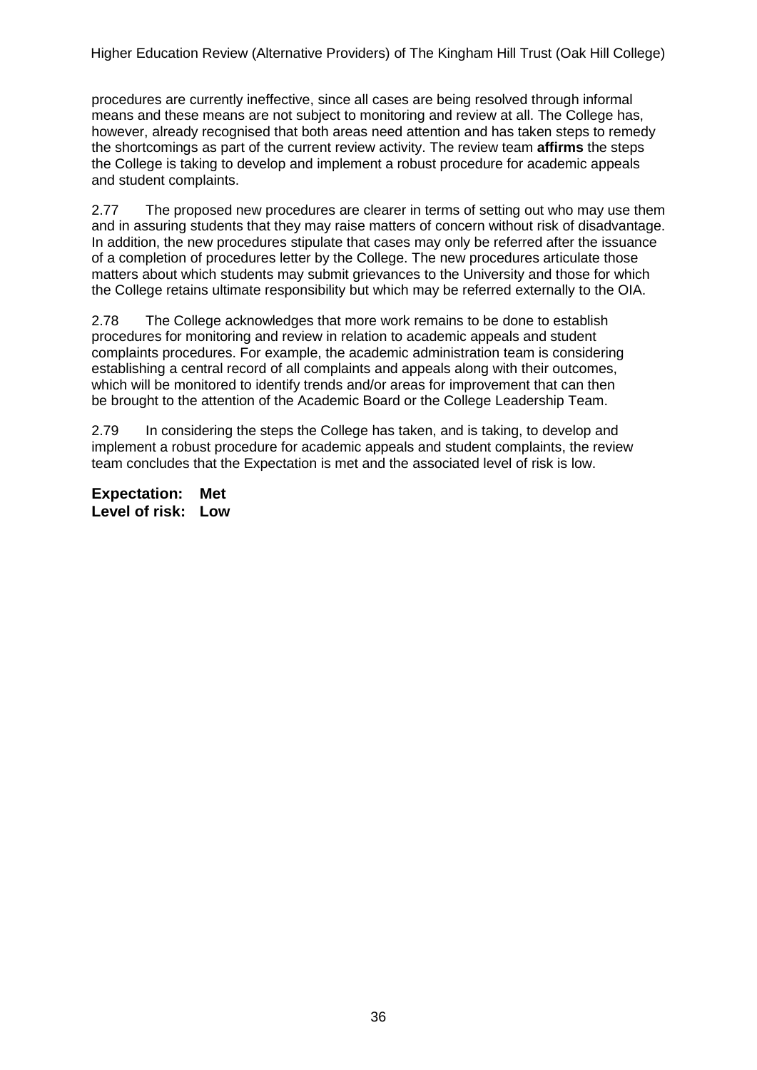procedures are currently ineffective, since all cases are being resolved through informal means and these means are not subject to monitoring and review at all. The College has, however, already recognised that both areas need attention and has taken steps to remedy the shortcomings as part of the current review activity. The review team **affirms** the steps the College is taking to develop and implement a robust procedure for academic appeals and student complaints.

2.77 The proposed new procedures are clearer in terms of setting out who may use them and in assuring students that they may raise matters of concern without risk of disadvantage. In addition, the new procedures stipulate that cases may only be referred after the issuance of a completion of procedures letter by the College. The new procedures articulate those matters about which students may submit grievances to the University and those for which the College retains ultimate responsibility but which may be referred externally to the OIA.

2.78 The College acknowledges that more work remains to be done to establish procedures for monitoring and review in relation to academic appeals and student complaints procedures. For example, the academic administration team is considering establishing a central record of all complaints and appeals along with their outcomes, which will be monitored to identify trends and/or areas for improvement that can then be brought to the attention of the Academic Board or the College Leadership Team.

2.79 In considering the steps the College has taken, and is taking, to develop and implement a robust procedure for academic appeals and student complaints, the review team concludes that the Expectation is met and the associated level of risk is low.

**Expectation: Met**
**Level of risk: Low**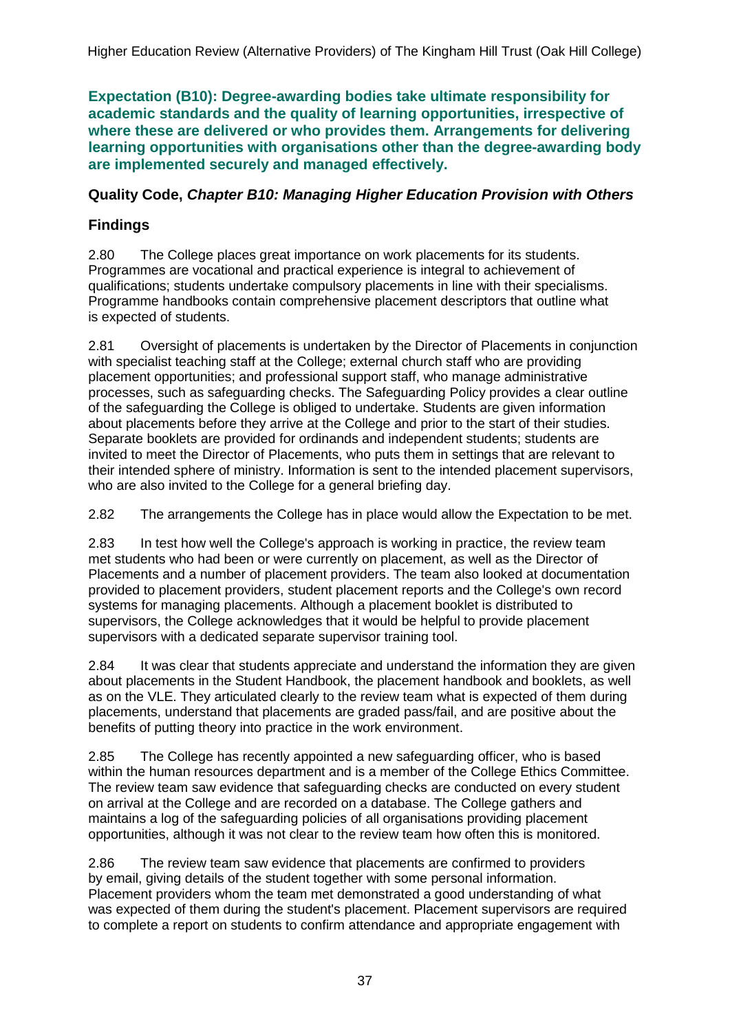**Expectation (B10): Degree-awarding bodies take ultimate responsibility for academic standards and the quality of learning opportunities, irrespective of where these are delivered or who provides them. Arrangements for delivering learning opportunities with organisations other than the degree-awarding body are implemented securely and managed effectively.**

### Quality Code, *Chapter B10: Managing Higher Education Provision with Others*

### Findings

2.80 The College places great importance on work placements for its students. Programmes are vocational and practical experience is integral to achievement of qualifications; students undertake compulsory placements in line with their specialisms. Programme handbooks contain comprehensive placement descriptors that outline what is expected of students.

2.81 Oversight of placements is undertaken by the Director of Placements in conjunction with specialist teaching staff at the College; external church staff who are providing placement opportunities; and professional support staff, who manage administrative processes, such as safeguarding checks. The Safeguarding Policy provides a clear outline of the safeguarding the College is obliged to undertake. Students are given information about placements before they arrive at the College and prior to the start of their studies. Separate booklets are provided for ordinands and independent students; students are invited to meet the Director of Placements, who puts them in settings that are relevant to their intended sphere of ministry. Information is sent to the intended placement supervisors, who are also invited to the College for a general briefing day.

2.82 The arrangements the College has in place would allow the Expectation to be met.

2.83 In test how well the College's approach is working in practice, the review team met students who had been or were currently on placement, as well as the Director of Placements and a number of placement providers. The team also looked at documentation provided to placement providers, student placement reports and the College's own record systems for managing placements. Although a placement booklet is distributed to supervisors, the College acknowledges that it would be helpful to provide placement supervisors with a dedicated separate supervisor training tool.

2.84 It was clear that students appreciate and understand the information they are given about placements in the Student Handbook, the placement handbook and booklets, as well as on the VLE. They articulated clearly to the review team what is expected of them during placements, understand that placements are graded pass/fail, and are positive about the benefits of putting theory into practice in the work environment.

2.85 The College has recently appointed a new safeguarding officer, who is based within the human resources department and is a member of the College Ethics Committee. The review team saw evidence that safeguarding checks are conducted on every student on arrival at the College and are recorded on a database. The College gathers and maintains a log of the safeguarding policies of all organisations providing placement opportunities, although it was not clear to the review team how often this is monitored.

2.86 The review team saw evidence that placements are confirmed to providers by email, giving details of the student together with some personal information. Placement providers whom the team met demonstrated a good understanding of what was expected of them during the student's placement. Placement supervisors are required to complete a report on students to confirm attendance and appropriate engagement with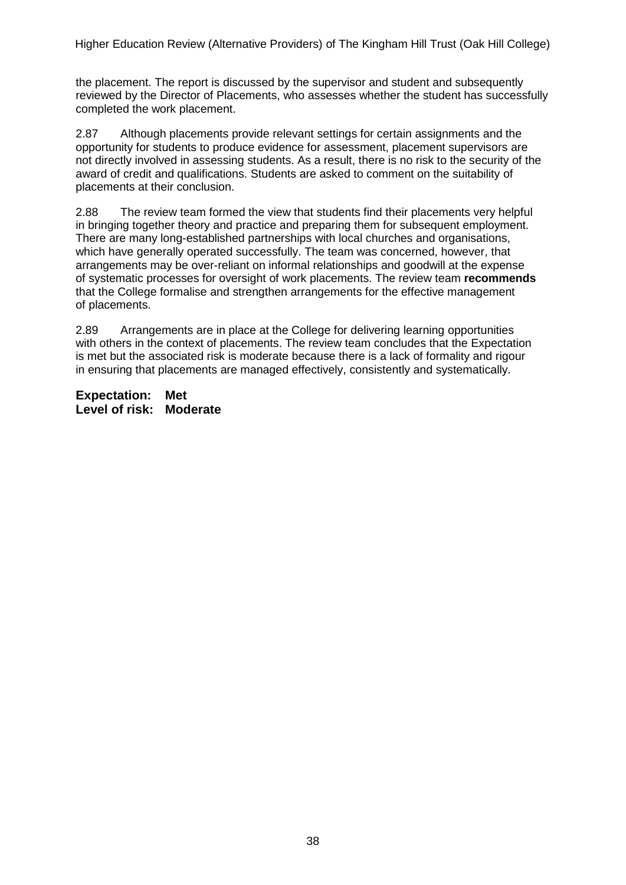the placement. The report is discussed by the supervisor and student and subsequently reviewed by the Director of Placements, who assesses whether the student has successfully completed the work placement.

2.87 Although placements provide relevant settings for certain assignments and the opportunity for students to produce evidence for assessment, placement supervisors are not directly involved in assessing students. As a result, there is no risk to the security of the award of credit and qualifications. Students are asked to comment on the suitability of placements at their conclusion.

2.88 The review team formed the view that students find their placements very helpful in bringing together theory and practice and preparing them for subsequent employment. There are many long-established partnerships with local churches and organisations, which have generally operated successfully. The team was concerned, however, that arrangements may be over-reliant on informal relationships and goodwill at the expense of systematic processes for oversight of work placements. The review team **recommends** that the College formalise and strengthen arrangements for the effective management of placements.

2.89 Arrangements are in place at the College for delivering learning opportunities with others in the context of placements. The review team concludes that the Expectation is met but the associated risk is moderate because there is a lack of formality and rigour in ensuring that placements are managed effectively, consistently and systematically.

**Expectation: Met**
**Level of risk: Moderate**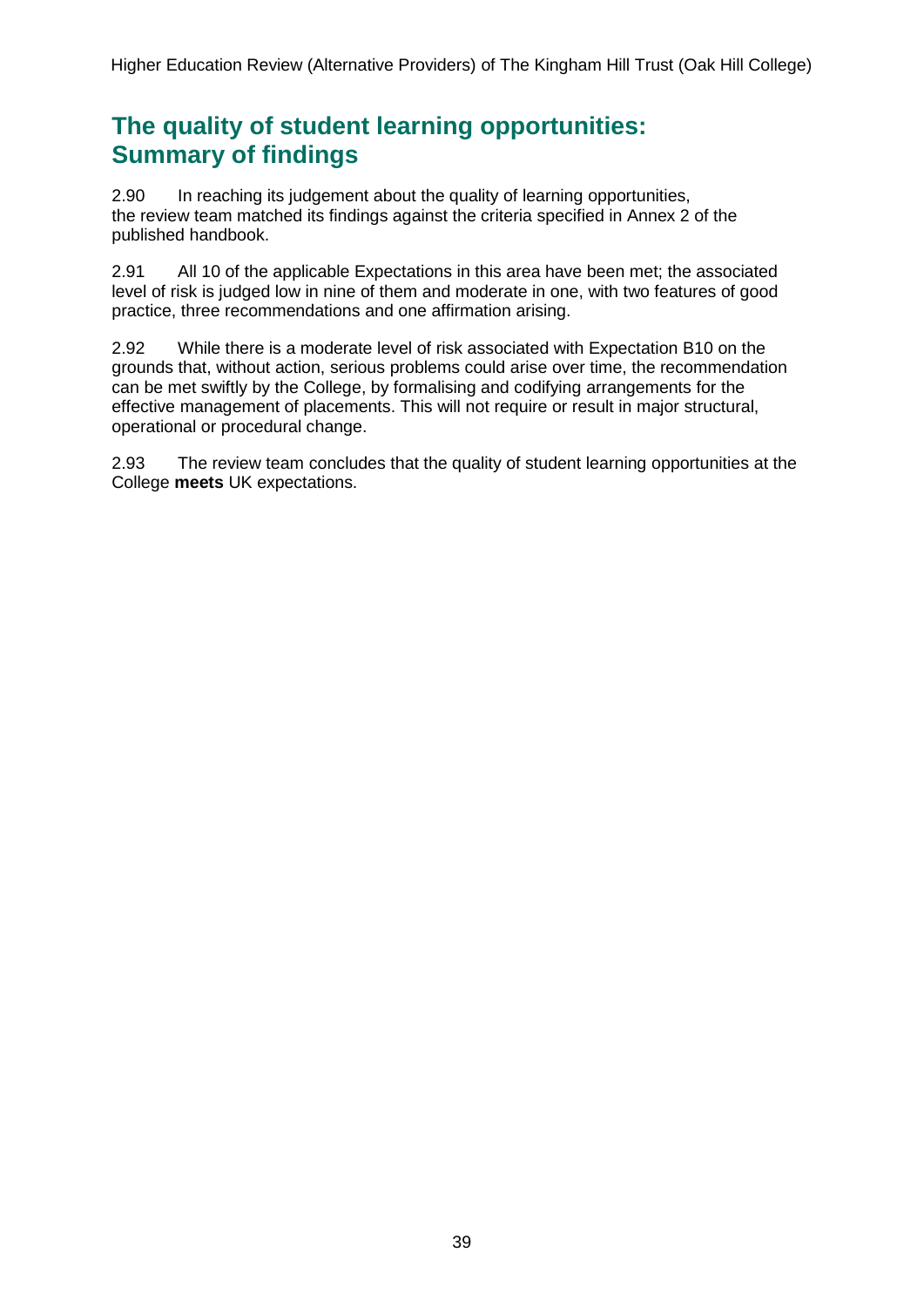## The quality of student learning opportunities: Summary of findings

2.90 In reaching its judgement about the quality of learning opportunities, the review team matched its findings against the criteria specified in Annex 2 of the published handbook.

2.91 All 10 of the applicable Expectations in this area have been met; the associated level of risk is judged low in nine of them and moderate in one, with two features of good practice, three recommendations and one affirmation arising.

2.92 While there is a moderate level of risk associated with Expectation B10 on the grounds that, without action, serious problems could arise over time, the recommendation can be met swiftly by the College, by formalising and codifying arrangements for the effective management of placements. This will not require or result in major structural, operational or procedural change.

2.93 The review team concludes that the quality of student learning opportunities at the College **meets** UK expectations.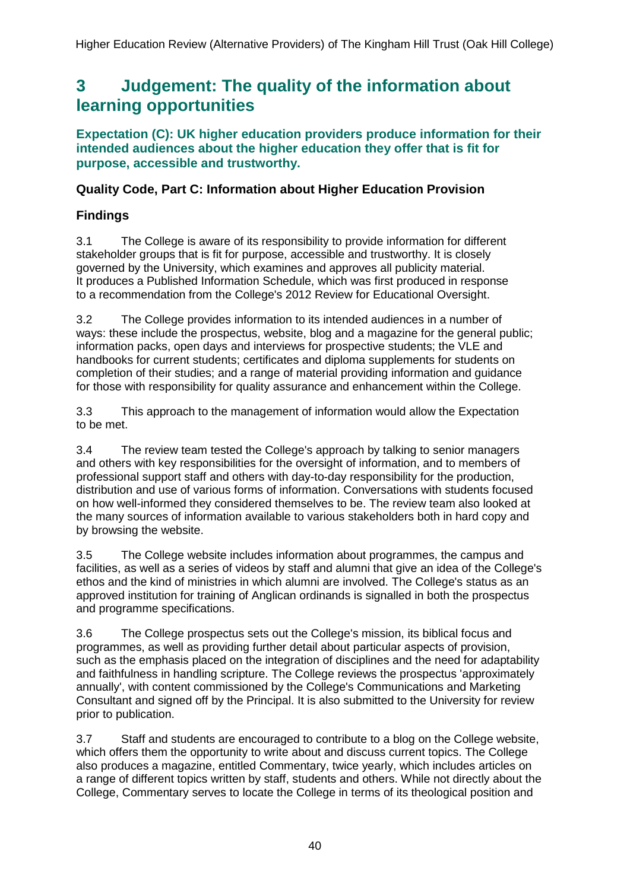## 3 Judgement: The quality of the information about learning opportunities

**Expectation (C): UK higher education providers produce information for their intended audiences about the higher education they offer that is fit for purpose, accessible and trustworthy.**

### Quality Code, Part C: Information about Higher Education Provision

### Findings

3.1 The College is aware of its responsibility to provide information for different stakeholder groups that is fit for purpose, accessible and trustworthy. It is closely governed by the University, which examines and approves all publicity material. It produces a Published Information Schedule, which was first produced in response to a recommendation from the College's 2012 Review for Educational Oversight.

3.2 The College provides information to its intended audiences in a number of ways: these include the prospectus, website, blog and a magazine for the general public; information packs, open days and interviews for prospective students; the VLE and handbooks for current students; certificates and diploma supplements for students on completion of their studies; and a range of material providing information and guidance for those with responsibility for quality assurance and enhancement within the College.

3.3 This approach to the management of information would allow the Expectation to be met.

3.4 The review team tested the College's approach by talking to senior managers and others with key responsibilities for the oversight of information, and to members of professional support staff and others with day-to-day responsibility for the production, distribution and use of various forms of information. Conversations with students focused on how well-informed they considered themselves to be. The review team also looked at the many sources of information available to various stakeholders both in hard copy and by browsing the website.

3.5 The College website includes information about programmes, the campus and facilities, as well as a series of videos by staff and alumni that give an idea of the College's ethos and the kind of ministries in which alumni are involved. The College's status as an approved institution for training of Anglican ordinands is signalled in both the prospectus and programme specifications.

3.6 The College prospectus sets out the College's mission, its biblical focus and programmes, as well as providing further detail about particular aspects of provision, such as the emphasis placed on the integration of disciplines and the need for adaptability and faithfulness in handling scripture. The College reviews the prospectus 'approximately annually', with content commissioned by the College's Communications and Marketing Consultant and signed off by the Principal. It is also submitted to the University for review prior to publication.

3.7 Staff and students are encouraged to contribute to a blog on the College website, which offers them the opportunity to write about and discuss current topics. The College also produces a magazine, entitled Commentary, twice yearly, which includes articles on a range of different topics written by staff, students and others. While not directly about the College, Commentary serves to locate the College in terms of its theological position and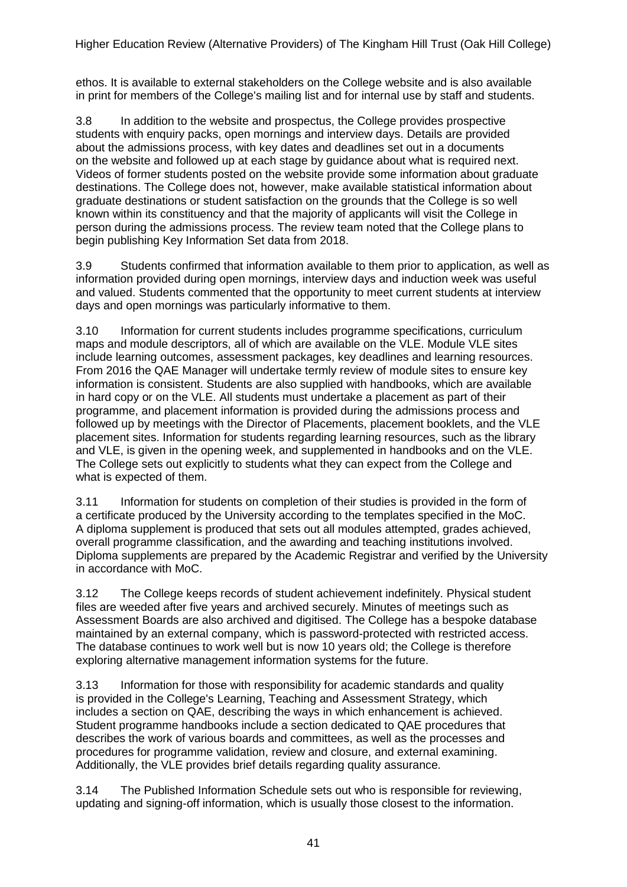ethos. It is available to external stakeholders on the College website and is also available in print for members of the College's mailing list and for internal use by staff and students.

3.8 In addition to the website and prospectus, the College provides prospective students with enquiry packs, open mornings and interview days. Details are provided about the admissions process, with key dates and deadlines set out in a documents on the website and followed up at each stage by guidance about what is required next. Videos of former students posted on the website provide some information about graduate destinations. The College does not, however, make available statistical information about graduate destinations or student satisfaction on the grounds that the College is so well known within its constituency and that the majority of applicants will visit the College in person during the admissions process. The review team noted that the College plans to begin publishing Key Information Set data from 2018.

3.9 Students confirmed that information available to them prior to application, as well as information provided during open mornings, interview days and induction week was useful and valued. Students commented that the opportunity to meet current students at interview days and open mornings was particularly informative to them.

3.10 Information for current students includes programme specifications, curriculum maps and module descriptors, all of which are available on the VLE. Module VLE sites include learning outcomes, assessment packages, key deadlines and learning resources. From 2016 the QAE Manager will undertake termly review of module sites to ensure key information is consistent. Students are also supplied with handbooks, which are available in hard copy or on the VLE. All students must undertake a placement as part of their programme, and placement information is provided during the admissions process and followed up by meetings with the Director of Placements, placement booklets, and the VLE placement sites. Information for students regarding learning resources, such as the library and VLE, is given in the opening week, and supplemented in handbooks and on the VLE. The College sets out explicitly to students what they can expect from the College and what is expected of them.

3.11 Information for students on completion of their studies is provided in the form of a certificate produced by the University according to the templates specified in the MoC. A diploma supplement is produced that sets out all modules attempted, grades achieved, overall programme classification, and the awarding and teaching institutions involved. Diploma supplements are prepared by the Academic Registrar and verified by the University in accordance with MoC.

3.12 The College keeps records of student achievement indefinitely. Physical student files are weeded after five years and archived securely. Minutes of meetings such as Assessment Boards are also archived and digitised. The College has a bespoke database maintained by an external company, which is password-protected with restricted access. The database continues to work well but is now 10 years old; the College is therefore exploring alternative management information systems for the future.

3.13 Information for those with responsibility for academic standards and quality is provided in the College's Learning, Teaching and Assessment Strategy, which includes a section on QAE, describing the ways in which enhancement is achieved. Student programme handbooks include a section dedicated to QAE procedures that describes the work of various boards and committees, as well as the processes and procedures for programme validation, review and closure, and external examining. Additionally, the VLE provides brief details regarding quality assurance.

3.14 The Published Information Schedule sets out who is responsible for reviewing, updating and signing-off information, which is usually those closest to the information.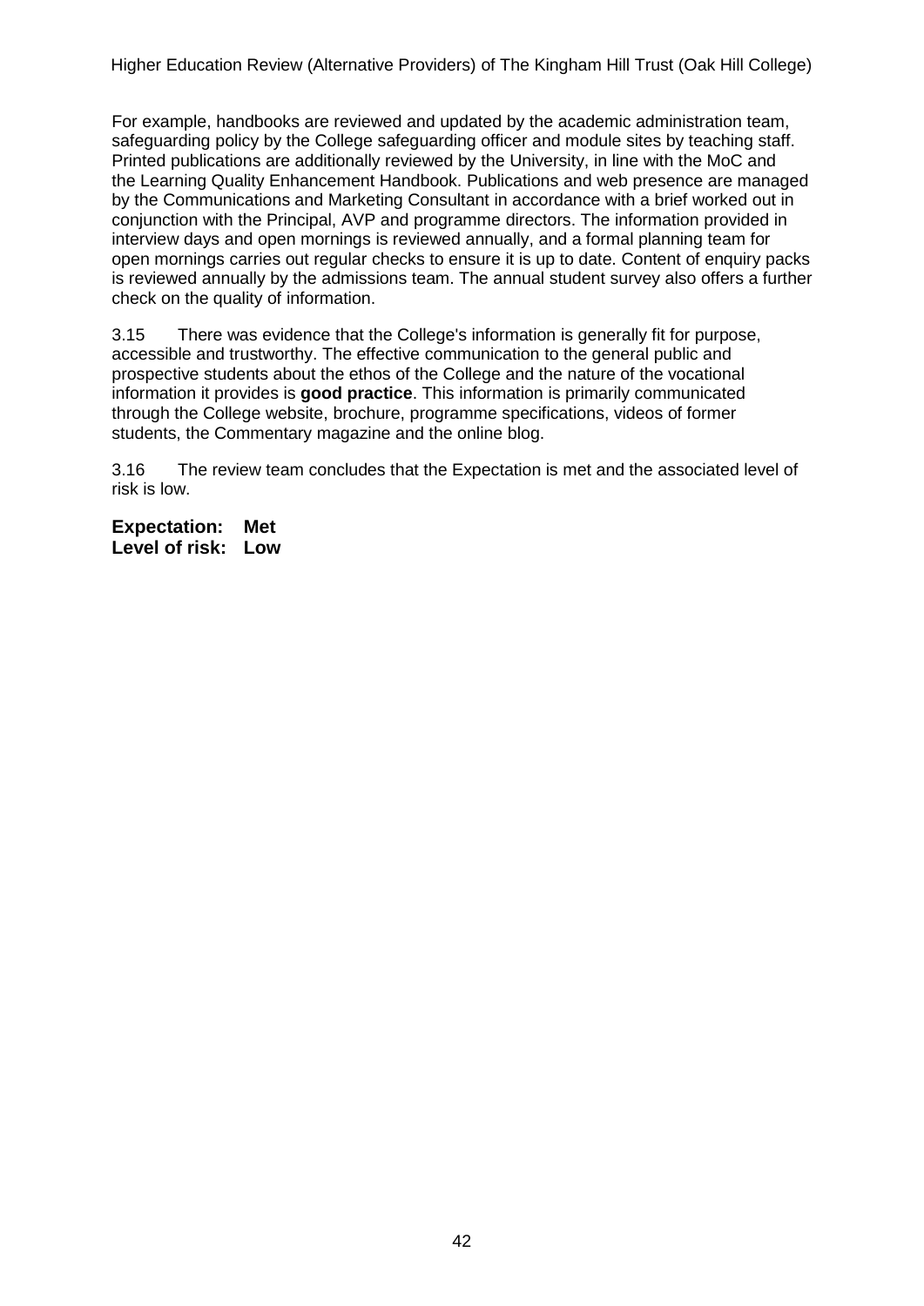For example, handbooks are reviewed and updated by the academic administration team, safeguarding policy by the College safeguarding officer and module sites by teaching staff. Printed publications are additionally reviewed by the University, in line with the MoC and the Learning Quality Enhancement Handbook. Publications and web presence are managed by the Communications and Marketing Consultant in accordance with a brief worked out in conjunction with the Principal, AVP and programme directors. The information provided in interview days and open mornings is reviewed annually, and a formal planning team for open mornings carries out regular checks to ensure it is up to date. Content of enquiry packs is reviewed annually by the admissions team. The annual student survey also offers a further check on the quality of information.

3.15 There was evidence that the College's information is generally fit for purpose, accessible and trustworthy. The effective communication to the general public and prospective students about the ethos of the College and the nature of the vocational information it provides is **good practice**. This information is primarily communicated through the College website, brochure, programme specifications, videos of former students, the Commentary magazine and the online blog.

3.16 The review team concludes that the Expectation is met and the associated level of risk is low.

**Expectation: Met**
**Level of risk: Low**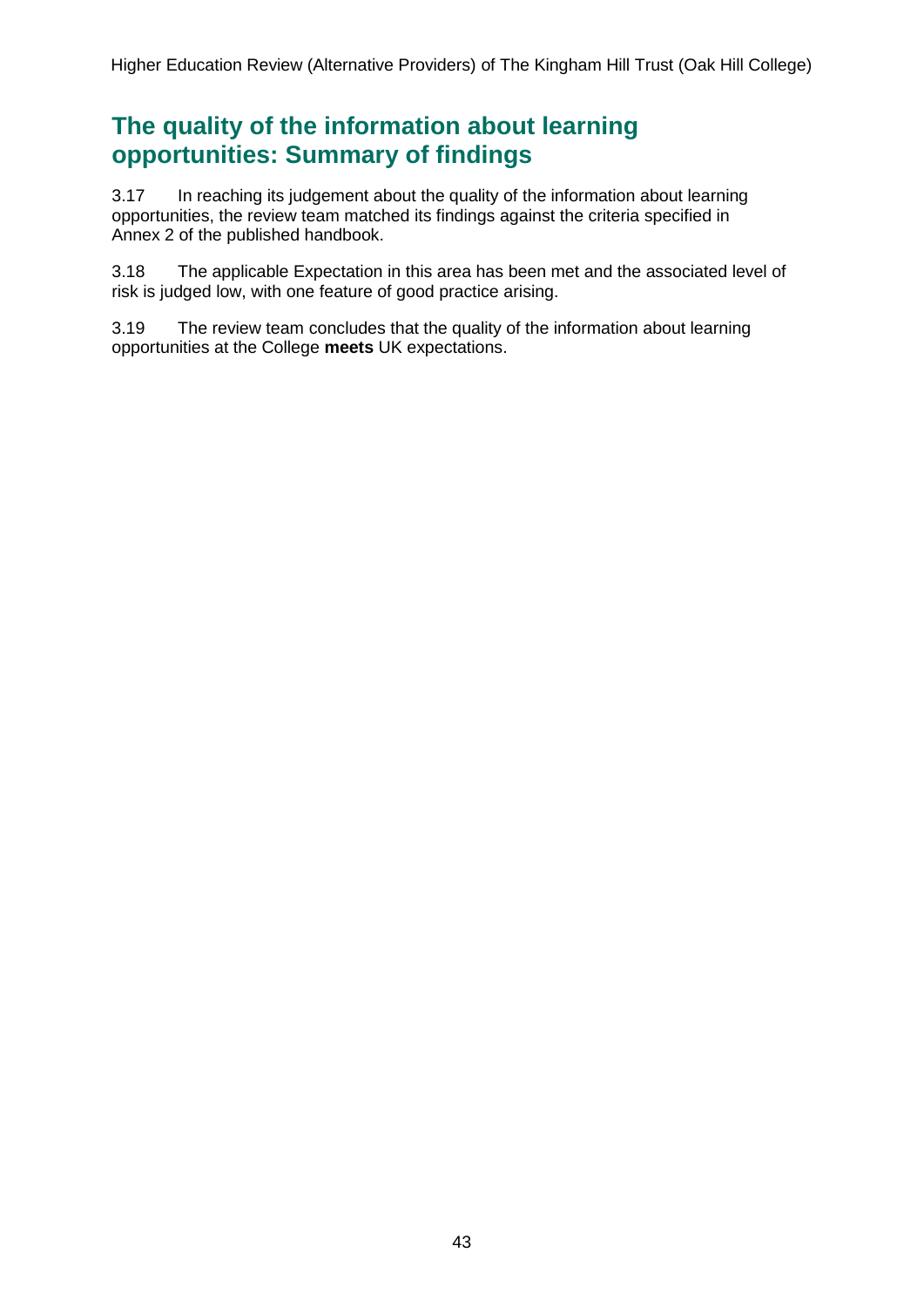## The quality of the information about learning opportunities: Summary of findings

3.17 In reaching its judgement about the quality of the information about learning opportunities, the review team matched its findings against the criteria specified in Annex 2 of the published handbook.

3.18 The applicable Expectation in this area has been met and the associated level of risk is judged low, with one feature of good practice arising.

3.19 The review team concludes that the quality of the information about learning opportunities at the College **meets** UK expectations.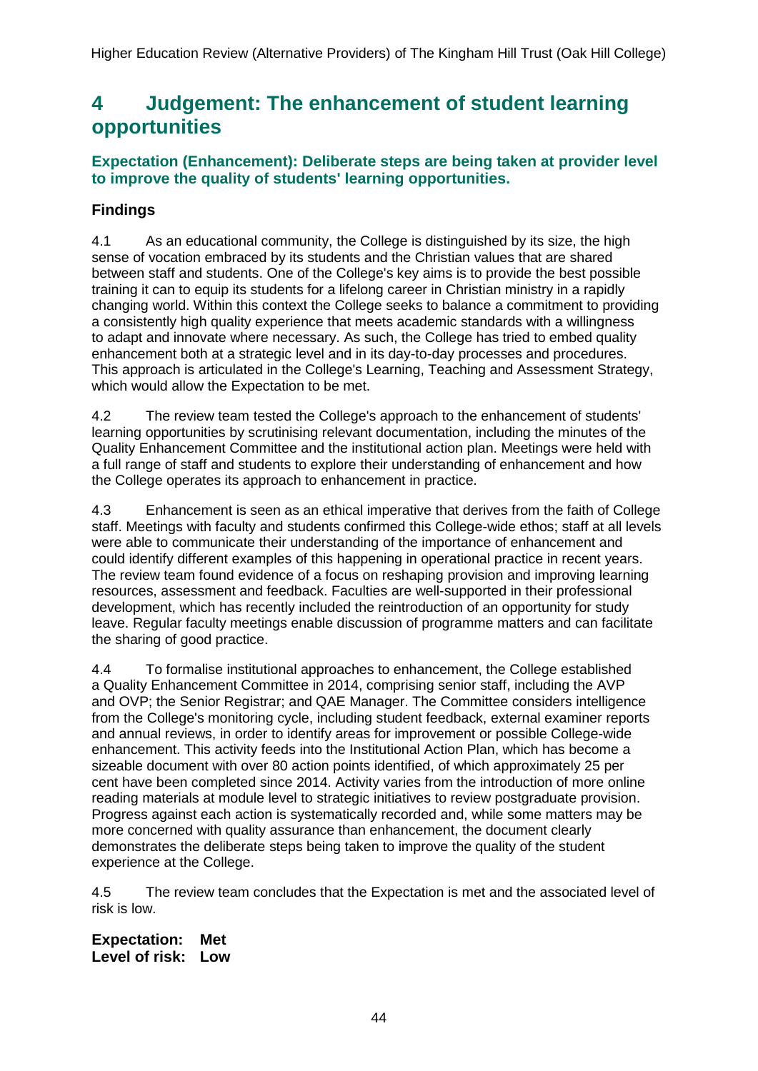## 4 Judgement: The enhancement of student learning opportunities

### Expectation (Enhancement): Deliberate steps are being taken at provider level to improve the quality of students' learning opportunities.

### Findings

4.1 As an educational community, the College is distinguished by its size, the high sense of vocation embraced by its students and the Christian values that are shared between staff and students. One of the College's key aims is to provide the best possible training it can to equip its students for a lifelong career in Christian ministry in a rapidly changing world. Within this context the College seeks to balance a commitment to providing a consistently high quality experience that meets academic standards with a willingness to adapt and innovate where necessary. As such, the College has tried to embed quality enhancement both at a strategic level and in its day-to-day processes and procedures. This approach is articulated in the College's Learning, Teaching and Assessment Strategy, which would allow the Expectation to be met.

4.2 The review team tested the College's approach to the enhancement of students' learning opportunities by scrutinising relevant documentation, including the minutes of the Quality Enhancement Committee and the institutional action plan. Meetings were held with a full range of staff and students to explore their understanding of enhancement and how the College operates its approach to enhancement in practice.

4.3 Enhancement is seen as an ethical imperative that derives from the faith of College staff. Meetings with faculty and students confirmed this College-wide ethos; staff at all levels were able to communicate their understanding of the importance of enhancement and could identify different examples of this happening in operational practice in recent years. The review team found evidence of a focus on reshaping provision and improving learning resources, assessment and feedback. Faculties are well-supported in their professional development, which has recently included the reintroduction of an opportunity for study leave. Regular faculty meetings enable discussion of programme matters and can facilitate the sharing of good practice.

4.4 To formalise institutional approaches to enhancement, the College established a Quality Enhancement Committee in 2014, comprising senior staff, including the AVP and OVP; the Senior Registrar; and QAE Manager. The Committee considers intelligence from the College's monitoring cycle, including student feedback, external examiner reports and annual reviews, in order to identify areas for improvement or possible College-wide enhancement. This activity feeds into the Institutional Action Plan, which has become a sizeable document with over 80 action points identified, of which approximately 25 per cent have been completed since 2014. Activity varies from the introduction of more online reading materials at module level to strategic initiatives to review postgraduate provision. Progress against each action is systematically recorded and, while some matters may be more concerned with quality assurance than enhancement, the document clearly demonstrates the deliberate steps being taken to improve the quality of the student experience at the College.

4.5 The review team concludes that the Expectation is met and the associated level of risk is low.

**Expectation: Met**
**Level of risk: Low**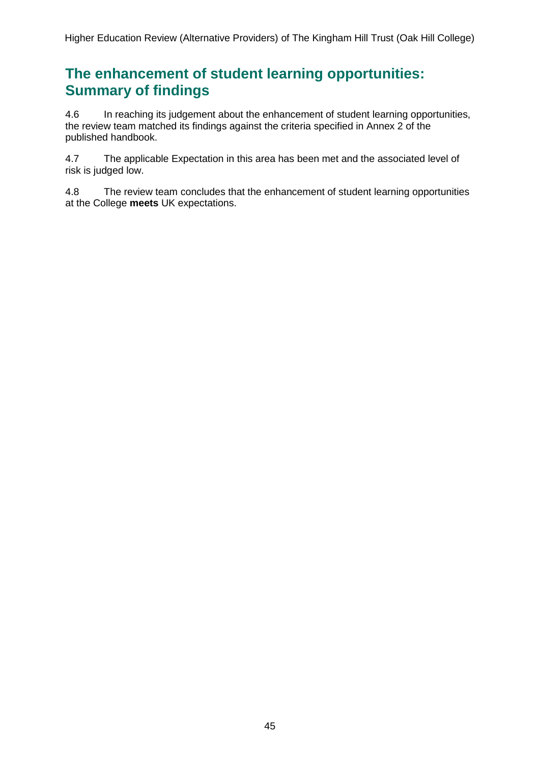## The enhancement of student learning opportunities: Summary of findings

4.6 In reaching its judgement about the enhancement of student learning opportunities, the review team matched its findings against the criteria specified in Annex 2 of the published handbook.

4.7 The applicable Expectation in this area has been met and the associated level of risk is judged low.

4.8 The review team concludes that the enhancement of student learning opportunities at the College **meets** UK expectations.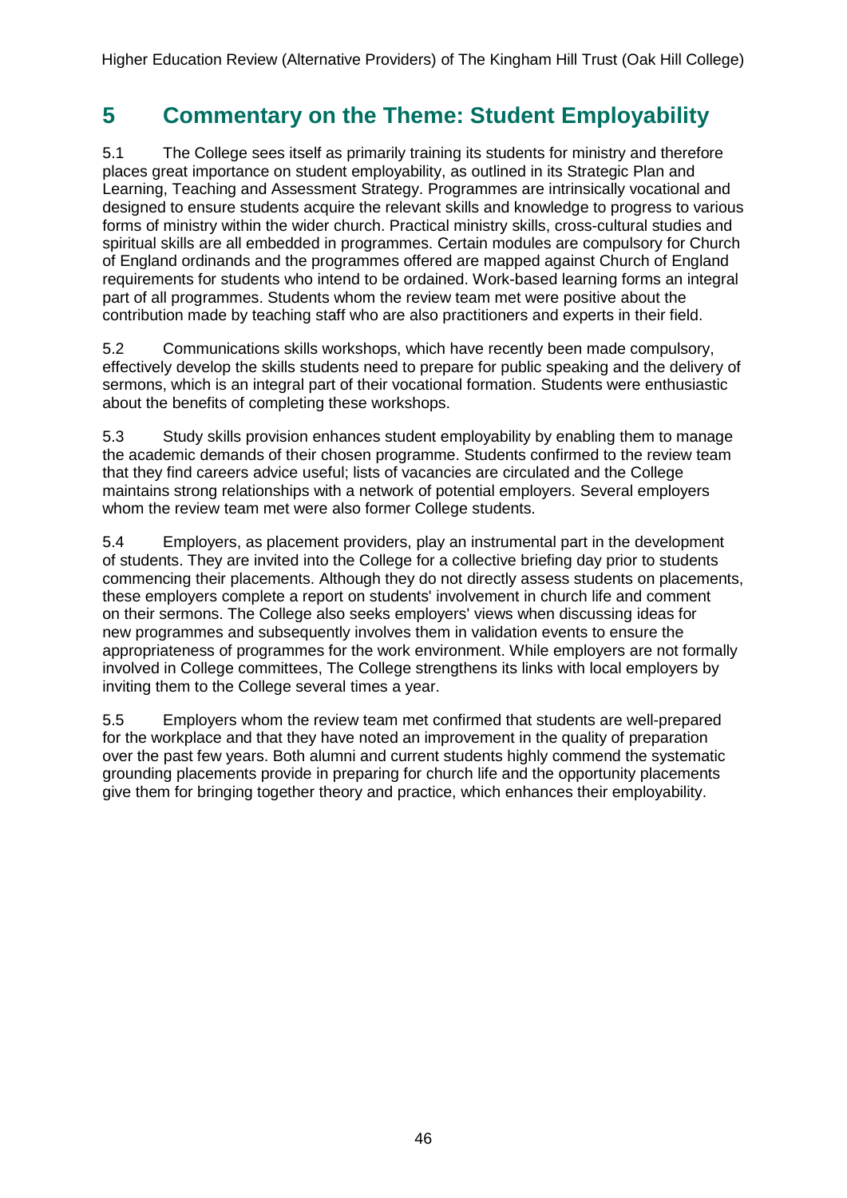## 5 Commentary on the Theme: Student Employability

5.1 The College sees itself as primarily training its students for ministry and therefore places great importance on student employability, as outlined in its Strategic Plan and Learning, Teaching and Assessment Strategy. Programmes are intrinsically vocational and designed to ensure students acquire the relevant skills and knowledge to progress to various forms of ministry within the wider church. Practical ministry skills, cross-cultural studies and spiritual skills are all embedded in programmes. Certain modules are compulsory for Church of England ordinands and the programmes offered are mapped against Church of England requirements for students who intend to be ordained. Work-based learning forms an integral part of all programmes. Students whom the review team met were positive about the contribution made by teaching staff who are also practitioners and experts in their field.

5.2 Communications skills workshops, which have recently been made compulsory, effectively develop the skills students need to prepare for public speaking and the delivery of sermons, which is an integral part of their vocational formation. Students were enthusiastic about the benefits of completing these workshops.

5.3 Study skills provision enhances student employability by enabling them to manage the academic demands of their chosen programme. Students confirmed to the review team that they find careers advice useful; lists of vacancies are circulated and the College maintains strong relationships with a network of potential employers. Several employers whom the review team met were also former College students.

5.4 Employers, as placement providers, play an instrumental part in the development of students. They are invited into the College for a collective briefing day prior to students commencing their placements. Although they do not directly assess students on placements, these employers complete a report on students' involvement in church life and comment on their sermons. The College also seeks employers' views when discussing ideas for new programmes and subsequently involves them in validation events to ensure the appropriateness of programmes for the work environment. While employers are not formally involved in College committees, The College strengthens its links with local employers by inviting them to the College several times a year.

5.5 Employers whom the review team met confirmed that students are well-prepared for the workplace and that they have noted an improvement in the quality of preparation over the past few years. Both alumni and current students highly commend the systematic grounding placements provide in preparing for church life and the opportunity placements give them for bringing together theory and practice, which enhances their employability.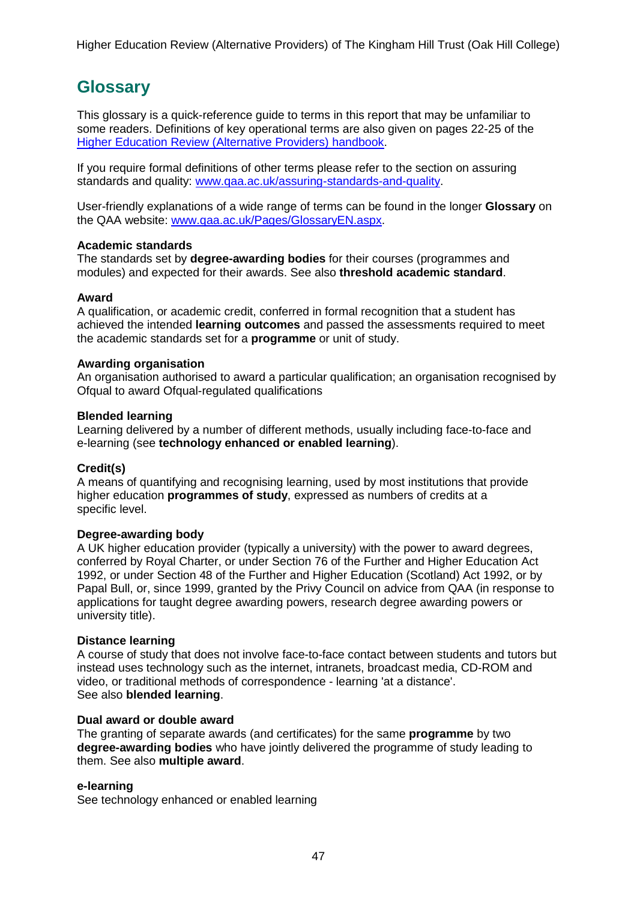## Glossary

This glossary is a quick-reference guide to terms in this report that may be unfamiliar to some readers. Definitions of key operational terms are also given on pages 22-25 of the [Higher Education Review (Alternative Providers) handbook](Higher Education Review (Alternative Providers) handbook).

If you require formal definitions of other terms please refer to the section on assuring standards and quality: [www.qaa.ac.uk/assuring-standards-and-quality](www.qaa.ac.uk/assuring-standards-and-quality).

User-friendly explanations of a wide range of terms can be found in the longer **Glossary** on the QAA website: [www.qaa.ac.uk/Pages/GlossaryEN.aspx](www.qaa.ac.uk/Pages/GlossaryEN.aspx).

**Academic standards**
The standards set by **degree-awarding bodies** for their courses (programmes and modules) and expected for their awards. See also **threshold academic standard**.

**Award**
A qualification, or academic credit, conferred in formal recognition that a student has achieved the intended **learning outcomes** and passed the assessments required to meet the academic standards set for a **programme** or unit of study.

**Awarding organisation**
An organisation authorised to award a particular qualification; an organisation recognised by Ofqual to award Ofqual-regulated qualifications

**Blended learning**
Learning delivered by a number of different methods, usually including face-to-face and e-learning (see **technology enhanced or enabled learning**).

**Credit(s)**
A means of quantifying and recognising learning, used by most institutions that provide higher education **programmes of study**, expressed as numbers of credits at a specific level.

**Degree-awarding body**
A UK higher education provider (typically a university) with the power to award degrees, conferred by Royal Charter, or under Section 76 of the Further and Higher Education Act 1992, or under Section 48 of the Further and Higher Education (Scotland) Act 1992, or by Papal Bull, or, since 1999, granted by the Privy Council on advice from QAA (in response to applications for taught degree awarding powers, research degree awarding powers or university title).

**Distance learning**
A course of study that does not involve face-to-face contact between students and tutors but instead uses technology such as the internet, intranets, broadcast media, CD-ROM and video, or traditional methods of correspondence - learning 'at a distance'.
See also **blended learning**.

**Dual award or double award**
The granting of separate awards (and certificates) for the same **programme** by two **degree-awarding bodies** who have jointly delivered the programme of study leading to them. See also **multiple award**.

**e-learning**
See technology enhanced or enabled learning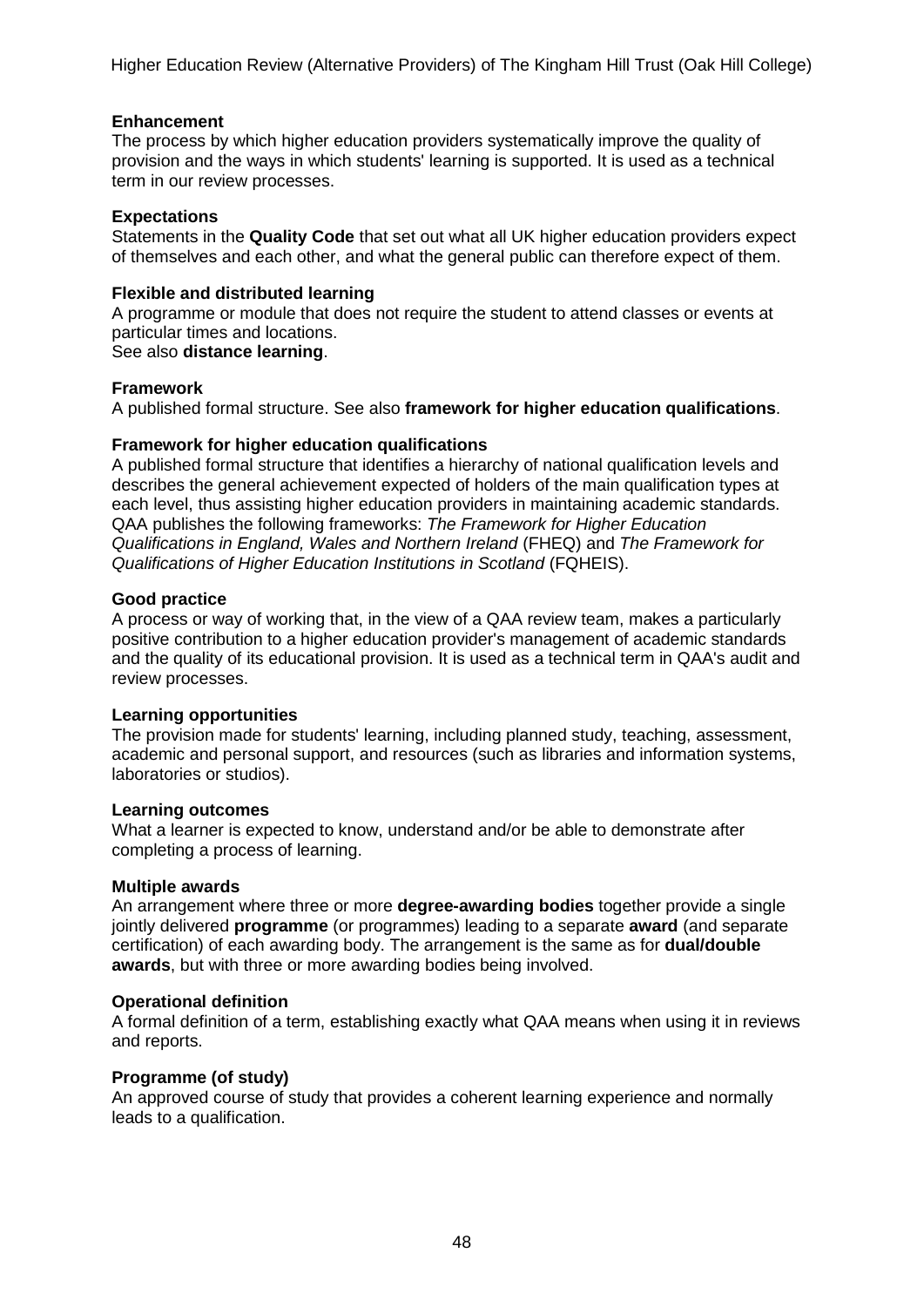**Enhancement**
The process by which higher education providers systematically improve the quality of provision and the ways in which students' learning is supported. It is used as a technical term in our review processes.

**Expectations**
Statements in the **Quality Code** that set out what all UK higher education providers expect of themselves and each other, and what the general public can therefore expect of them.

**Flexible and distributed learning**
A programme or module that does not require the student to attend classes or events at particular times and locations.
See also **distance learning**.

**Framework**
A published formal structure. See also **framework for higher education qualifications**.

**Framework for higher education qualifications**
A published formal structure that identifies a hierarchy of national qualification levels and describes the general achievement expected of holders of the main qualification types at each level, thus assisting higher education providers in maintaining academic standards. QAA publishes the following frameworks: *The Framework for Higher Education Qualifications in England, Wales and Northern Ireland* (FHEQ) and *The Framework for Qualifications of Higher Education Institutions in Scotland* (FQHEIS).

**Good practice**
A process or way of working that, in the view of a QAA review team, makes a particularly positive contribution to a higher education provider's management of academic standards and the quality of its educational provision. It is used as a technical term in QAA's audit and review processes.

**Learning opportunities**
The provision made for students' learning, including planned study, teaching, assessment, academic and personal support, and resources (such as libraries and information systems, laboratories or studios).

**Learning outcomes**
What a learner is expected to know, understand and/or be able to demonstrate after completing a process of learning.

**Multiple awards**
An arrangement where three or more **degree-awarding bodies** together provide a single jointly delivered **programme** (or programmes) leading to a separate **award** (and separate certification) of each awarding body. The arrangement is the same as for **dual/double awards**, but with three or more awarding bodies being involved.

**Operational definition**
A formal definition of a term, establishing exactly what QAA means when using it in reviews and reports.

**Programme (of study)**
An approved course of study that provides a coherent learning experience and normally leads to a qualification.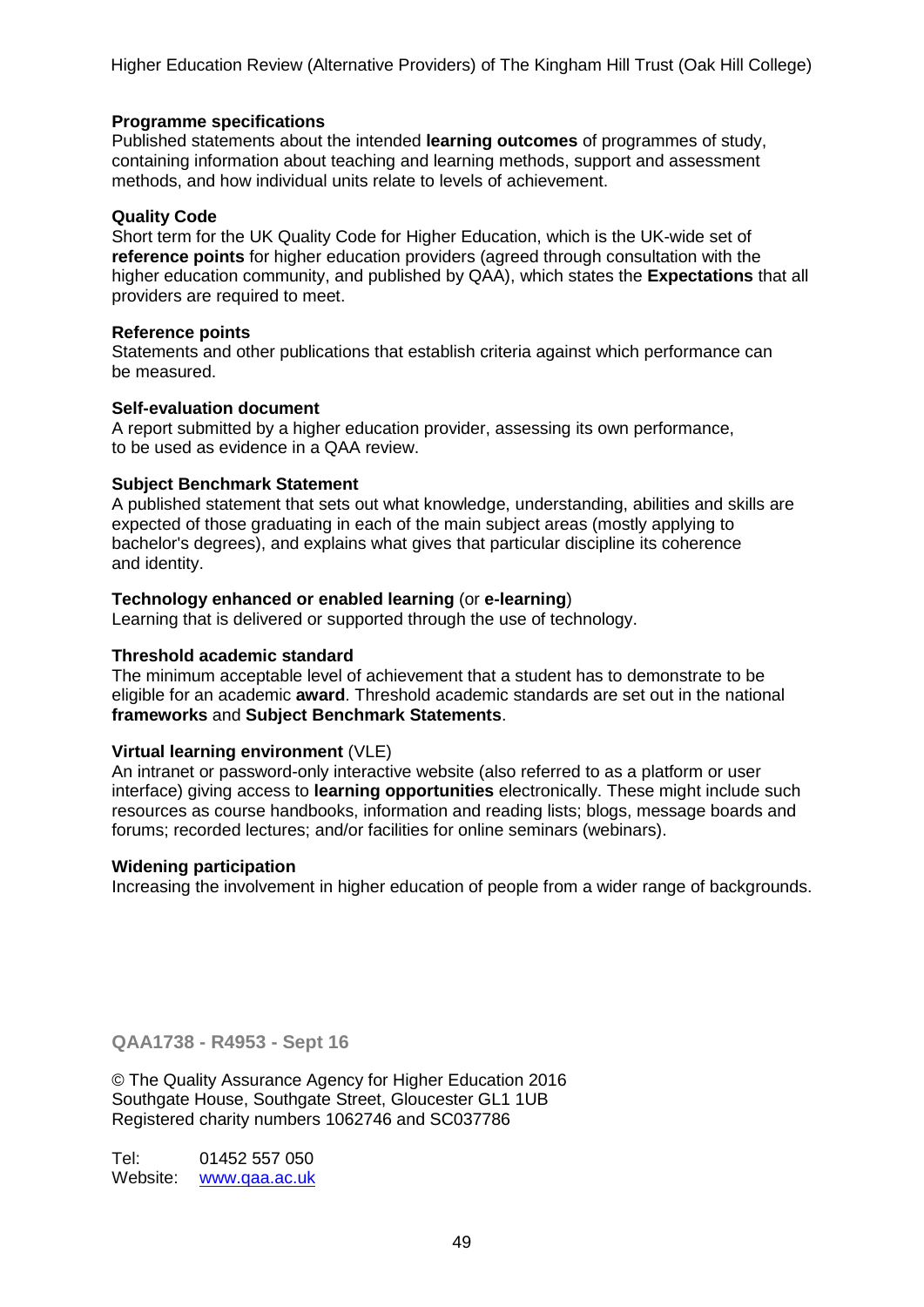**Programme specifications**
Published statements about the intended **learning outcomes** of programmes of study, containing information about teaching and learning methods, support and assessment methods, and how individual units relate to levels of achievement.

**Quality Code**
Short term for the UK Quality Code for Higher Education, which is the UK-wide set of **reference points** for higher education providers (agreed through consultation with the higher education community, and published by QAA), which states the **Expectations** that all providers are required to meet.

**Reference points**
Statements and other publications that establish criteria against which performance can be measured.

**Self-evaluation document**
A report submitted by a higher education provider, assessing its own performance, to be used as evidence in a QAA review.

**Subject Benchmark Statement**
A published statement that sets out what knowledge, understanding, abilities and skills are expected of those graduating in each of the main subject areas (mostly applying to bachelor's degrees), and explains what gives that particular discipline its coherence and identity.

**Technology enhanced or enabled learning** (or **e-learning**)
Learning that is delivered or supported through the use of technology.

**Threshold academic standard**
The minimum acceptable level of achievement that a student has to demonstrate to be eligible for an academic **award**. Threshold academic standards are set out in the national **frameworks** and **Subject Benchmark Statements**.

**Virtual learning environment** (VLE)
An intranet or password-only interactive website (also referred to as a platform or user interface) giving access to **learning opportunities** electronically. These might include such resources as course handbooks, information and reading lists; blogs, message boards and forums; recorded lectures; and/or facilities for online seminars (webinars).

**Widening participation**
Increasing the involvement in higher education of people from a wider range of backgrounds.

**QAA1738 - R4953 - Sept 16**

© The Quality Assurance Agency for Higher Education 2016
Southgate House, Southgate Street, Gloucester GL1 1UB
Registered charity numbers 1062746 and SC037786

Tel: 01452 557 050
Website: www.qaa.ac.uk